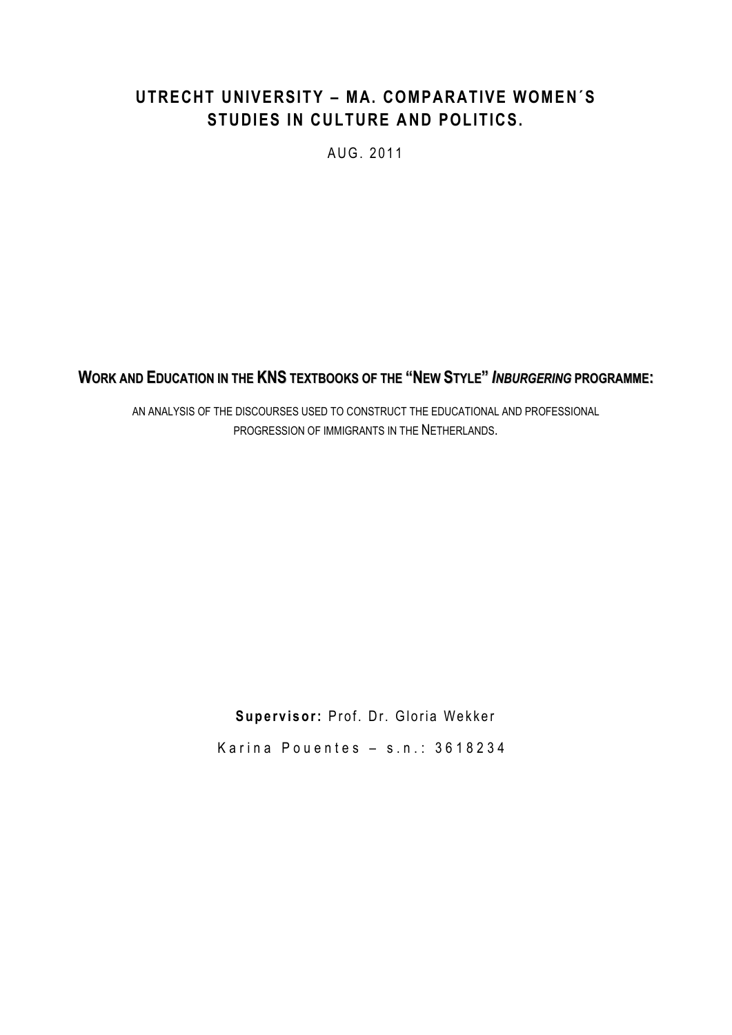# UTRECHT UNIVERSITY – MA. COMPARATIVE WOMEN´S STUDIES IN CULTURE AND POLITICS.

AUG. 2011

## WORK AND EDUCATION IN THE KNS TEXTBOOKS OF THE "NEW STYLE" *INBURGERING* PROGRAMME:

AN ANALYSIS OF THE DISCOURSES USED TO CONSTRUCT THE EDUCATIONAL AND PROFESSIONAL PROGRESSION OF IMMIGRANTS IN THE NETHERLANDS.

**Supervisor:** Prof. Dr. Gloria Wekker

Karina Pouentes – s.n.: 3618234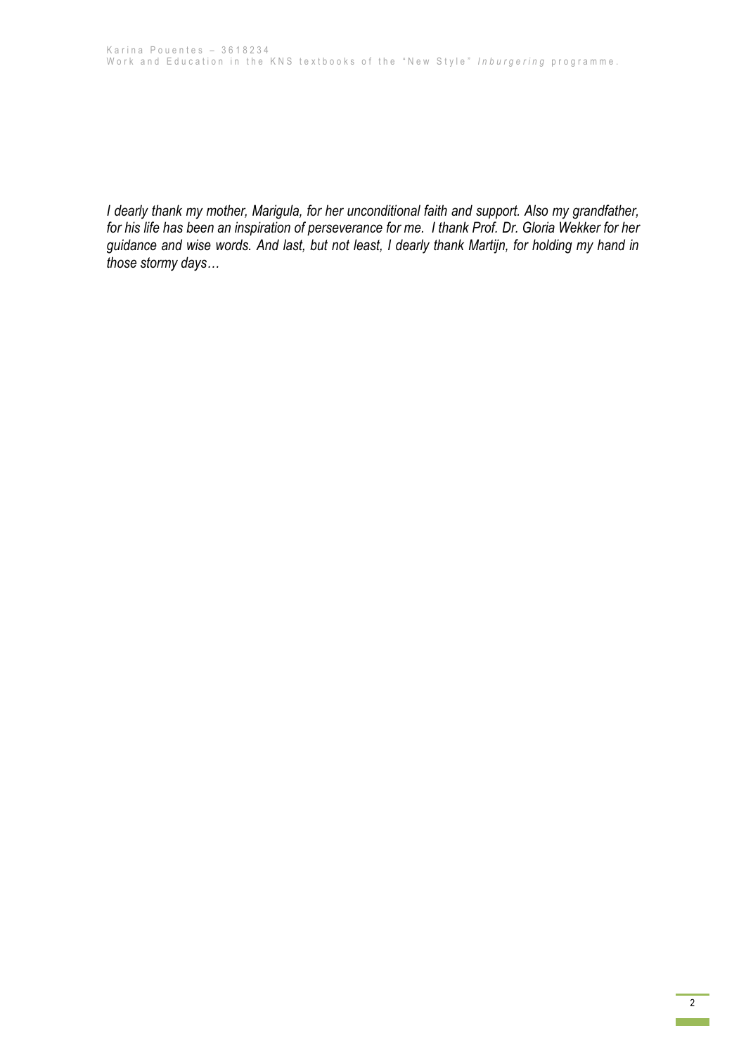*I dearly thank my mother, Marigula, for her unconditional faith and support. Also my grandfather, for his life has been an inspiration of perseverance for me. I thank Prof. Dr. Gloria Wekker for her guidance and wise words. And last, but not least, I dearly thank Martijn, for holding my hand in those stormy days…*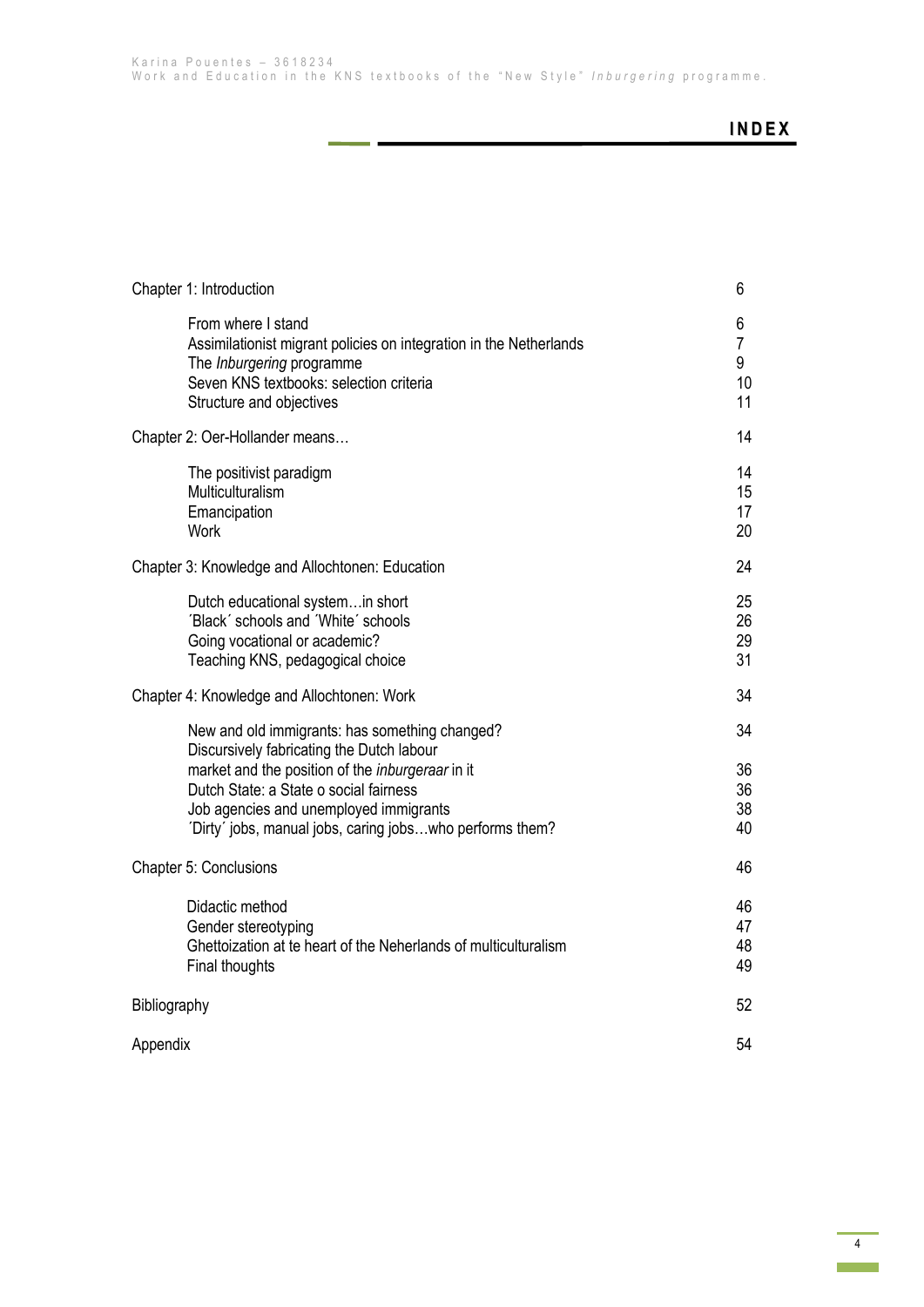# INDEX

| | |
|---|---|
| Chapter 1: Introduction | 6 |
| From where I stand | 6 |
| Assimilationist migrant policies on integration in the Netherlands | 7 |
| The *Inburgering* programme | 9 |
| Seven KNS textbooks: selection criteria | 10 |
| Structure and objectives | 11 |
| Chapter 2: Oer-Hollander means… | 14 |
| The positivist paradigm | 14 |
| Multiculturalism | 15 |
| Emancipation | 17 |
| Work | 20 |
| Chapter 3: Knowledge and Allochtonen: Education | 24 |
| Dutch educational system…in short | 25 |
| ´Black´ schools and ´White´ schools | 26 |
| Going vocational or academic? | 29 |
| Teaching KNS, pedagogical choice | 31 |
| Chapter 4: Knowledge and Allochtonen: Work | 34 |
| New and old immigrants: has something changed? | 34 |
| Discursively fabricating the Dutch labour market and the position of the *inburgeraar* in it | 36 |
| Dutch State: a State o social fairness | 36 |
| Job agencies and unemployed immigrants | 38 |
| ´Dirty´ jobs, manual jobs, caring jobs…who performs them? | 40 |
| Chapter 5: Conclusions | 46 |
| Didactic method | 46 |
| Gender stereotyping | 47 |
| Ghettoization at te heart of the Neherlands of multiculturalism | 48 |
| Final thoughts | 49 |
| Bibliography | 52 |
| Appendix | 54 |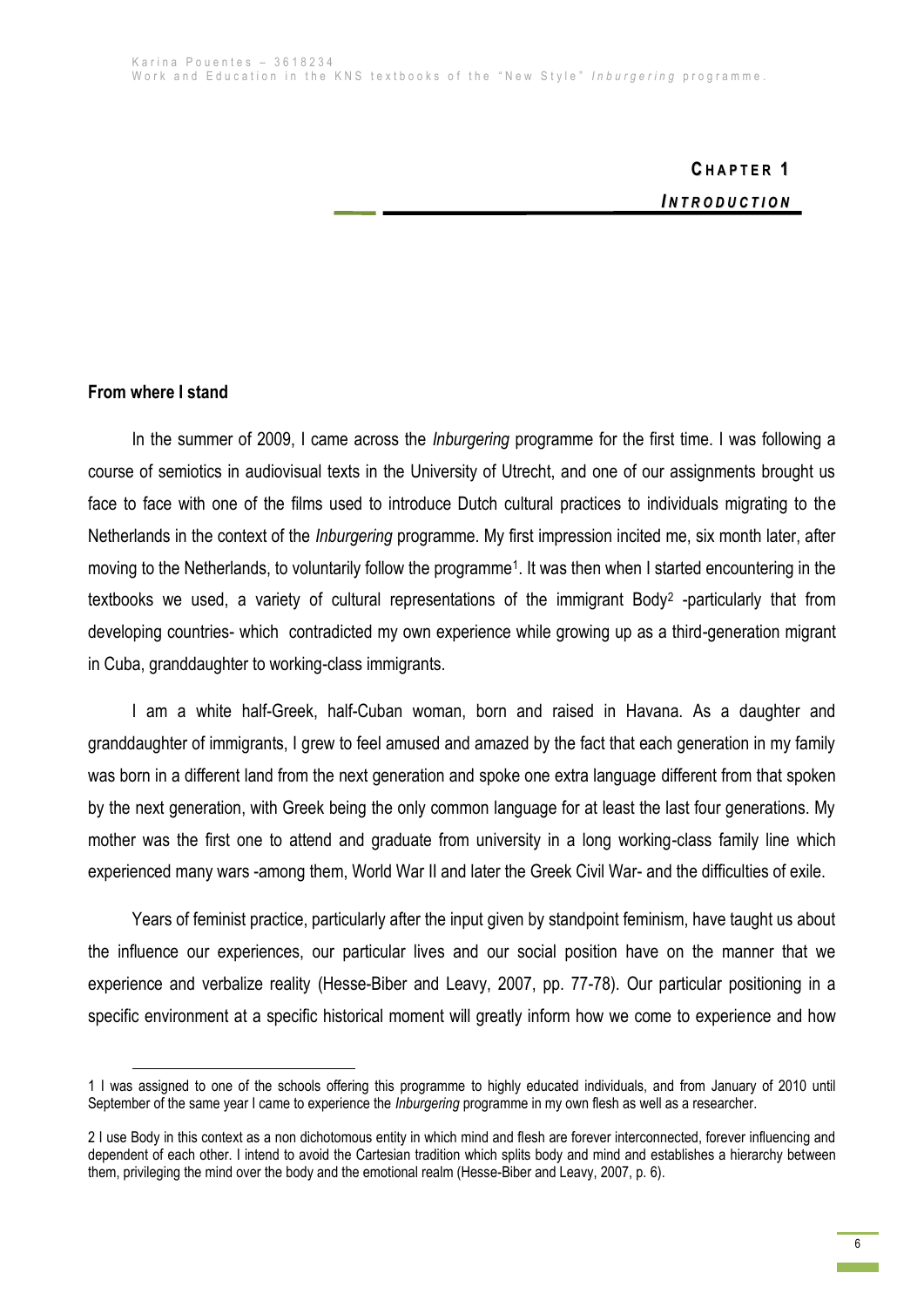# CHAPTER 1

## *INTRODUCTION*

### From where I stand

In the summer of 2009, I came across the *Inburgering* programme for the first time. I was following a course of semiotics in audiovisual texts in the University of Utrecht, and one of our assignments brought us face to face with one of the films used to introduce Dutch cultural practices to individuals migrating to the Netherlands in the context of the *Inburgering* programme. My first impression incited me, six month later, after moving to the Netherlands, to voluntarily follow the programme[1]. It was then when I started encountering in the textbooks we used, a variety of cultural representations of the immigrant Body[2] -particularly that from developing countries- which contradicted my own experience while growing up as a third-generation migrant in Cuba, granddaughter to working-class immigrants.

I am a white half-Greek, half-Cuban woman, born and raised in Havana. As a daughter and granddaughter of immigrants, I grew to feel amused and amazed by the fact that each generation in my family was born in a different land from the next generation and spoke one extra language different from that spoken by the next generation, with Greek being the only common language for at least the last four generations. My mother was the first one to attend and graduate from university in a long working-class family line which experienced many wars -among them, World War II and later the Greek Civil War- and the difficulties of exile.

Years of feminist practice, particularly after the input given by standpoint feminism, have taught us about the influence our experiences, our particular lives and our social position have on the manner that we experience and verbalize reality (Hesse-Biber and Leavy, 2007, pp. 77-78). Our particular positioning in a specific environment at a specific historical moment will greatly inform how we come to experience and how

---

1 I was assigned to one of the schools offering this programme to highly educated individuals, and from January of 2010 until September of the same year I came to experience the *Inburgering* programme in my own flesh as well as a researcher.

2 I use Body in this context as a non dichotomous entity in which mind and flesh are forever interconnected, forever influencing and dependent of each other. I intend to avoid the Cartesian tradition which splits body and mind and establishes a hierarchy between them, privileging the mind over the body and the emotional realm (Hesse-Biber and Leavy, 2007, p. 6).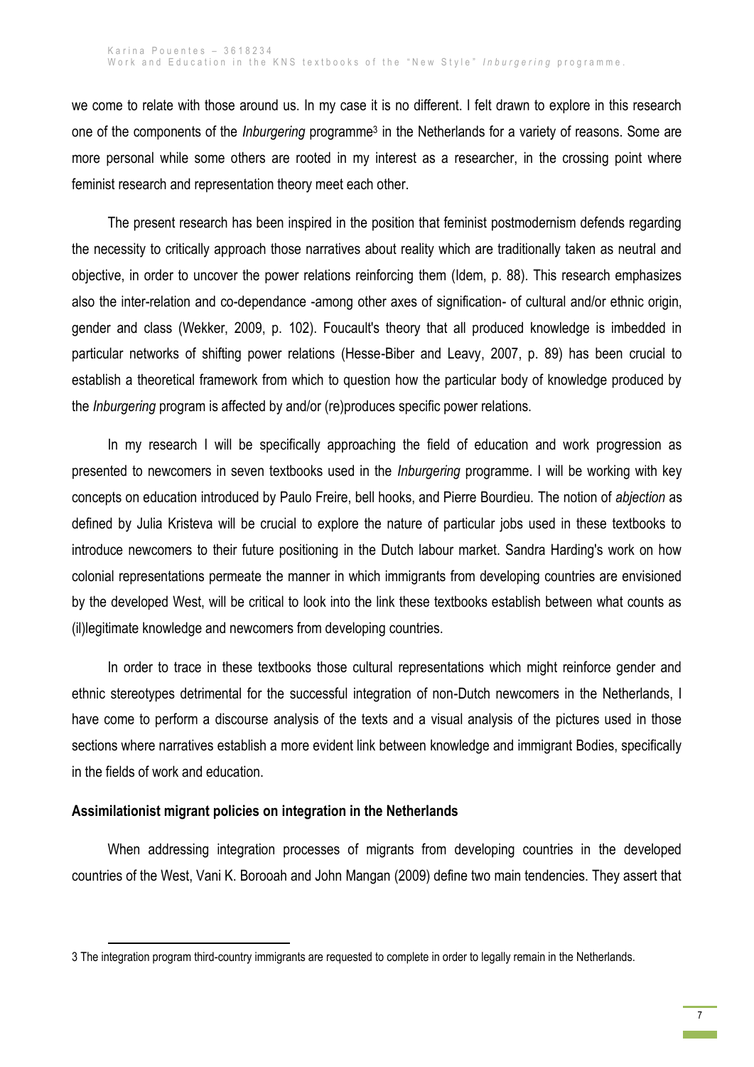we come to relate with those around us. In my case it is no different. I felt drawn to explore in this research one of the components of the *Inburgering* programme[3] in the Netherlands for a variety of reasons. Some are more personal while some others are rooted in my interest as a researcher, in the crossing point where feminist research and representation theory meet each other.

The present research has been inspired in the position that feminist postmodernism defends regarding the necessity to critically approach those narratives about reality which are traditionally taken as neutral and objective, in order to uncover the power relations reinforcing them (Idem, p. 88). This research emphasizes also the inter-relation and co-dependance -among other axes of signification- of cultural and/or ethnic origin, gender and class (Wekker, 2009, p. 102). Foucault's theory that all produced knowledge is imbedded in particular networks of shifting power relations (Hesse-Biber and Leavy, 2007, p. 89) has been crucial to establish a theoretical framework from which to question how the particular body of knowledge produced by the *Inburgering* program is affected by and/or (re)produces specific power relations.

In my research I will be specifically approaching the field of education and work progression as presented to newcomers in seven textbooks used in the *Inburgering* programme. I will be working with key concepts on education introduced by Paulo Freire, bell hooks, and Pierre Bourdieu. The notion of *abjection* as defined by Julia Kristeva will be crucial to explore the nature of particular jobs used in these textbooks to introduce newcomers to their future positioning in the Dutch labour market. Sandra Harding's work on how colonial representations permeate the manner in which immigrants from developing countries are envisioned by the developed West, will be critical to look into the link these textbooks establish between what counts as (il)legitimate knowledge and newcomers from developing countries.

In order to trace in these textbooks those cultural representations which might reinforce gender and ethnic stereotypes detrimental for the successful integration of non-Dutch newcomers in the Netherlands, I have come to perform a discourse analysis of the texts and a visual analysis of the pictures used in those sections where narratives establish a more evident link between knowledge and immigrant Bodies, specifically in the fields of work and education.

**Assimilationist migrant policies on integration in the Netherlands**

When addressing integration processes of migrants from developing countries in the developed countries of the West, Vani K. Borooah and John Mangan (2009) define two main tendencies. They assert that

3 The integration program third-country immigrants are requested to complete in order to legally remain in the Netherlands.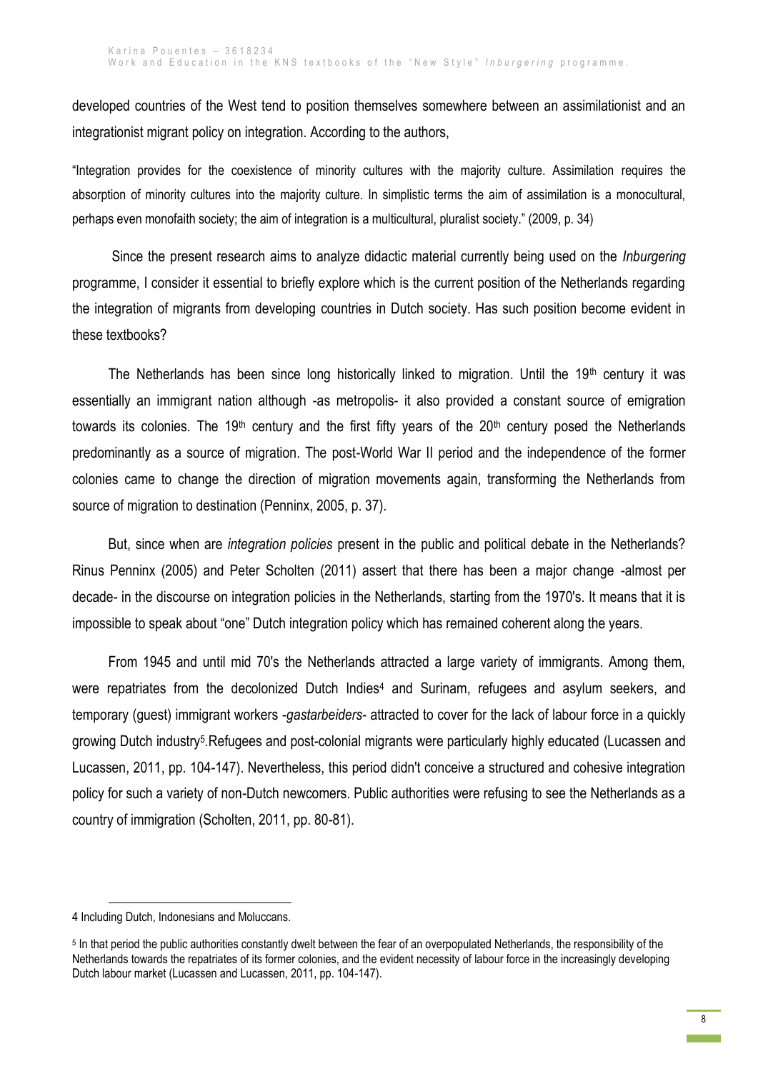developed countries of the West tend to position themselves somewhere between an assimilationist and an integrationist migrant policy on integration. According to the authors,

"Integration provides for the coexistence of minority cultures with the majority culture. Assimilation requires the absorption of minority cultures into the majority culture. In simplistic terms the aim of assimilation is a monocultural, perhaps even monofaith society; the aim of integration is a multicultural, pluralist society." (2009, p. 34)

Since the present research aims to analyze didactic material currently being used on the *Inburgering* programme, I consider it essential to briefly explore which is the current position of the Netherlands regarding the integration of migrants from developing countries in Dutch society. Has such position become evident in these textbooks?

The Netherlands has been since long historically linked to migration. Until the 19th century it was essentially an immigrant nation although -as metropolis- it also provided a constant source of emigration towards its colonies. The 19th century and the first fifty years of the 20th century posed the Netherlands predominantly as a source of migration. The post-World War II period and the independence of the former colonies came to change the direction of migration movements again, transforming the Netherlands from source of migration to destination (Penninx, 2005, p. 37).

But, since when are *integration policies* present in the public and political debate in the Netherlands? Rinus Penninx (2005) and Peter Scholten (2011) assert that there has been a major change -almost per decade- in the discourse on integration policies in the Netherlands, starting from the 1970's. It means that it is impossible to speak about "one" Dutch integration policy which has remained coherent along the years.

From 1945 and until mid 70's the Netherlands attracted a large variety of immigrants. Among them, were repatriates from the decolonized Dutch Indies[4] and Surinam, refugees and asylum seekers, and temporary (guest) immigrant workers -*gastarbeiders*- attracted to cover for the lack of labour force in a quickly growing Dutch industry[5].Refugees and post-colonial migrants were particularly highly educated (Lucassen and Lucassen, 2011, pp. 104-147). Nevertheless, this period didn't conceive a structured and cohesive integration policy for such a variety of non-Dutch newcomers. Public authorities were refusing to see the Netherlands as a country of immigration (Scholten, 2011, pp. 80-81).

---

4 Including Dutch, Indonesians and Moluccans.

5 In that period the public authorities constantly dwelt between the fear of an overpopulated Netherlands, the responsibility of the Netherlands towards the repatriates of its former colonies, and the evident necessity of labour force in the increasingly developing Dutch labour market (Lucassen and Lucassen, 2011, pp. 104-147).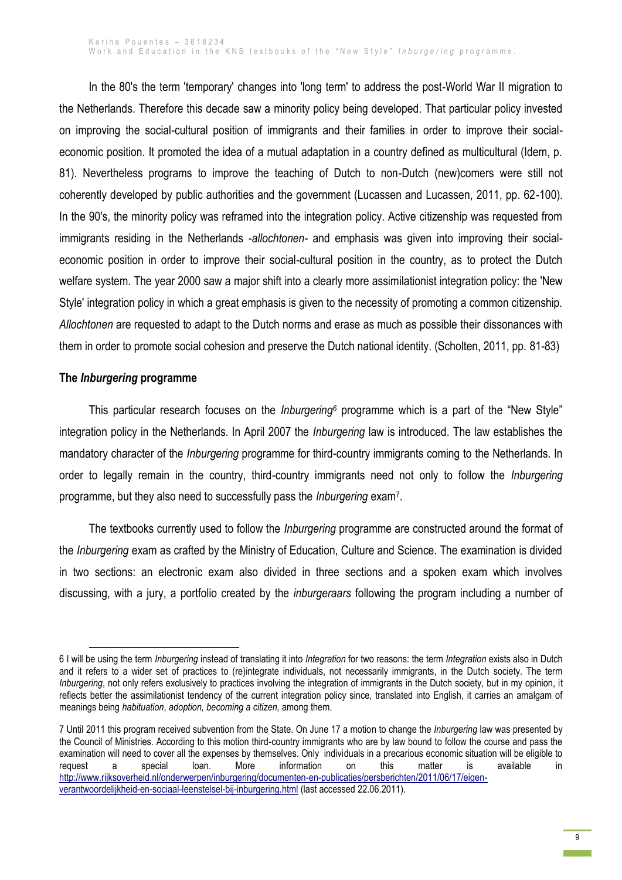In the 80's the term 'temporary' changes into 'long term' to address the post-World War II migration to the Netherlands. Therefore this decade saw a minority policy being developed. That particular policy invested on improving the social-cultural position of immigrants and their families in order to improve their social-economic position. It promoted the idea of a mutual adaptation in a country defined as multicultural (Idem, p. 81). Nevertheless programs to improve the teaching of Dutch to non-Dutch (new)comers were still not coherently developed by public authorities and the government (Lucassen and Lucassen, 2011, pp. 62-100). In the 90's, the minority policy was reframed into the integration policy. Active citizenship was requested from immigrants residing in the Netherlands -*allochtonen*- and emphasis was given into improving their social-economic position in order to improve their social-cultural position in the country, as to protect the Dutch welfare system. The year 2000 saw a major shift into a clearly more assimilationist integration policy: the 'New Style' integration policy in which a great emphasis is given to the necessity of promoting a common citizenship. *Allochtonen* are requested to adapt to the Dutch norms and erase as much as possible their dissonances with them in order to promote social cohesion and preserve the Dutch national identity. (Scholten, 2011, pp. 81-83)

### The *Inburgering* programme

This particular research focuses on the *Inburgering*[6] programme which is a part of the "New Style" integration policy in the Netherlands. In April 2007 the *Inburgering* law is introduced. The law establishes the mandatory character of the *Inburgering* programme for third-country immigrants coming to the Netherlands. In order to legally remain in the country, third-country immigrants need not only to follow the *Inburgering* programme, but they also need to successfully pass the *Inburgering* exam[7].

The textbooks currently used to follow the *Inburgering* programme are constructed around the format of the *Inburgering* exam as crafted by the Ministry of Education, Culture and Science. The examination is divided in two sections: an electronic exam also divided in three sections and a spoken exam which involves discussing, with a jury, a portfolio created by the *inburgeraars* following the program including a number of

---

6 I will be using the term *Inburgering* instead of translating it into *Integration* for two reasons: the term *Integration* exists also in Dutch and it refers to a wider set of practices to (re)integrate individuals, not necessarily immigrants, in the Dutch society. The term *Inburgering*, not only refers exclusively to practices involving the integration of immigrants in the Dutch society, but in my opinion, it reflects better the assimilationist tendency of the current integration policy since, translated into English, it carries an amalgam of meanings being *habituation*, *adoption, becoming a citizen,* among them.

7 Until 2011 this program received subvention from the State. On June 17 a motion to change the *Inburgering* law was presented by the Council of Ministries. According to this motion third-country immigrants who are by law bound to follow the course and pass the examination will need to cover all the expenses by themselves. Only individuals in a precarious economic situation will be eligible to request a special loan. More information on this matter is available in http://www.rijksoverheid.nl/onderwerpen/inburgering/documenten-en-publicaties/persberichten/2011/06/17/eigen-verantwoordelijkheid-en-sociaal-leenstelsel-bij-inburgering.html (last accessed 22.06.2011).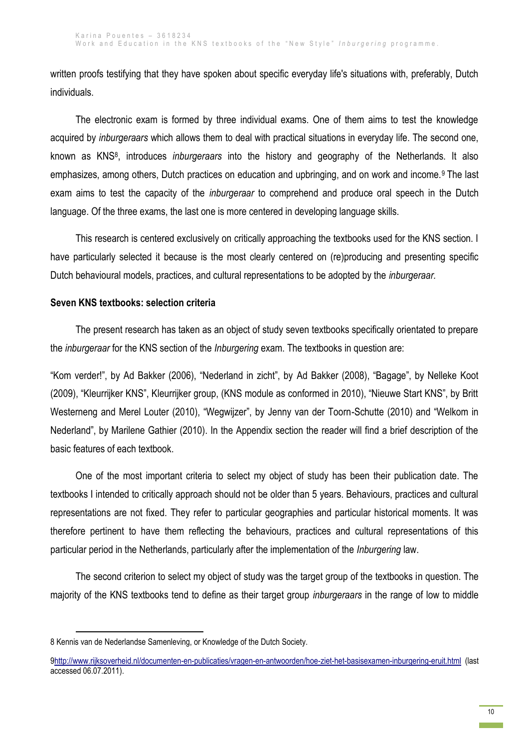written proofs testifying that they have spoken about specific everyday life's situations with, preferably, Dutch individuals.

The electronic exam is formed by three individual exams. One of them aims to test the knowledge acquired by *inburgeraars* which allows them to deal with practical situations in everyday life. The second one, known as KNS[8], introduces *inburgeraars* into the history and geography of the Netherlands. It also emphasizes, among others, Dutch practices on education and upbringing, and on work and income.[9] The last exam aims to test the capacity of the *inburgeraar* to comprehend and produce oral speech in the Dutch language. Of the three exams, the last one is more centered in developing language skills.

This research is centered exclusively on critically approaching the textbooks used for the KNS section. I have particularly selected it because is the most clearly centered on (re)producing and presenting specific Dutch behavioural models, practices, and cultural representations to be adopted by the *inburgeraar.*

**Seven KNS textbooks: selection criteria**

The present research has taken as an object of study seven textbooks specifically orientated to prepare the *inburgeraar* for the KNS section of the *Inburgering* exam. The textbooks in question are:

"Kom verder!", by Ad Bakker (2006), "Nederland in zicht", by Ad Bakker (2008), "Bagage", by Nelleke Koot (2009), "Kleurrijker KNS", Kleurrijker group, (KNS module as conformed in 2010), "Nieuwe Start KNS", by Britt Westerneng and Merel Louter (2010), "Wegwijzer", by Jenny van der Toorn-Schutte (2010) and "Welkom in Nederland", by Marilene Gathier (2010). In the Appendix section the reader will find a brief description of the basic features of each textbook.

One of the most important criteria to select my object of study has been their publication date. The textbooks I intended to critically approach should not be older than 5 years. Behaviours, practices and cultural representations are not fixed. They refer to particular geographies and particular historical moments. It was therefore pertinent to have them reflecting the behaviours, practices and cultural representations of this particular period in the Netherlands, particularly after the implementation of the *Inburgering* law.

The second criterion to select my object of study was the target group of the textbooks in question. The majority of the KNS textbooks tend to define as their target group *inburgeraars* in the range of low to middle

---

8 Kennis van de Nederlandse Samenleving, or Knowledge of the Dutch Society.

9 http://www.rijksoverheid.nl/documenten-en-publicaties/vragen-en-antwoorden/hoe-ziet-het-basisexamen-inburgering-eruit.html (last accessed 06.07.2011).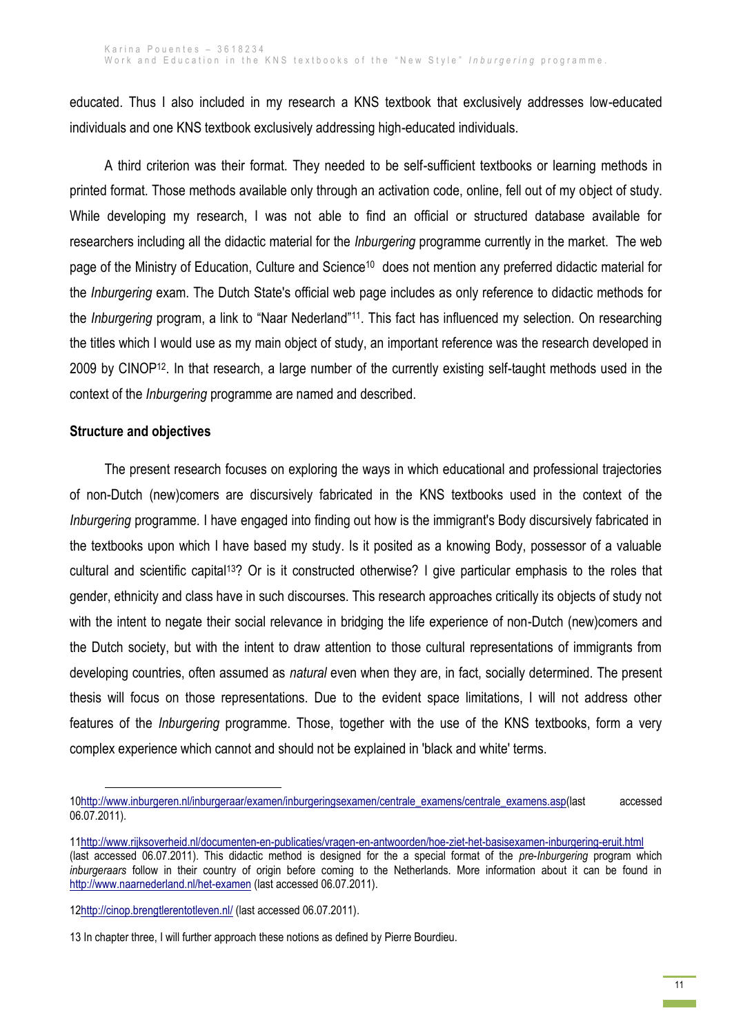educated. Thus I also included in my research a KNS textbook that exclusively addresses low-educated individuals and one KNS textbook exclusively addressing high-educated individuals.

A third criterion was their format. They needed to be self-sufficient textbooks or learning methods in printed format. Those methods available only through an activation code, online, fell out of my object of study. While developing my research, I was not able to find an official or structured database available for researchers including all the didactic material for the *Inburgering* programme currently in the market. The web page of the Ministry of Education, Culture and Science[10] does not mention any preferred didactic material for the *Inburgering* exam. The Dutch State's official web page includes as only reference to didactic methods for the *Inburgering* program, a link to "Naar Nederland"[11]. This fact has influenced my selection. On researching the titles which I would use as my main object of study, an important reference was the research developed in 2009 by CINOP[12]. In that research, a large number of the currently existing self-taught methods used in the context of the *Inburgering* programme are named and described.

**Structure and objectives**

The present research focuses on exploring the ways in which educational and professional trajectories of non-Dutch (new)comers are discursively fabricated in the KNS textbooks used in the context of the *Inburgering* programme. I have engaged into finding out how is the immigrant's Body discursively fabricated in the textbooks upon which I have based my study. Is it posited as a knowing Body, possessor of a valuable cultural and scientific capital[13]? Or is it constructed otherwise? I give particular emphasis to the roles that gender, ethnicity and class have in such discourses. This research approaches critically its objects of study not with the intent to negate their social relevance in bridging the life experience of non-Dutch (new)comers and the Dutch society, but with the intent to draw attention to those cultural representations of immigrants from developing countries, often assumed as *natural* even when they are, in fact, socially determined. The present thesis will focus on those representations. Due to the evident space limitations, I will not address other features of the *Inburgering* programme. Those, together with the use of the KNS textbooks, form a very complex experience which cannot and should not be explained in 'black and white' terms.

---

10 http://www.inburgeren.nl/inburgeraar/examen/inburgeringsexamen/centrale_examens/centrale_examens.asp (last accessed 06.07.2011).

11 http://www.rijksoverheid.nl/documenten-en-publicaties/vragen-en-antwoorden/hoe-ziet-het-basisexamen-inburgering-eruit.html (last accessed 06.07.2011). This didactic method is designed for the a special format of the *pre-Inburgering* program which *inburgeraars* follow in their country of origin before coming to the Netherlands. More information about it can be found in http://www.naarnederland.nl/het-examen (last accessed 06.07.2011).

12 http://cinop.brengtlerentotleven.nl/ (last accessed 06.07.2011).

13 In chapter three, I will further approach these notions as defined by Pierre Bourdieu.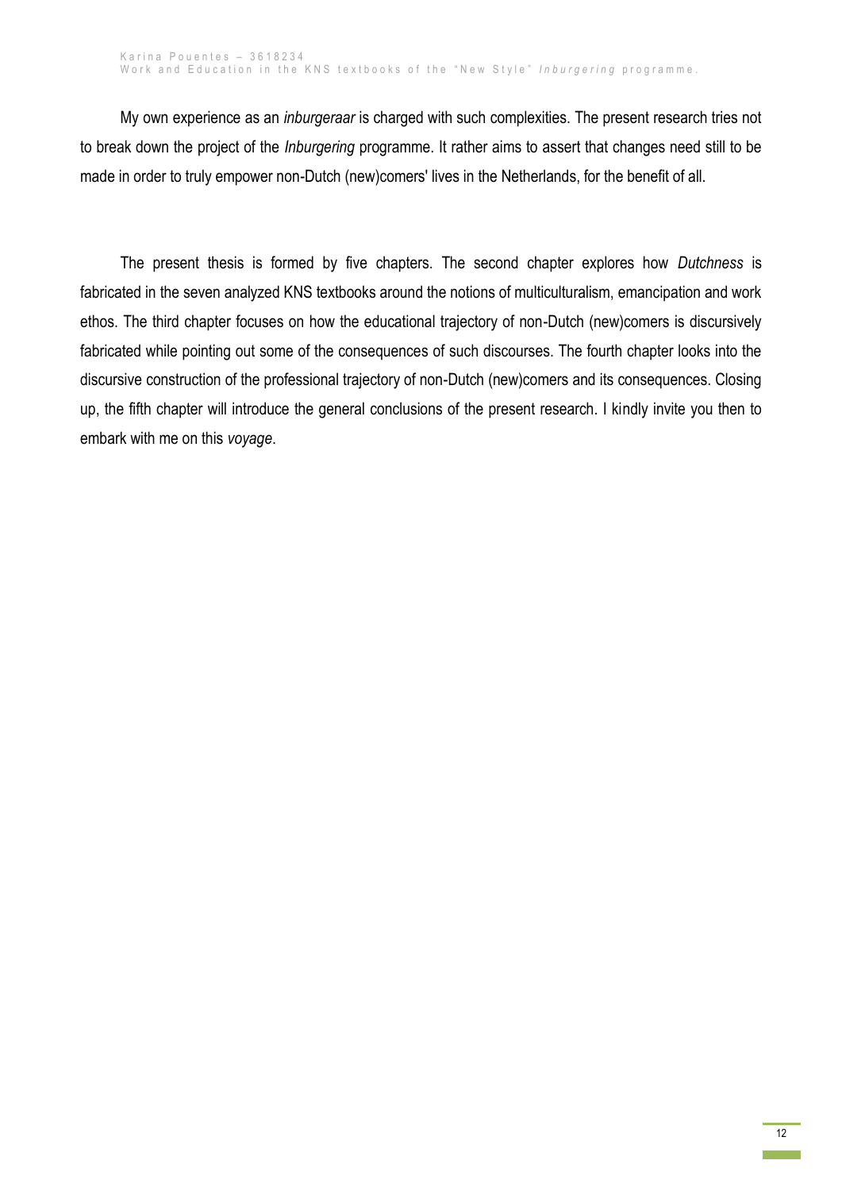My own experience as an *inburgeraar* is charged with such complexities. The present research tries not to break down the project of the *Inburgering* programme. It rather aims to assert that changes need still to be made in order to truly empower non-Dutch (new)comers' lives in the Netherlands, for the benefit of all.

The present thesis is formed by five chapters. The second chapter explores how *Dutchness* is fabricated in the seven analyzed KNS textbooks around the notions of multiculturalism, emancipation and work ethos. The third chapter focuses on how the educational trajectory of non-Dutch (new)comers is discursively fabricated while pointing out some of the consequences of such discourses. The fourth chapter looks into the discursive construction of the professional trajectory of non-Dutch (new)comers and its consequences. Closing up, the fifth chapter will introduce the general conclusions of the present research. I kindly invite you then to embark with me on this *voyage*.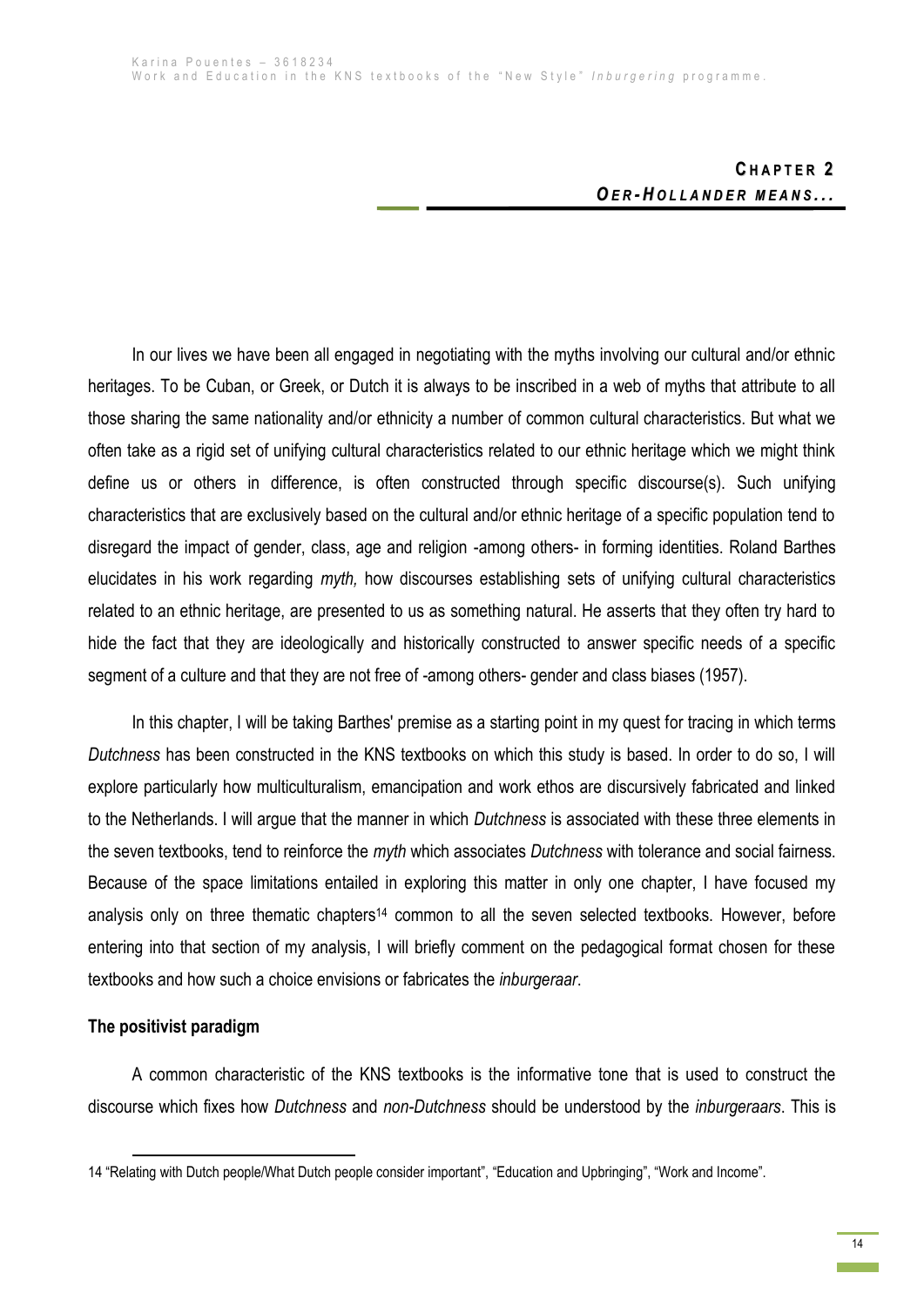# CHAPTER 2

## *OER-HOLLANDER MEANS...*

In our lives we have been all engaged in negotiating with the myths involving our cultural and/or ethnic heritages. To be Cuban, or Greek, or Dutch it is always to be inscribed in a web of myths that attribute to all those sharing the same nationality and/or ethnicity a number of common cultural characteristics. But what we often take as a rigid set of unifying cultural characteristics related to our ethnic heritage which we might think define us or others in difference, is often constructed through specific discourse(s). Such unifying characteristics that are exclusively based on the cultural and/or ethnic heritage of a specific population tend to disregard the impact of gender, class, age and religion -among others- in forming identities. Roland Barthes elucidates in his work regarding *myth,* how discourses establishing sets of unifying cultural characteristics related to an ethnic heritage, are presented to us as something natural. He asserts that they often try hard to hide the fact that they are ideologically and historically constructed to answer specific needs of a specific segment of a culture and that they are not free of -among others- gender and class biases (1957).

In this chapter, I will be taking Barthes' premise as a starting point in my quest for tracing in which terms *Dutchness* has been constructed in the KNS textbooks on which this study is based. In order to do so, I will explore particularly how multiculturalism, emancipation and work ethos are discursively fabricated and linked to the Netherlands. I will argue that the manner in which *Dutchness* is associated with these three elements in the seven textbooks, tend to reinforce the *myth* which associates *Dutchness* with tolerance and social fairness. Because of the space limitations entailed in exploring this matter in only one chapter, I have focused my analysis only on three thematic chapters[14] common to all the seven selected textbooks. However, before entering into that section of my analysis, I will briefly comment on the pedagogical format chosen for these textbooks and how such a choice envisions or fabricates the *inburgeraar*.

**The positivist paradigm**

A common characteristic of the KNS textbooks is the informative tone that is used to construct the discourse which fixes how *Dutchness* and *non-Dutchness* should be understood by the *inburgeraars*. This is

---

14 "Relating with Dutch people/What Dutch people consider important", "Education and Upbringing", "Work and Income".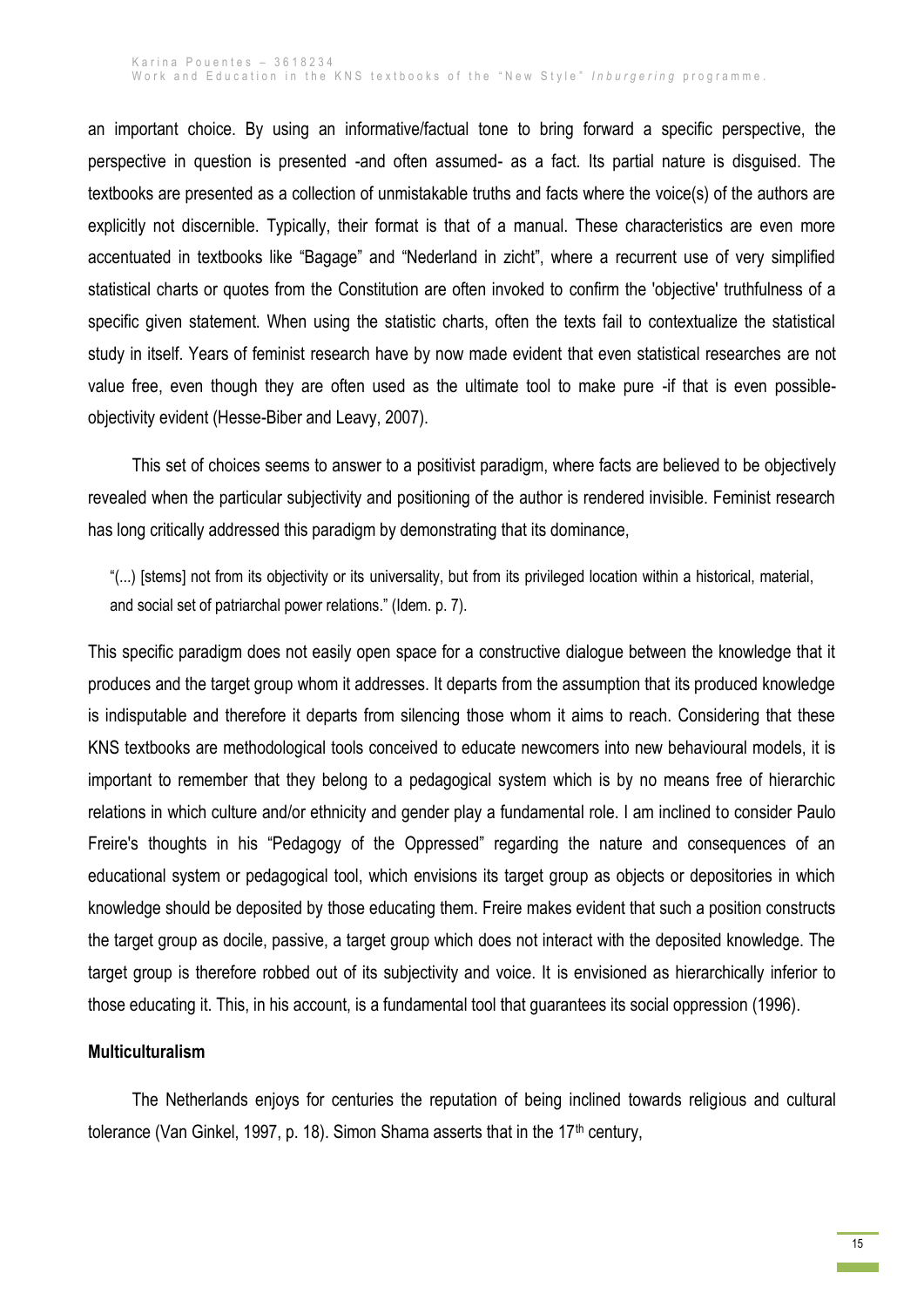an important choice. By using an informative/factual tone to bring forward a specific perspective, the perspective in question is presented -and often assumed- as a fact. Its partial nature is disguised. The textbooks are presented as a collection of unmistakable truths and facts where the voice(s) of the authors are explicitly not discernible. Typically, their format is that of a manual. These characteristics are even more accentuated in textbooks like “Bagage” and “Nederland in zicht”, where a recurrent use of very simplified statistical charts or quotes from the Constitution are often invoked to confirm the 'objective' truthfulness of a specific given statement. When using the statistic charts, often the texts fail to contextualize the statistical study in itself. Years of feminist research have by now made evident that even statistical researches are not value free, even though they are often used as the ultimate tool to make pure -if that is even possible- objectivity evident (Hesse-Biber and Leavy, 2007).

This set of choices seems to answer to a positivist paradigm, where facts are believed to be objectively revealed when the particular subjectivity and positioning of the author is rendered invisible. Feminist research has long critically addressed this paradigm by demonstrating that its dominance,

> “(...) [stems] not from its objectivity or its universality, but from its privileged location within a historical, material, and social set of patriarchal power relations.” (Idem. p. 7).

This specific paradigm does not easily open space for a constructive dialogue between the knowledge that it produces and the target group whom it addresses. It departs from the assumption that its produced knowledge is indisputable and therefore it departs from silencing those whom it aims to reach. Considering that these KNS textbooks are methodological tools conceived to educate newcomers into new behavioural models, it is important to remember that they belong to a pedagogical system which is by no means free of hierarchic relations in which culture and/or ethnicity and gender play a fundamental role. I am inclined to consider Paulo Freire's thoughts in his “Pedagogy of the Oppressed” regarding the nature and consequences of an educational system or pedagogical tool, which envisions its target group as objects or depositories in which knowledge should be deposited by those educating them. Freire makes evident that such a position constructs the target group as docile, passive, a target group which does not interact with the deposited knowledge. The target group is therefore robbed out of its subjectivity and voice. It is envisioned as hierarchically inferior to those educating it. This, in his account, is a fundamental tool that guarantees its social oppression (1996).

**Multiculturalism**

The Netherlands enjoys for centuries the reputation of being inclined towards religious and cultural tolerance (Van Ginkel, 1997, p. 18). Simon Shama asserts that in the 17th century,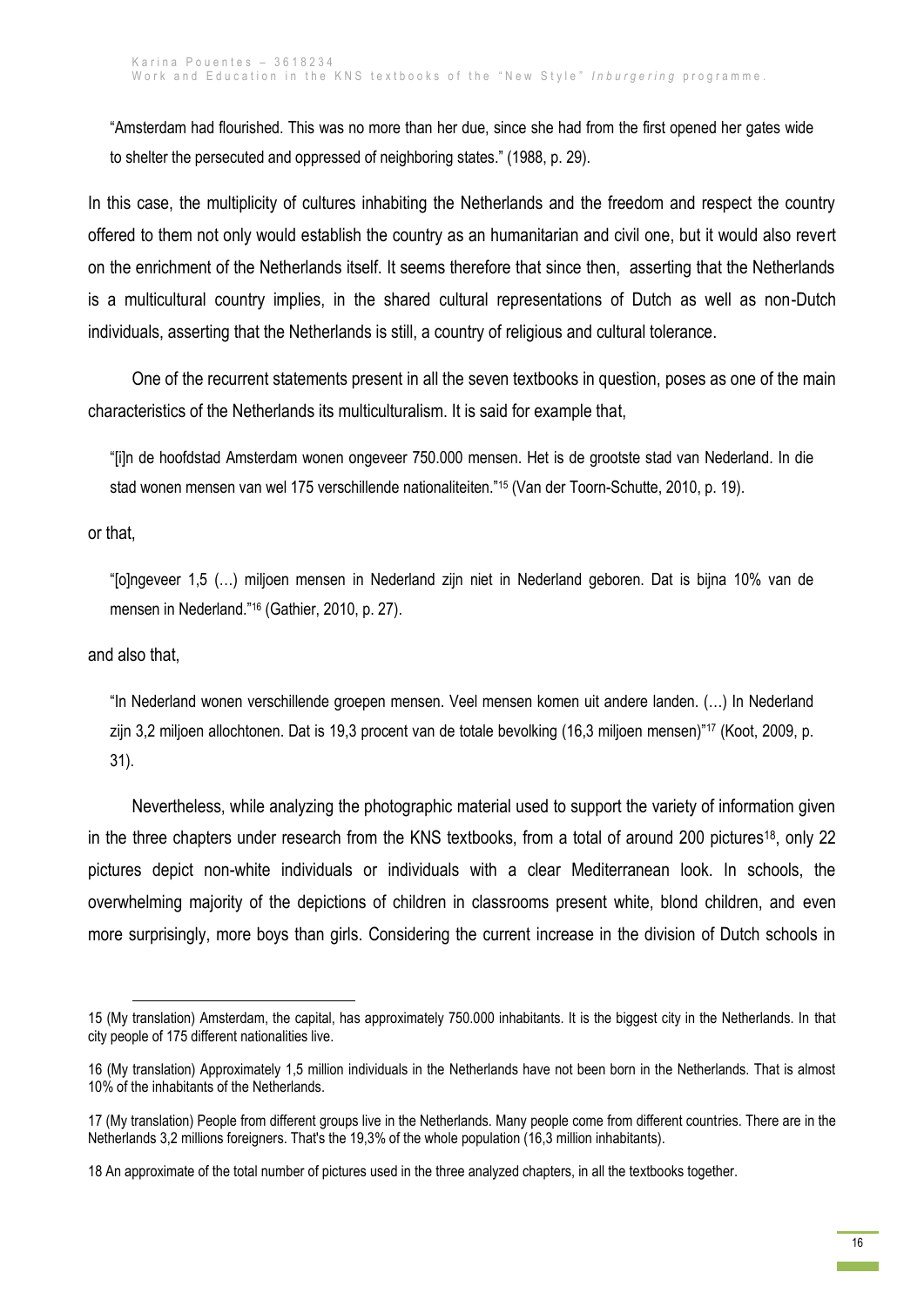"Amsterdam had flourished. This was no more than her due, since she had from the first opened her gates wide to shelter the persecuted and oppressed of neighboring states." (1988, p. 29).

In this case, the multiplicity of cultures inhabiting the Netherlands and the freedom and respect the country offered to them not only would establish the country as an humanitarian and civil one, but it would also revert on the enrichment of the Netherlands itself. It seems therefore that since then, asserting that the Netherlands is a multicultural country implies, in the shared cultural representations of Dutch as well as non-Dutch individuals, asserting that the Netherlands is still, a country of religious and cultural tolerance.

One of the recurrent statements present in all the seven textbooks in question, poses as one of the main characteristics of the Netherlands its multiculturalism. It is said for example that,

> "[i]n de hoofdstad Amsterdam wonen ongeveer 750.000 mensen. Het is de grootste stad van Nederland. In die stad wonen mensen van wel 175 verschillende nationaliteiten."[15] (Van der Toorn-Schutte, 2010, p. 19).

or that,

> "[o]ngeveer 1,5 (…) miljoen mensen in Nederland zijn niet in Nederland geboren. Dat is bijna 10% van de mensen in Nederland."[16] (Gathier, 2010, p. 27).

and also that,

> "In Nederland wonen verschillende groepen mensen. Veel mensen komen uit andere landen. (…) In Nederland zijn 3,2 miljoen allochtonen. Dat is 19,3 procent van de totale bevolking (16,3 miljoen mensen)"[17] (Koot, 2009, p. 31).

Nevertheless, while analyzing the photographic material used to support the variety of information given in the three chapters under research from the KNS textbooks, from a total of around 200 pictures[18], only 22 pictures depict non-white individuals or individuals with a clear Mediterranean look. In schools, the overwhelming majority of the depictions of children in classrooms present white, blond children, and even more surprisingly, more boys than girls. Considering the current increase in the division of Dutch schools in

---

15 (My translation) Amsterdam, the capital, has approximately 750.000 inhabitants. It is the biggest city in the Netherlands. In that city people of 175 different nationalities live.

16 (My translation) Approximately 1,5 million individuals in the Netherlands have not been born in the Netherlands. That is almost 10% of the inhabitants of the Netherlands.

17 (My translation) People from different groups live in the Netherlands. Many people come from different countries. There are in the Netherlands 3,2 millions foreigners. That's the 19,3% of the whole population (16,3 million inhabitants).

18 An approximate of the total number of pictures used in the three analyzed chapters, in all the textbooks together.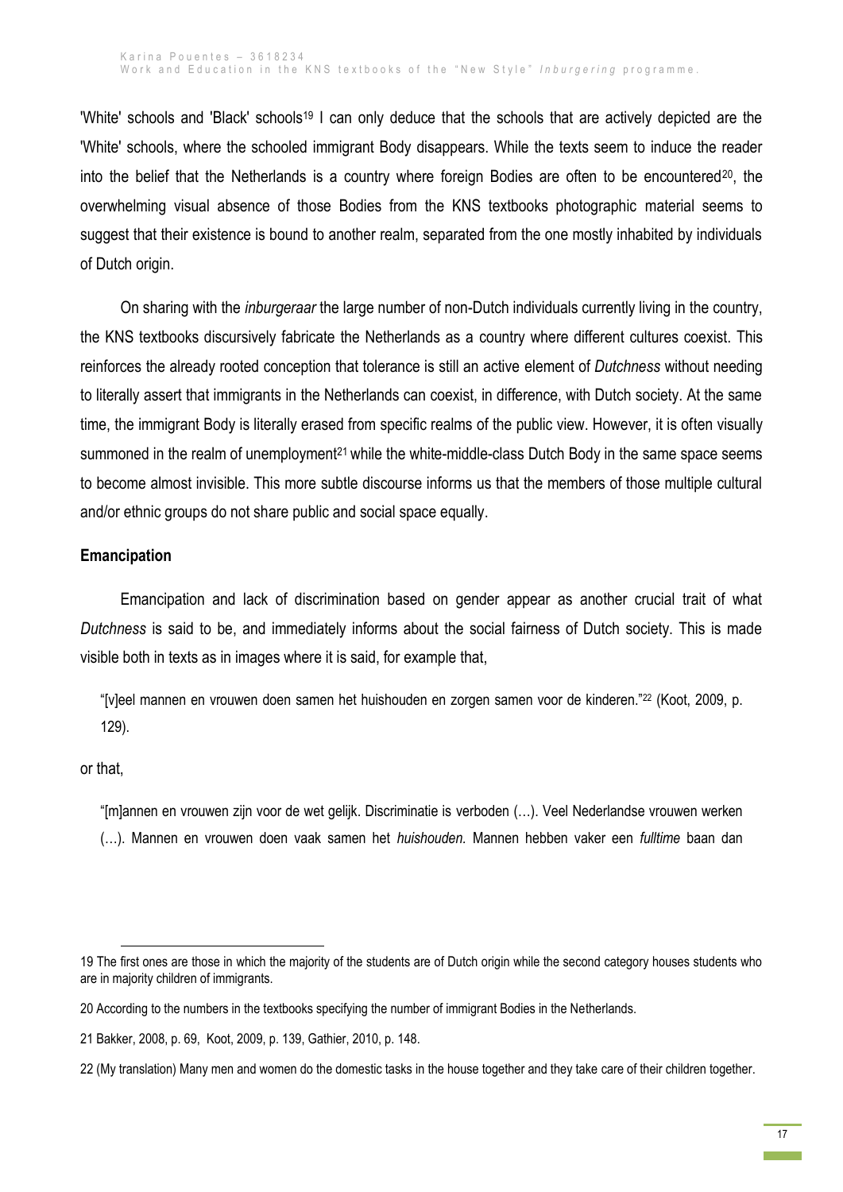'White' schools and 'Black' schools[19] I can only deduce that the schools that are actively depicted are the 'White' schools, where the schooled immigrant Body disappears. While the texts seem to induce the reader into the belief that the Netherlands is a country where foreign Bodies are often to be encountered[20], the overwhelming visual absence of those Bodies from the KNS textbooks photographic material seems to suggest that their existence is bound to another realm, separated from the one mostly inhabited by individuals of Dutch origin.

On sharing with the *inburgeraar* the large number of non-Dutch individuals currently living in the country, the KNS textbooks discursively fabricate the Netherlands as a country where different cultures coexist. This reinforces the already rooted conception that tolerance is still an active element of *Dutchness* without needing to literally assert that immigrants in the Netherlands can coexist, in difference, with Dutch society. At the same time, the immigrant Body is literally erased from specific realms of the public view. However, it is often visually summoned in the realm of unemployment[21] while the white-middle-class Dutch Body in the same space seems to become almost invisible. This more subtle discourse informs us that the members of those multiple cultural and/or ethnic groups do not share public and social space equally.

**Emancipation**

Emancipation and lack of discrimination based on gender appear as another crucial trait of what *Dutchness* is said to be, and immediately informs about the social fairness of Dutch society. This is made visible both in texts as in images where it is said, for example that,

> "[v]eel mannen en vrouwen doen samen het huishouden en zorgen samen voor de kinderen."[22] (Koot, 2009, p. 129).

or that,

> "[m]annen en vrouwen zijn voor de wet gelijk. Discriminatie is verboden (…). Veel Nederlandse vrouwen werken (…). Mannen en vrouwen doen vaak samen het *huishouden.* Mannen hebben vaker een *fulltime* baan dan

---

19 The first ones are those in which the majority of the students are of Dutch origin while the second category houses students who are in majority children of immigrants.

20 According to the numbers in the textbooks specifying the number of immigrant Bodies in the Netherlands.

21 Bakker, 2008, p. 69, Koot, 2009, p. 139, Gathier, 2010, p. 148.

22 (My translation) Many men and women do the domestic tasks in the house together and they take care of their children together.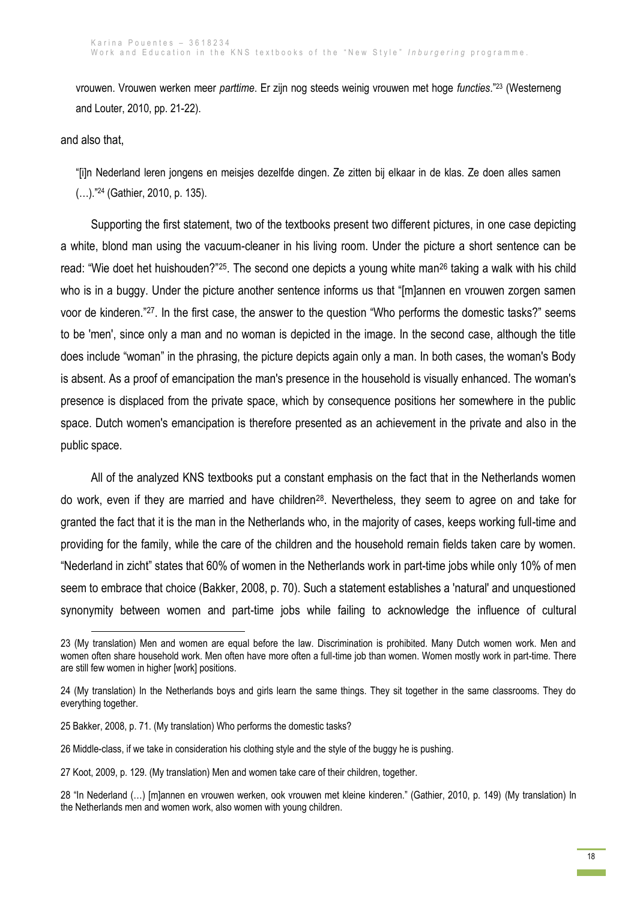vrouwen. Vrouwen werken meer *parttime*. Er zijn nog steeds weinig vrouwen met hoge *functies*."[23] (Westerneng and Louter, 2010, pp. 21-22).

and also that,

> "[i]n Nederland leren jongens en meisjes dezelfde dingen. Ze zitten bij elkaar in de klas. Ze doen alles samen (…)."[24] (Gathier, 2010, p. 135).

Supporting the first statement, two of the textbooks present two different pictures, in one case depicting a white, blond man using the vacuum-cleaner in his living room. Under the picture a short sentence can be read: "Wie doet het huishouden?"[25]. The second one depicts a young white man[26] taking a walk with his child who is in a buggy. Under the picture another sentence informs us that "[m]annen en vrouwen zorgen samen voor de kinderen."[27]. In the first case, the answer to the question "Who performs the domestic tasks?" seems to be 'men', since only a man and no woman is depicted in the image. In the second case, although the title does include "woman" in the phrasing, the picture depicts again only a man. In both cases, the woman's Body is absent. As a proof of emancipation the man's presence in the household is visually enhanced. The woman's presence is displaced from the private space, which by consequence positions her somewhere in the public space. Dutch women's emancipation is therefore presented as an achievement in the private and also in the public space.

All of the analyzed KNS textbooks put a constant emphasis on the fact that in the Netherlands women do work, even if they are married and have children[28]. Nevertheless, they seem to agree on and take for granted the fact that it is the man in the Netherlands who, in the majority of cases, keeps working full-time and providing for the family, while the care of the children and the household remain fields taken care by women. "Nederland in zicht" states that 60% of women in the Netherlands work in part-time jobs while only 10% of men seem to embrace that choice (Bakker, 2008, p. 70). Such a statement establishes a 'natural' and unquestioned synonymity between women and part-time jobs while failing to acknowledge the influence of cultural

---

23 (My translation) Men and women are equal before the law. Discrimination is prohibited. Many Dutch women work. Men and women often share household work. Men often have more often a full-time job than women. Women mostly work in part-time. There are still few women in higher [work] positions.

24 (My translation) In the Netherlands boys and girls learn the same things. They sit together in the same classrooms. They do everything together.

25 Bakker, 2008, p. 71. (My translation) Who performs the domestic tasks?

26 Middle-class, if we take in consideration his clothing style and the style of the buggy he is pushing.

27 Koot, 2009, p. 129. (My translation) Men and women take care of their children, together.

28 "In Nederland (…) [m]annen en vrouwen werken, ook vrouwen met kleine kinderen." (Gathier, 2010, p. 149) (My translation) In the Netherlands men and women work, also women with young children.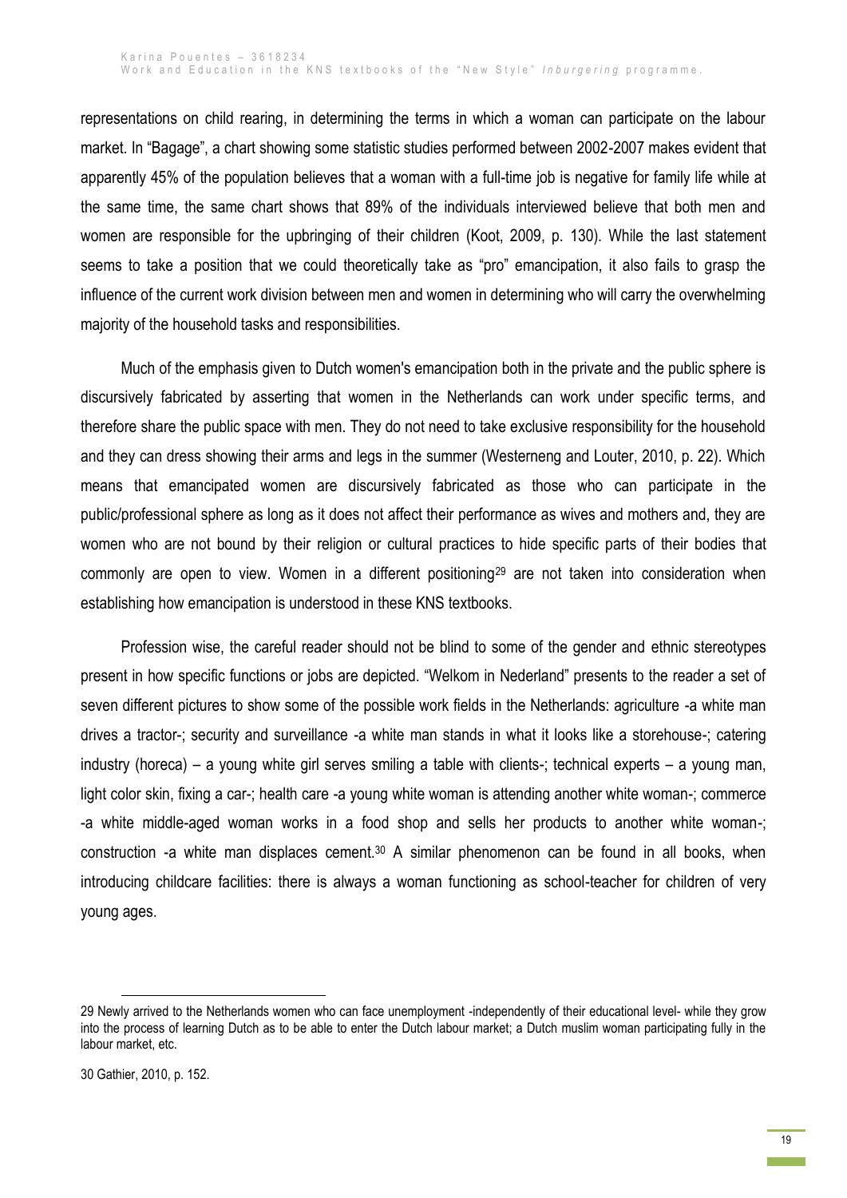representations on child rearing, in determining the terms in which a woman can participate on the labour market. In "Bagage", a chart showing some statistic studies performed between 2002-2007 makes evident that apparently 45% of the population believes that a woman with a full-time job is negative for family life while at the same time, the same chart shows that 89% of the individuals interviewed believe that both men and women are responsible for the upbringing of their children (Koot, 2009, p. 130). While the last statement seems to take a position that we could theoretically take as "pro" emancipation, it also fails to grasp the influence of the current work division between men and women in determining who will carry the overwhelming majority of the household tasks and responsibilities.

Much of the emphasis given to Dutch women's emancipation both in the private and the public sphere is discursively fabricated by asserting that women in the Netherlands can work under specific terms, and therefore share the public space with men. They do not need to take exclusive responsibility for the household and they can dress showing their arms and legs in the summer (Westerneng and Louter, 2010, p. 22). Which means that emancipated women are discursively fabricated as those who can participate in the public/professional sphere as long as it does not affect their performance as wives and mothers and, they are women who are not bound by their religion or cultural practices to hide specific parts of their bodies that commonly are open to view. Women in a different positioning[29] are not taken into consideration when establishing how emancipation is understood in these KNS textbooks.

Profession wise, the careful reader should not be blind to some of the gender and ethnic stereotypes present in how specific functions or jobs are depicted. "Welkom in Nederland" presents to the reader a set of seven different pictures to show some of the possible work fields in the Netherlands: agriculture -a white man drives a tractor-; security and surveillance -a white man stands in what it looks like a storehouse-; catering industry (horeca) – a young white girl serves smiling a table with clients-; technical experts – a young man, light color skin, fixing a car-; health care -a young white woman is attending another white woman-; commerce -a white middle-aged woman works in a food shop and sells her products to another white woman-; construction -a white man displaces cement.[30] A similar phenomenon can be found in all books, when introducing childcare facilities: there is always a woman functioning as school-teacher for children of very young ages.

---

29 Newly arrived to the Netherlands women who can face unemployment -independently of their educational level- while they grow into the process of learning Dutch as to be able to enter the Dutch labour market; a Dutch muslim woman participating fully in the labour market, etc.

30 Gathier, 2010, p. 152.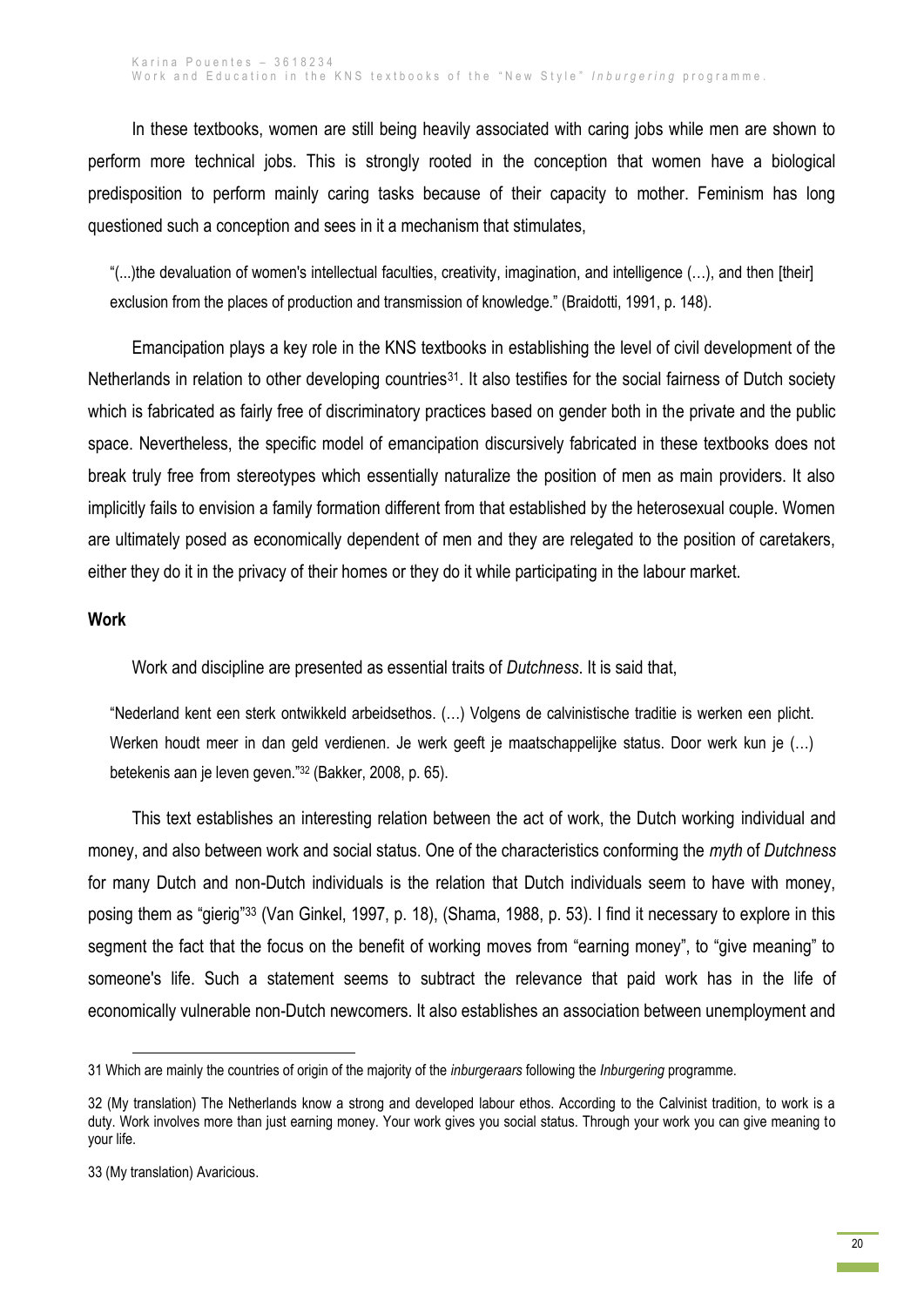In these textbooks, women are still being heavily associated with caring jobs while men are shown to perform more technical jobs. This is strongly rooted in the conception that women have a biological predisposition to perform mainly caring tasks because of their capacity to mother. Feminism has long questioned such a conception and sees in it a mechanism that stimulates,

> "(...)the devaluation of women's intellectual faculties, creativity, imagination, and intelligence (…), and then [their] exclusion from the places of production and transmission of knowledge." (Braidotti, 1991, p. 148).

Emancipation plays a key role in the KNS textbooks in establishing the level of civil development of the Netherlands in relation to other developing countries[31]. It also testifies for the social fairness of Dutch society which is fabricated as fairly free of discriminatory practices based on gender both in the private and the public space. Nevertheless, the specific model of emancipation discursively fabricated in these textbooks does not break truly free from stereotypes which essentially naturalize the position of men as main providers. It also implicitly fails to envision a family formation different from that established by the heterosexual couple. Women are ultimately posed as economically dependent of men and they are relegated to the position of caretakers, either they do it in the privacy of their homes or they do it while participating in the labour market.

**Work**

Work and discipline are presented as essential traits of *Dutchness*. It is said that,

> "Nederland kent een sterk ontwikkeld arbeidsethos. (…) Volgens de calvinistische traditie is werken een plicht. Werken houdt meer in dan geld verdienen. Je werk geeft je maatschappelijke status. Door werk kun je (…) betekenis aan je leven geven."[32] (Bakker, 2008, p. 65).

This text establishes an interesting relation between the act of work, the Dutch working individual and money, and also between work and social status. One of the characteristics conforming the *myth* of *Dutchness* for many Dutch and non-Dutch individuals is the relation that Dutch individuals seem to have with money, posing them as "gierig"[33] (Van Ginkel, 1997, p. 18), (Shama, 1988, p. 53). I find it necessary to explore in this segment the fact that the focus on the benefit of working moves from "earning money", to "give meaning" to someone's life. Such a statement seems to subtract the relevance that paid work has in the life of economically vulnerable non-Dutch newcomers. It also establishes an association between unemployment and

---

31 Which are mainly the countries of origin of the majority of the *inburgeraars* following the *Inburgering* programme.

32 (My translation) The Netherlands know a strong and developed labour ethos. According to the Calvinist tradition, to work is a duty. Work involves more than just earning money. Your work gives you social status. Through your work you can give meaning to your life.

33 (My translation) Avaricious.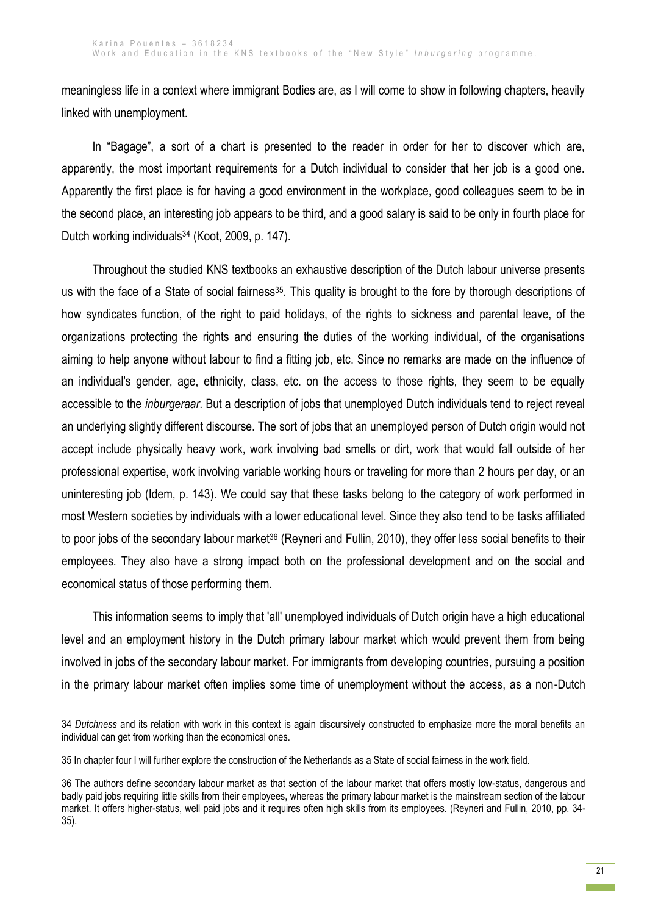meaningless life in a context where immigrant Bodies are, as I will come to show in following chapters, heavily linked with unemployment.

In "Bagage", a sort of a chart is presented to the reader in order for her to discover which are, apparently, the most important requirements for a Dutch individual to consider that her job is a good one. Apparently the first place is for having a good environment in the workplace, good colleagues seem to be in the second place, an interesting job appears to be third, and a good salary is said to be only in fourth place for Dutch working individuals[34] (Koot, 2009, p. 147).

Throughout the studied KNS textbooks an exhaustive description of the Dutch labour universe presents us with the face of a State of social fairness[35]. This quality is brought to the fore by thorough descriptions of how syndicates function, of the right to paid holidays, of the rights to sickness and parental leave, of the organizations protecting the rights and ensuring the duties of the working individual, of the organisations aiming to help anyone without labour to find a fitting job, etc. Since no remarks are made on the influence of an individual's gender, age, ethnicity, class, etc. on the access to those rights, they seem to be equally accessible to the *inburgeraar*. But a description of jobs that unemployed Dutch individuals tend to reject reveal an underlying slightly different discourse. The sort of jobs that an unemployed person of Dutch origin would not accept include physically heavy work, work involving bad smells or dirt, work that would fall outside of her professional expertise, work involving variable working hours or traveling for more than 2 hours per day, or an uninteresting job (Idem, p. 143). We could say that these tasks belong to the category of work performed in most Western societies by individuals with a lower educational level. Since they also tend to be tasks affiliated to poor jobs of the secondary labour market[36] (Reyneri and Fullin, 2010), they offer less social benefits to their employees. They also have a strong impact both on the professional development and on the social and economical status of those performing them.

This information seems to imply that 'all' unemployed individuals of Dutch origin have a high educational level and an employment history in the Dutch primary labour market which would prevent them from being involved in jobs of the secondary labour market. For immigrants from developing countries, pursuing a position in the primary labour market often implies some time of unemployment without the access, as a non-Dutch

---

34 *Dutchness* and its relation with work in this context is again discursively constructed to emphasize more the moral benefits an individual can get from working than the economical ones.

35 In chapter four I will further explore the construction of the Netherlands as a State of social fairness in the work field.

36 The authors define secondary labour market as that section of the labour market that offers mostly low-status, dangerous and badly paid jobs requiring little skills from their employees, whereas the primary labour market is the mainstream section of the labour market. It offers higher-status, well paid jobs and it requires often high skills from its employees. (Reyneri and Fullin, 2010, pp. 34-35).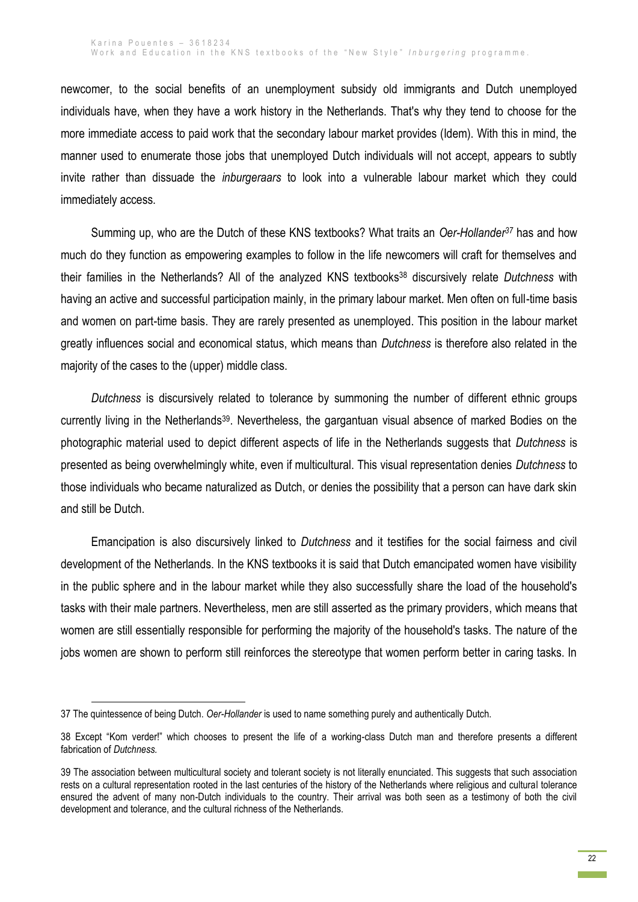newcomer, to the social benefits of an unemployment subsidy old immigrants and Dutch unemployed individuals have, when they have a work history in the Netherlands. That's why they tend to choose for the more immediate access to paid work that the secondary labour market provides (Idem). With this in mind, the manner used to enumerate those jobs that unemployed Dutch individuals will not accept, appears to subtly invite rather than dissuade the *inburgeraars* to look into a vulnerable labour market which they could immediately access.

Summing up, who are the Dutch of these KNS textbooks? What traits an *Oer-Hollander*[37] has and how much do they function as empowering examples to follow in the life newcomers will craft for themselves and their families in the Netherlands? All of the analyzed KNS textbooks[38] discursively relate *Dutchness* with having an active and successful participation mainly, in the primary labour market. Men often on full-time basis and women on part-time basis. They are rarely presented as unemployed. This position in the labour market greatly influences social and economical status, which means than *Dutchness* is therefore also related in the majority of the cases to the (upper) middle class.

*Dutchness* is discursively related to tolerance by summoning the number of different ethnic groups currently living in the Netherlands[39]. Nevertheless, the gargantuan visual absence of marked Bodies on the photographic material used to depict different aspects of life in the Netherlands suggests that *Dutchness* is presented as being overwhelmingly white, even if multicultural. This visual representation denies *Dutchness* to those individuals who became naturalized as Dutch, or denies the possibility that a person can have dark skin and still be Dutch.

Emancipation is also discursively linked to *Dutchness* and it testifies for the social fairness and civil development of the Netherlands. In the KNS textbooks it is said that Dutch emancipated women have visibility in the public sphere and in the labour market while they also successfully share the load of the household's tasks with their male partners. Nevertheless, men are still asserted as the primary providers, which means that women are still essentially responsible for performing the majority of the household's tasks. The nature of the jobs women are shown to perform still reinforces the stereotype that women perform better in caring tasks. In

---

37 The quintessence of being Dutch. *Oer-Hollander* is used to name something purely and authentically Dutch.

38 Except "Kom verder!" which chooses to present the life of a working-class Dutch man and therefore presents a different fabrication of *Dutchness.*

39 The association between multicultural society and tolerant society is not literally enunciated. This suggests that such association rests on a cultural representation rooted in the last centuries of the history of the Netherlands where religious and cultural tolerance ensured the advent of many non-Dutch individuals to the country. Their arrival was both seen as a testimony of both the civil development and tolerance, and the cultural richness of the Netherlands.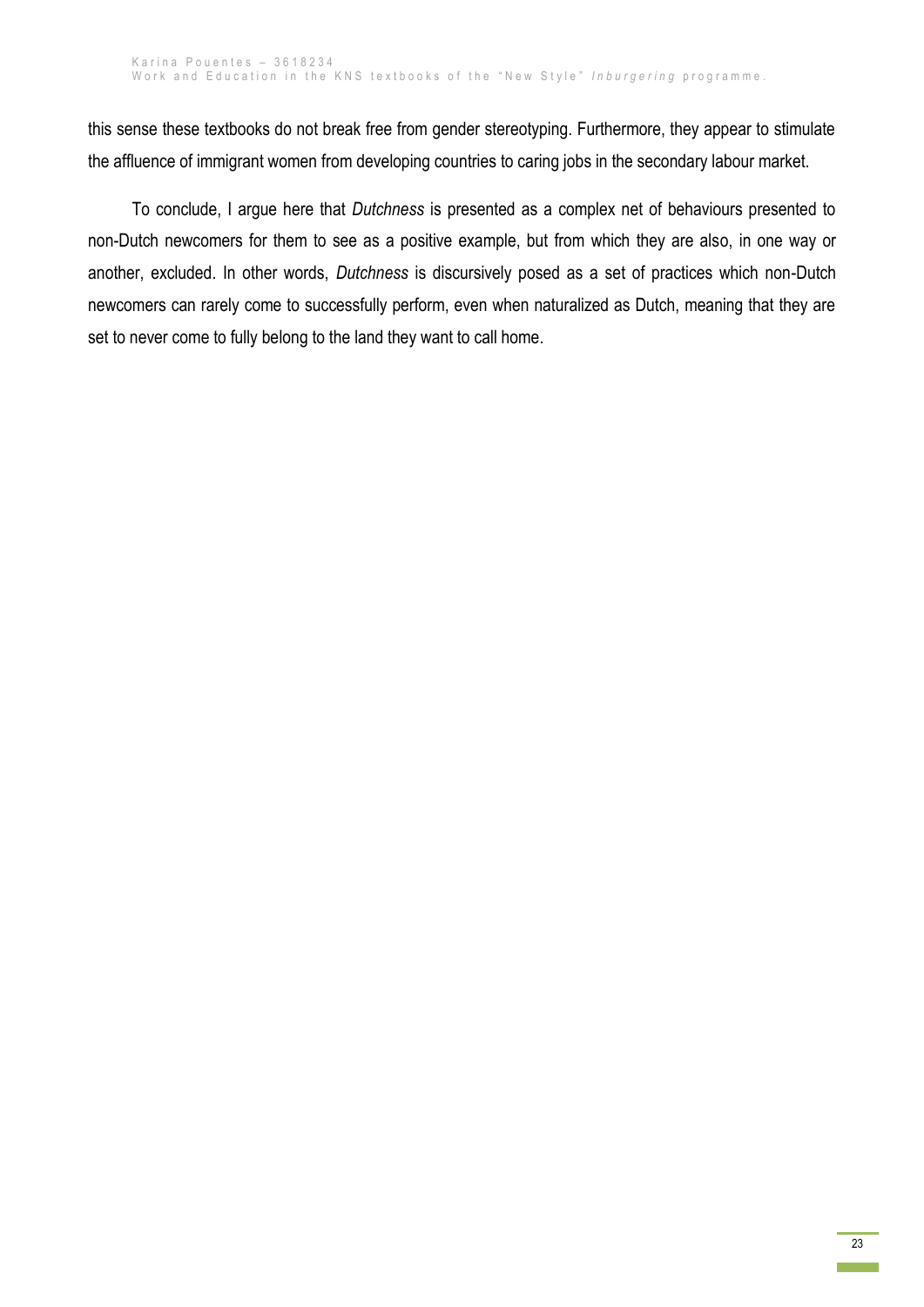this sense these textbooks do not break free from gender stereotyping. Furthermore, they appear to stimulate the affluence of immigrant women from developing countries to caring jobs in the secondary labour market.

To conclude, I argue here that *Dutchness* is presented as a complex net of behaviours presented to non-Dutch newcomers for them to see as a positive example, but from which they are also, in one way or another, excluded. In other words, *Dutchness* is discursively posed as a set of practices which non-Dutch newcomers can rarely come to successfully perform, even when naturalized as Dutch, meaning that they are set to never come to fully belong to the land they want to call home.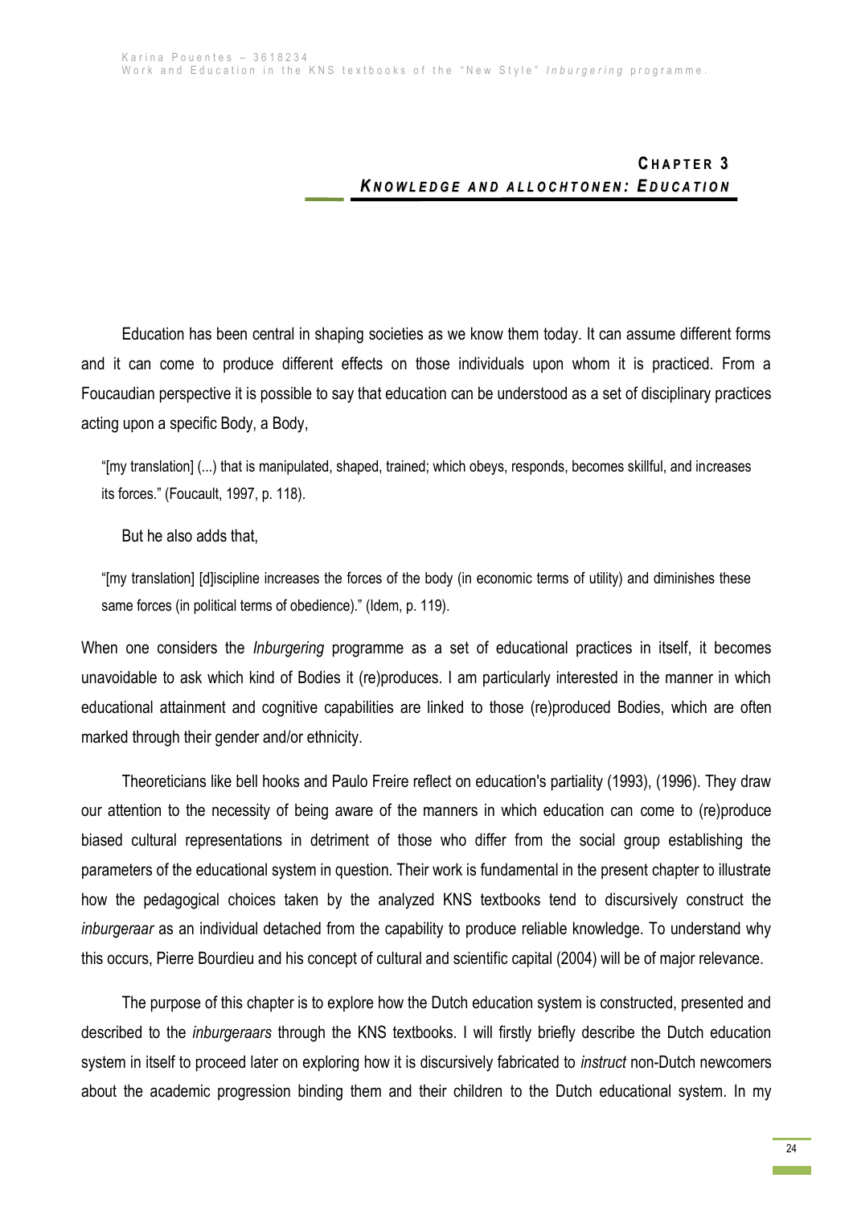# CHAPTER 3
## *KNOWLEDGE AND ALLOCHTONEN: EDUCATION*

Education has been central in shaping societies as we know them today. It can assume different forms and it can come to produce different effects on those individuals upon whom it is practiced. From a Foucaudian perspective it is possible to say that education can be understood as a set of disciplinary practices acting upon a specific Body, a Body,

> "[my translation] (...) that is manipulated, shaped, trained; which obeys, responds, becomes skillful, and increases its forces." (Foucault, 1997, p. 118).

But he also adds that,

> "[my translation] [d]iscipline increases the forces of the body (in economic terms of utility) and diminishes these same forces (in political terms of obedience)." (Idem, p. 119).

When one considers the *Inburgering* programme as a set of educational practices in itself, it becomes unavoidable to ask which kind of Bodies it (re)produces. I am particularly interested in the manner in which educational attainment and cognitive capabilities are linked to those (re)produced Bodies, which are often marked through their gender and/or ethnicity.

Theoreticians like bell hooks and Paulo Freire reflect on education's partiality (1993), (1996). They draw our attention to the necessity of being aware of the manners in which education can come to (re)produce biased cultural representations in detriment of those who differ from the social group establishing the parameters of the educational system in question. Their work is fundamental in the present chapter to illustrate how the pedagogical choices taken by the analyzed KNS textbooks tend to discursively construct the *inburgeraar* as an individual detached from the capability to produce reliable knowledge. To understand why this occurs, Pierre Bourdieu and his concept of cultural and scientific capital (2004) will be of major relevance.

The purpose of this chapter is to explore how the Dutch education system is constructed, presented and described to the *inburgeraars* through the KNS textbooks. I will firstly briefly describe the Dutch education system in itself to proceed later on exploring how it is discursively fabricated to *instruct* non-Dutch newcomers about the academic progression binding them and their children to the Dutch educational system. In my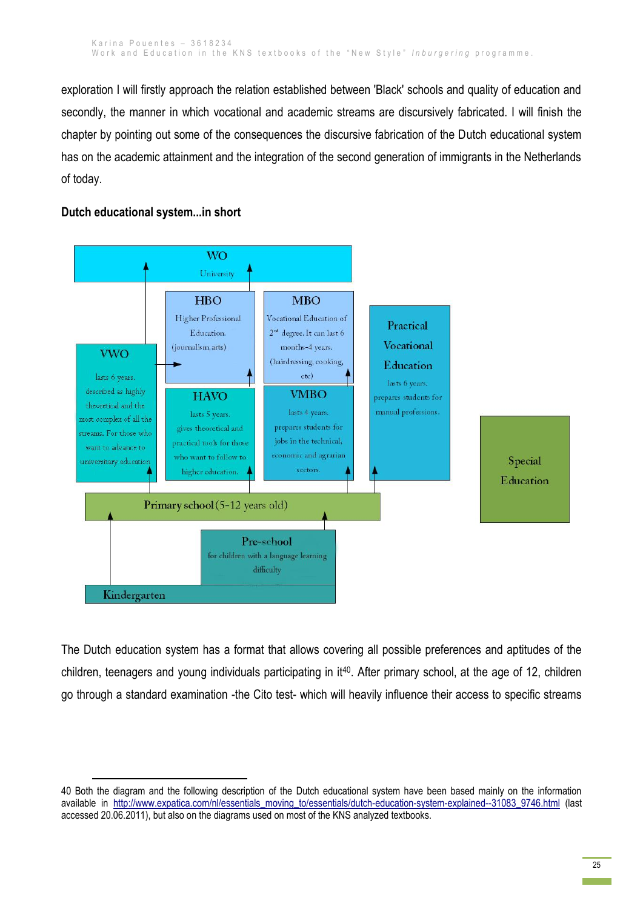exploration I will firstly approach the relation established between 'Black' schools and quality of education and secondly, the manner in which vocational and academic streams are discursively fabricated. I will finish the chapter by pointing out some of the consequences the discursive fabrication of the Dutch educational system has on the academic attainment and the integration of the second generation of immigrants in the Netherlands of today.

**Dutch educational system...in short**

WO
University

HBO
Higher Professional Education.
(journalism, arts)

MBO
Vocational Education of 2[nd] degree. It can last 6 months-4 years.
(hairdressing, cooking, etc)

VWO
lasts 6 years.
described as highly theoretical and the most complex of all the streams. For those who want to advance to universitary education

HAVO
lasts 5 years.
gives theoretical and practical tools for those who want to follow to higher education.

VMBO
lasts 4 years.
prepares students for jobs in the technical, economic and agrarian sectors.

Practical Vocational Education
lasts 6 years.
prepares students for manual professions.

Special Education

Primary school (5-12 years old)

Pre-school
for children with a language learning difficulty

Kindergarten

The Dutch education system has a format that allows covering all possible preferences and aptitudes of the children, teenagers and young individuals participating in it[40]. After primary school, at the age of 12, children go through a standard examination -the Cito test- which will heavily influence their access to specific streams

40 Both the diagram and the following description of the Dutch educational system have been based mainly on the information available in http://www.expatica.com/nl/essentials_moving_to/essentials/dutch-education-system-explained--31083_9746.html (last accessed 20.06.2011), but also on the diagrams used on most of the KNS analyzed textbooks.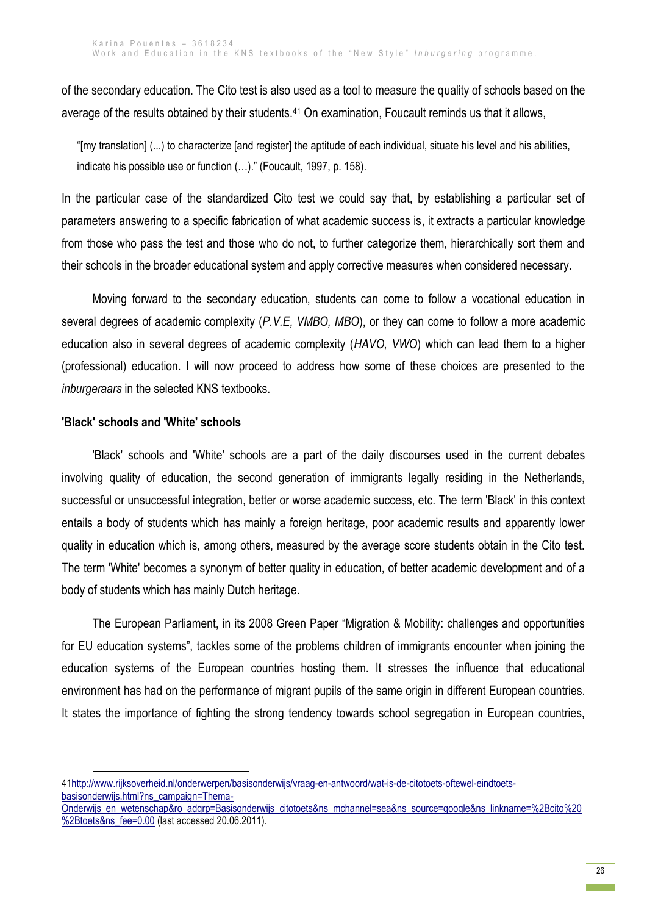of the secondary education. The Cito test is also used as a tool to measure the quality of schools based on the average of the results obtained by their students.[41] On examination, Foucault reminds us that it allows,

> "[my translation] (...) to characterize [and register] the aptitude of each individual, situate his level and his abilities, indicate his possible use or function (…)." (Foucault, 1997, p. 158).

In the particular case of the standardized Cito test we could say that, by establishing a particular set of parameters answering to a specific fabrication of what academic success is, it extracts a particular knowledge from those who pass the test and those who do not, to further categorize them, hierarchically sort them and their schools in the broader educational system and apply corrective measures when considered necessary.

Moving forward to the secondary education, students can come to follow a vocational education in several degrees of academic complexity (*P.V.E, VMBO, MBO*), or they can come to follow a more academic education also in several degrees of academic complexity (*HAVO, VWO*) which can lead them to a higher (professional) education. I will now proceed to address how some of these choices are presented to the *inburgeraars* in the selected KNS textbooks.

**'Black' schools and 'White' schools**

'Black' schools and 'White' schools are a part of the daily discourses used in the current debates involving quality of education, the second generation of immigrants legally residing in the Netherlands, successful or unsuccessful integration, better or worse academic success, etc. The term 'Black' in this context entails a body of students which has mainly a foreign heritage, poor academic results and apparently lower quality in education which is, among others, measured by the average score students obtain in the Cito test. The term 'White' becomes a synonym of better quality in education, of better academic development and of a body of students which has mainly Dutch heritage.

The European Parliament, in its 2008 Green Paper "Migration & Mobility: challenges and opportunities for EU education systems", tackles some of the problems children of immigrants encounter when joining the education systems of the European countries hosting them. It stresses the influence that educational environment has had on the performance of migrant pupils of the same origin in different European countries. It states the importance of fighting the strong tendency towards school segregation in European countries,

---

41 http://www.rijksoverheid.nl/onderwerpen/basisonderwijs/vraag-en-antwoord/wat-is-de-citotoets-oftewel-eindtoets-basisonderwijs.html?ns_campaign=Thema-Onderwijs_en_wetenschap&ro_adgrp=Basisonderwijs_citotoets&ns_mchannel=sea&ns_source=google&ns_linkname=%2Bcito%20%2Btoets&ns_fee=0.00 (last accessed 20.06.2011).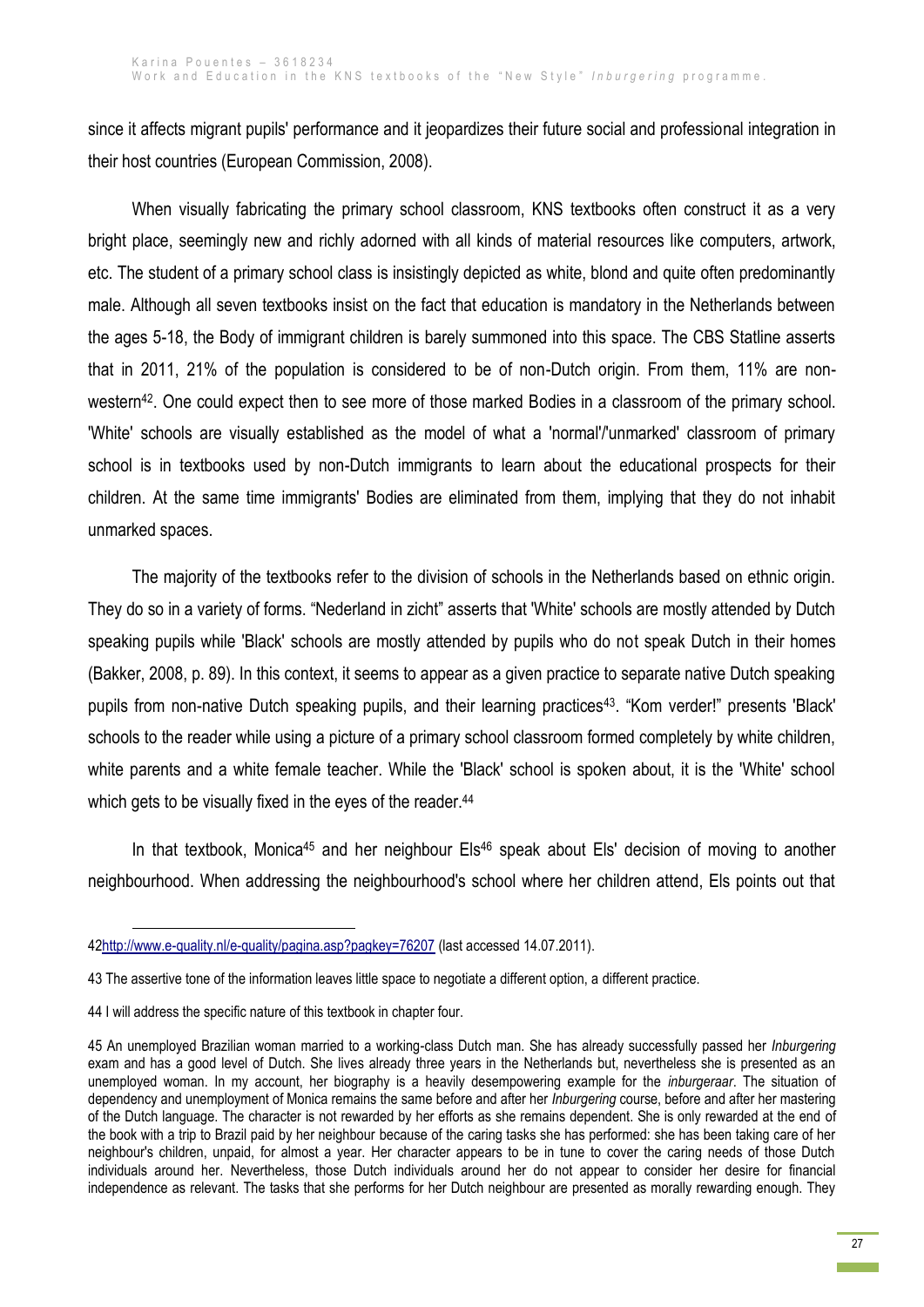since it affects migrant pupils' performance and it jeopardizes their future social and professional integration in their host countries (European Commission, 2008).

When visually fabricating the primary school classroom, KNS textbooks often construct it as a very bright place, seemingly new and richly adorned with all kinds of material resources like computers, artwork, etc. The student of a primary school class is insistingly depicted as white, blond and quite often predominantly male. Although all seven textbooks insist on the fact that education is mandatory in the Netherlands between the ages 5-18, the Body of immigrant children is barely summoned into this space. The CBS Statline asserts that in 2011, 21% of the population is considered to be of non-Dutch origin. From them, 11% are non-western[42]. One could expect then to see more of those marked Bodies in a classroom of the primary school. 'White' schools are visually established as the model of what a 'normal'/'unmarked' classroom of primary school is in textbooks used by non-Dutch immigrants to learn about the educational prospects for their children. At the same time immigrants' Bodies are eliminated from them, implying that they do not inhabit unmarked spaces.

The majority of the textbooks refer to the division of schools in the Netherlands based on ethnic origin. They do so in a variety of forms. "Nederland in zicht" asserts that 'White' schools are mostly attended by Dutch speaking pupils while 'Black' schools are mostly attended by pupils who do not speak Dutch in their homes (Bakker, 2008, p. 89). In this context, it seems to appear as a given practice to separate native Dutch speaking pupils from non-native Dutch speaking pupils, and their learning practices[43]. "Kom verder!" presents 'Black' schools to the reader while using a picture of a primary school classroom formed completely by white children, white parents and a white female teacher. While the 'Black' school is spoken about, it is the 'White' school which gets to be visually fixed in the eyes of the reader.[44]

In that textbook, Monica[45] and her neighbour Els[46] speak about Els' decision of moving to another neighbourhood. When addressing the neighbourhood's school where her children attend, Els points out that

---

42 http://www.e-quality.nl/e-quality/pagina.asp?pagkey=76207 (last accessed 14.07.2011).

43 The assertive tone of the information leaves little space to negotiate a different option, a different practice.

44 I will address the specific nature of this textbook in chapter four.

45 An unemployed Brazilian woman married to a working-class Dutch man. She has already successfully passed her *Inburgering* exam and has a good level of Dutch. She lives already three years in the Netherlands but, nevertheless she is presented as an unemployed woman. In my account, her biography is a heavily desempowering example for the *inburgeraar*. The situation of dependency and unemployment of Monica remains the same before and after her *Inburgering* course, before and after her mastering of the Dutch language. The character is not rewarded by her efforts as she remains dependent. She is only rewarded at the end of the book with a trip to Brazil paid by her neighbour because of the caring tasks she has performed: she has been taking care of her neighbour's children, unpaid, for almost a year. Her character appears to be in tune to cover the caring needs of those Dutch individuals around her. Nevertheless, those Dutch individuals around her do not appear to consider her desire for financial independence as relevant. The tasks that she performs for her Dutch neighbour are presented as morally rewarding enough. They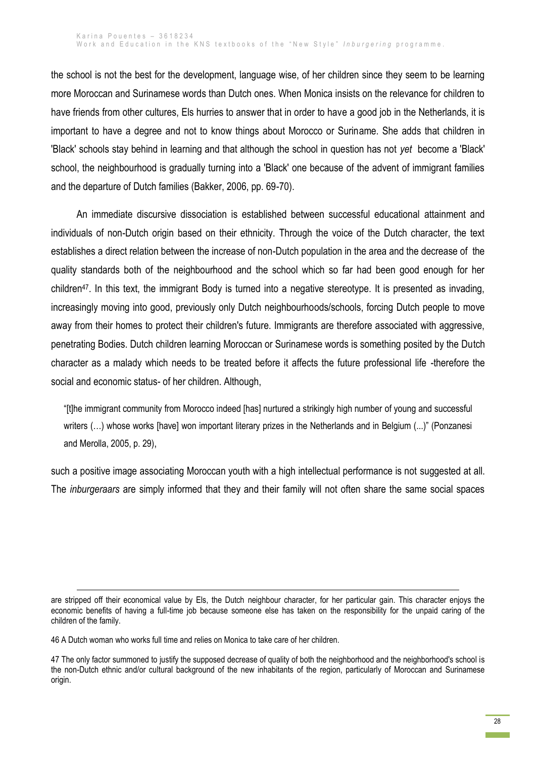the school is not the best for the development, language wise, of her children since they seem to be learning more Moroccan and Surinamese words than Dutch ones. When Monica insists on the relevance for children to have friends from other cultures, Els hurries to answer that in order to have a good job in the Netherlands, it is important to have a degree and not to know things about Morocco or Suriname. She adds that children in 'Black' schools stay behind in learning and that although the school in question has not *yet* become a 'Black' school, the neighbourhood is gradually turning into a 'Black' one because of the advent of immigrant families and the departure of Dutch families (Bakker, 2006, pp. 69-70).

An immediate discursive dissociation is established between successful educational attainment and individuals of non-Dutch origin based on their ethnicity. Through the voice of the Dutch character, the text establishes a direct relation between the increase of non-Dutch population in the area and the decrease of the quality standards both of the neighbourhood and the school which so far had been good enough for her children[47]. In this text, the immigrant Body is turned into a negative stereotype. It is presented as invading, increasingly moving into good, previously only Dutch neighbourhoods/schools, forcing Dutch people to move away from their homes to protect their children's future. Immigrants are therefore associated with aggressive, penetrating Bodies. Dutch children learning Moroccan or Surinamese words is something posited by the Dutch character as a malady which needs to be treated before it affects the future professional life -therefore the social and economic status- of her children. Although,

> "[t]he immigrant community from Morocco indeed [has] nurtured a strikingly high number of young and successful writers (…) whose works [have] won important literary prizes in the Netherlands and in Belgium (...)" (Ponzanesi and Merolla, 2005, p. 29),

such a positive image associating Moroccan youth with a high intellectual performance is not suggested at all. The *inburgeraars* are simply informed that they and their family will not often share the same social spaces

---

are stripped off their economical value by Els, the Dutch neighbour character, for her particular gain. This character enjoys the economic benefits of having a full-time job because someone else has taken on the responsibility for the unpaid caring of the children of the family.

46 A Dutch woman who works full time and relies on Monica to take care of her children.

47 The only factor summoned to justify the supposed decrease of quality of both the neighborhood and the neighborhood's school is the non-Dutch ethnic and/or cultural background of the new inhabitants of the region, particularly of Moroccan and Surinamese origin.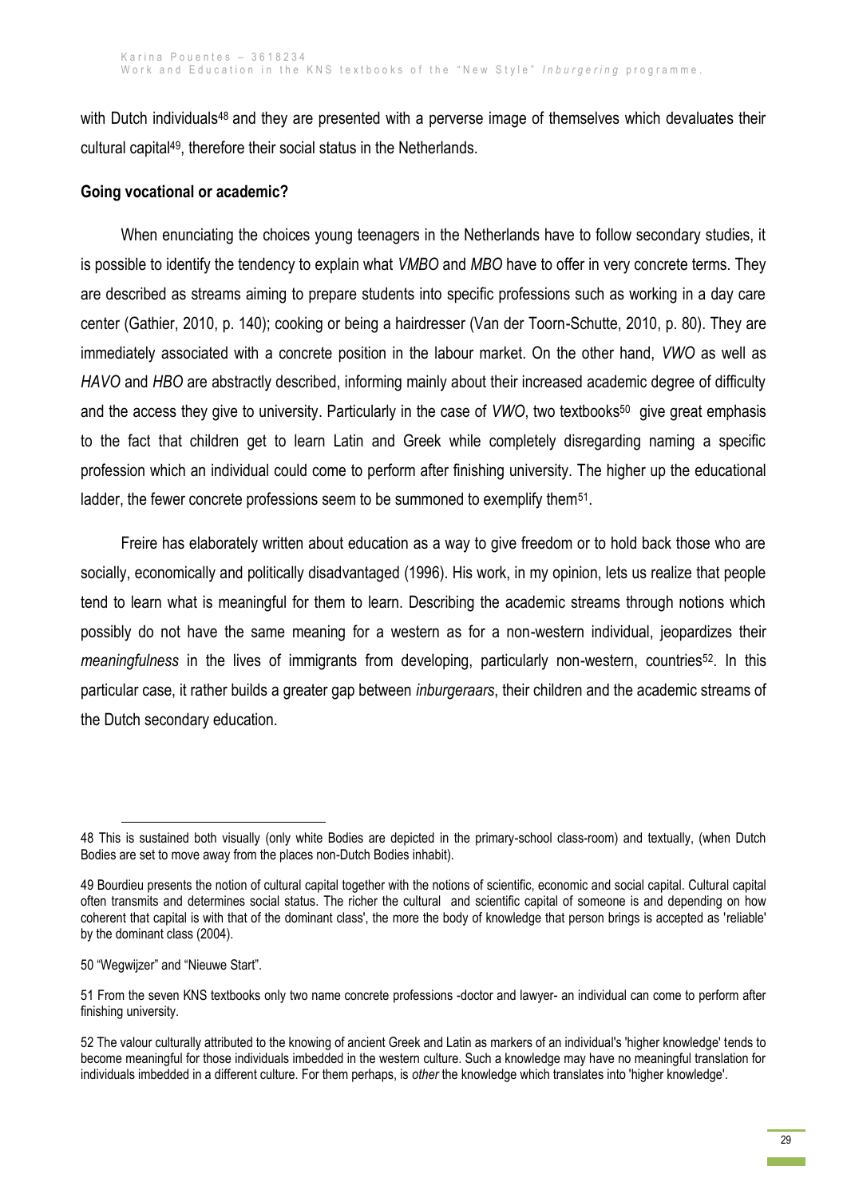with Dutch individuals[48] and they are presented with a perverse image of themselves which devaluates their cultural capital[49], therefore their social status in the Netherlands.

**Going vocational or academic?**

When enunciating the choices young teenagers in the Netherlands have to follow secondary studies, it is possible to identify the tendency to explain what *VMBO* and *MBO* have to offer in very concrete terms. They are described as streams aiming to prepare students into specific professions such as working in a day care center (Gathier, 2010, p. 140); cooking or being a hairdresser (Van der Toorn-Schutte, 2010, p. 80). They are immediately associated with a concrete position in the labour market. On the other hand, *VWO* as well as *HAVO* and *HBO* are abstractly described, informing mainly about their increased academic degree of difficulty and the access they give to university. Particularly in the case of *VWO*, two textbooks[50] give great emphasis to the fact that children get to learn Latin and Greek while completely disregarding naming a specific profession which an individual could come to perform after finishing university. The higher up the educational ladder, the fewer concrete professions seem to be summoned to exemplify them[51].

Freire has elaborately written about education as a way to give freedom or to hold back those who are socially, economically and politically disadvantaged (1996). His work, in my opinion, lets us realize that people tend to learn what is meaningful for them to learn. Describing the academic streams through notions which possibly do not have the same meaning for a western as for a non-western individual, jeopardizes their *meaningfulness* in the lives of immigrants from developing, particularly non-western, countries[52]. In this particular case, it rather builds a greater gap between *inburgeraars*, their children and the academic streams of the Dutch secondary education.

---

48 This is sustained both visually (only white Bodies are depicted in the primary-school class-room) and textually, (when Dutch Bodies are set to move away from the places non-Dutch Bodies inhabit).

49 Bourdieu presents the notion of cultural capital together with the notions of scientific, economic and social capital. Cultural capital often transmits and determines social status. The richer the cultural and scientific capital of someone is and depending on how coherent that capital is with that of the dominant class', the more the body of knowledge that person brings is accepted as 'reliable' by the dominant class (2004).

50 "Wegwijzer" and "Nieuwe Start".

51 From the seven KNS textbooks only two name concrete professions -doctor and lawyer- an individual can come to perform after finishing university.

52 The valour culturally attributed to the knowing of ancient Greek and Latin as markers of an individual's 'higher knowledge' tends to become meaningful for those individuals imbedded in the western culture. Such a knowledge may have no meaningful translation for individuals imbedded in a different culture. For them perhaps, is *other* the knowledge which translates into 'higher knowledge'.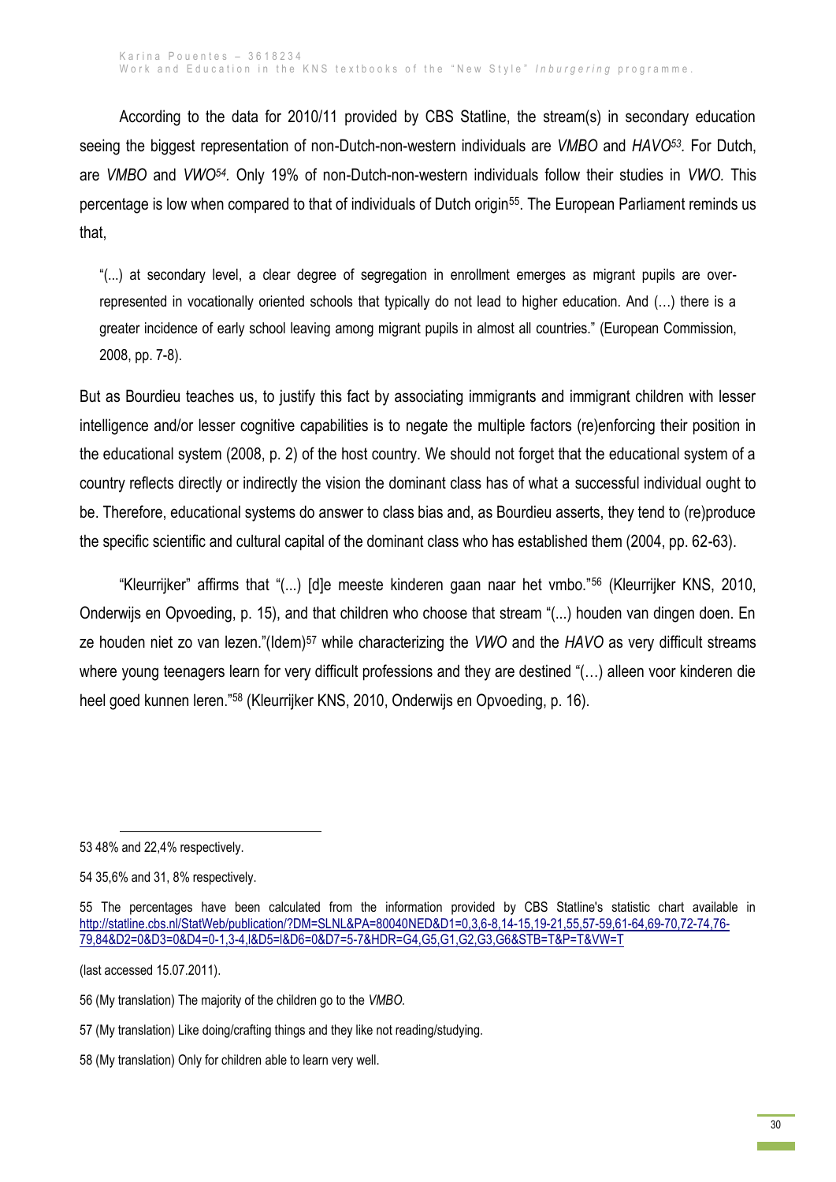According to the data for 2010/11 provided by CBS Statline, the stream(s) in secondary education seeing the biggest representation of non-Dutch-non-western individuals are *VMBO* and *HAVO*[53]. For Dutch, are *VMBO* and *VWO*[54]. Only 19% of non-Dutch-non-western individuals follow their studies in *VWO.* This percentage is low when compared to that of individuals of Dutch origin[55]. The European Parliament reminds us that,

> "(...) at secondary level, a clear degree of segregation in enrollment emerges as migrant pupils are over-represented in vocationally oriented schools that typically do not lead to higher education. And (…) there is a greater incidence of early school leaving among migrant pupils in almost all countries." (European Commission, 2008, pp. 7-8).

But as Bourdieu teaches us, to justify this fact by associating immigrants and immigrant children with lesser intelligence and/or lesser cognitive capabilities is to negate the multiple factors (re)enforcing their position in the educational system (2008, p. 2) of the host country. We should not forget that the educational system of a country reflects directly or indirectly the vision the dominant class has of what a successful individual ought to be. Therefore, educational systems do answer to class bias and, as Bourdieu asserts, they tend to (re)produce the specific scientific and cultural capital of the dominant class who has established them (2004, pp. 62-63).

"Kleurrijker" affirms that "(...) [d]e meeste kinderen gaan naar het vmbo."[56] (Kleurrijker KNS, 2010, Onderwijs en Opvoeding, p. 15), and that children who choose that stream "(...) houden van dingen doen. En ze houden niet zo van lezen."(Idem)[57] while characterizing the *VWO* and the *HAVO* as very difficult streams where young teenagers learn for very difficult professions and they are destined "(…) alleen voor kinderen die heel goed kunnen leren."[58] (Kleurrijker KNS, 2010, Onderwijs en Opvoeding, p. 16).

---

53 48% and 22,4% respectively.

54 35,6% and 31, 8% respectively.

55 The percentages have been calculated from the information provided by CBS Statline's statistic chart available in http://statline.cbs.nl/StatWeb/publication/?DM=SLNL&PA=80040NED&D1=0,3,6-8,14-15,19-21,55,57-59,61-64,69-70,72-74,76-79,84&D2=0&D3=0&D4=0-1,3-4,l&D5=l&D6=0&D7=5-7&HDR=G4,G5,G1,G2,G3,G6&STB=T&P=T&VW=T

(last accessed 15.07.2011).

56 (My translation) The majority of the children go to the *VMBO.*

57 (My translation) Like doing/crafting things and they like not reading/studying.

58 (My translation) Only for children able to learn very well.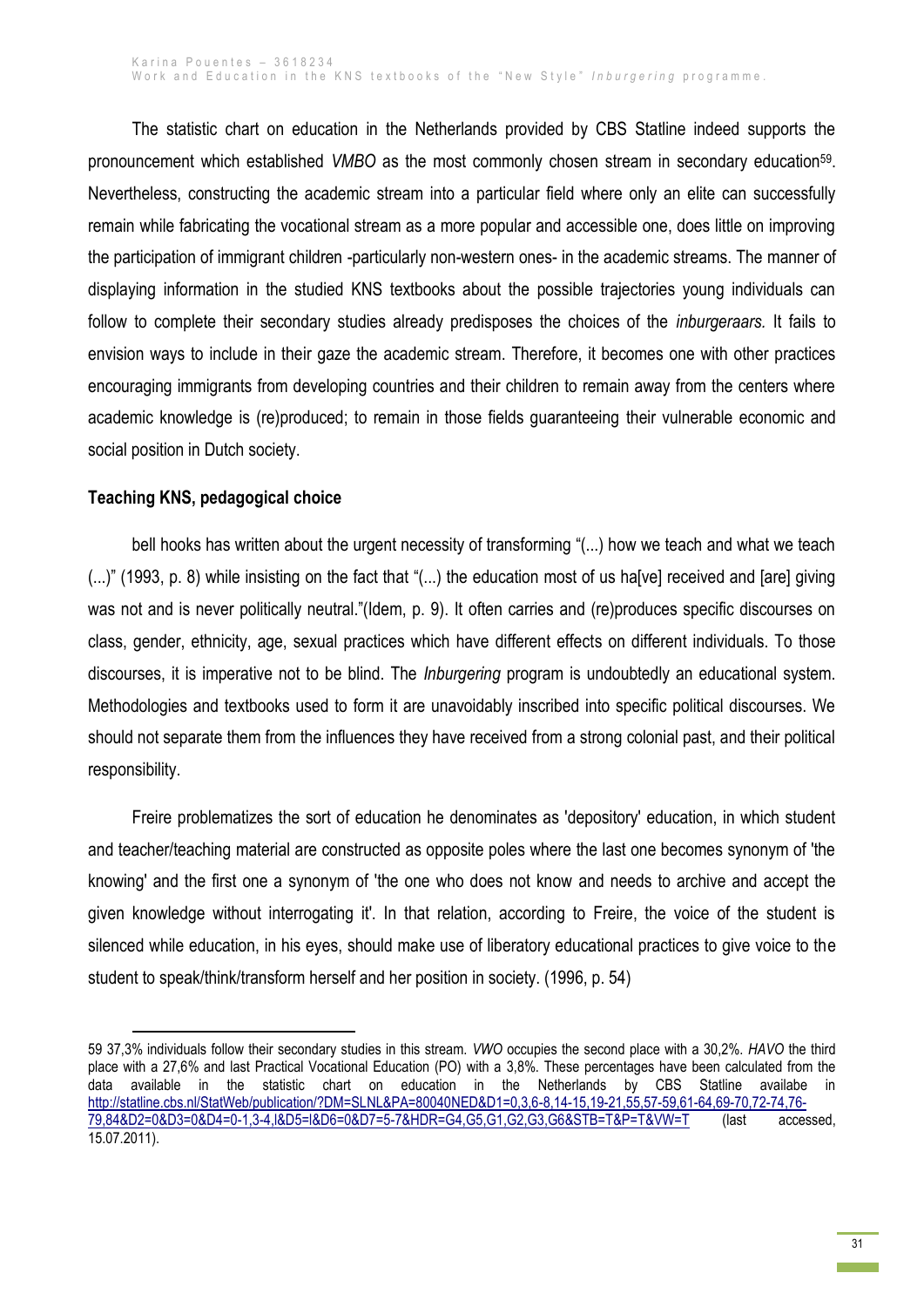The statistic chart on education in the Netherlands provided by CBS Statline indeed supports the pronouncement which established *VMBO* as the most commonly chosen stream in secondary education[59]. Nevertheless, constructing the academic stream into a particular field where only an elite can successfully remain while fabricating the vocational stream as a more popular and accessible one, does little on improving the participation of immigrant children -particularly non-western ones- in the academic streams. The manner of displaying information in the studied KNS textbooks about the possible trajectories young individuals can follow to complete their secondary studies already predisposes the choices of the *inburgeraars.* It fails to envision ways to include in their gaze the academic stream. Therefore, it becomes one with other practices encouraging immigrants from developing countries and their children to remain away from the centers where academic knowledge is (re)produced; to remain in those fields guaranteeing their vulnerable economic and social position in Dutch society.

**Teaching KNS, pedagogical choice**

bell hooks has written about the urgent necessity of transforming "(...) how we teach and what we teach (...)" (1993, p. 8) while insisting on the fact that "(...) the education most of us ha[ve] received and [are] giving was not and is never politically neutral."(Idem, p. 9). It often carries and (re)produces specific discourses on class, gender, ethnicity, age, sexual practices which have different effects on different individuals. To those discourses, it is imperative not to be blind. The *Inburgering* program is undoubtedly an educational system. Methodologies and textbooks used to form it are unavoidably inscribed into specific political discourses. We should not separate them from the influences they have received from a strong colonial past, and their political responsibility.

Freire problematizes the sort of education he denominates as 'depository' education, in which student and teacher/teaching material are constructed as opposite poles where the last one becomes synonym of 'the knowing' and the first one a synonym of 'the one who does not know and needs to archive and accept the given knowledge without interrogating it'. In that relation, according to Freire, the voice of the student is silenced while education, in his eyes, should make use of liberatory educational practices to give voice to the student to speak/think/transform herself and her position in society. (1996, p. 54)

---

59 37,3% individuals follow their secondary studies in this stream. *VWO* occupies the second place with a 30,2%. *HAVO* the third place with a 27,6% and last Practical Vocational Education (PO) with a 3,8%. These percentages have been calculated from the data available in the statistic chart on education in the Netherlands by CBS Statline availabe in http://statline.cbs.nl/StatWeb/publication/?DM=SLNL&PA=80040NED&D1=0,3,6-8,14-15,19-21,55,57-59,61-64,69-70,72-74,76-79,84&D2=0&D3=0&D4=0-1,3-4,l&D5=l&D6=0&D7=5-7&HDR=G4,G5,G1,G2,G3,G6&STB=T&P=T&VW=T (last accessed, 15.07.2011).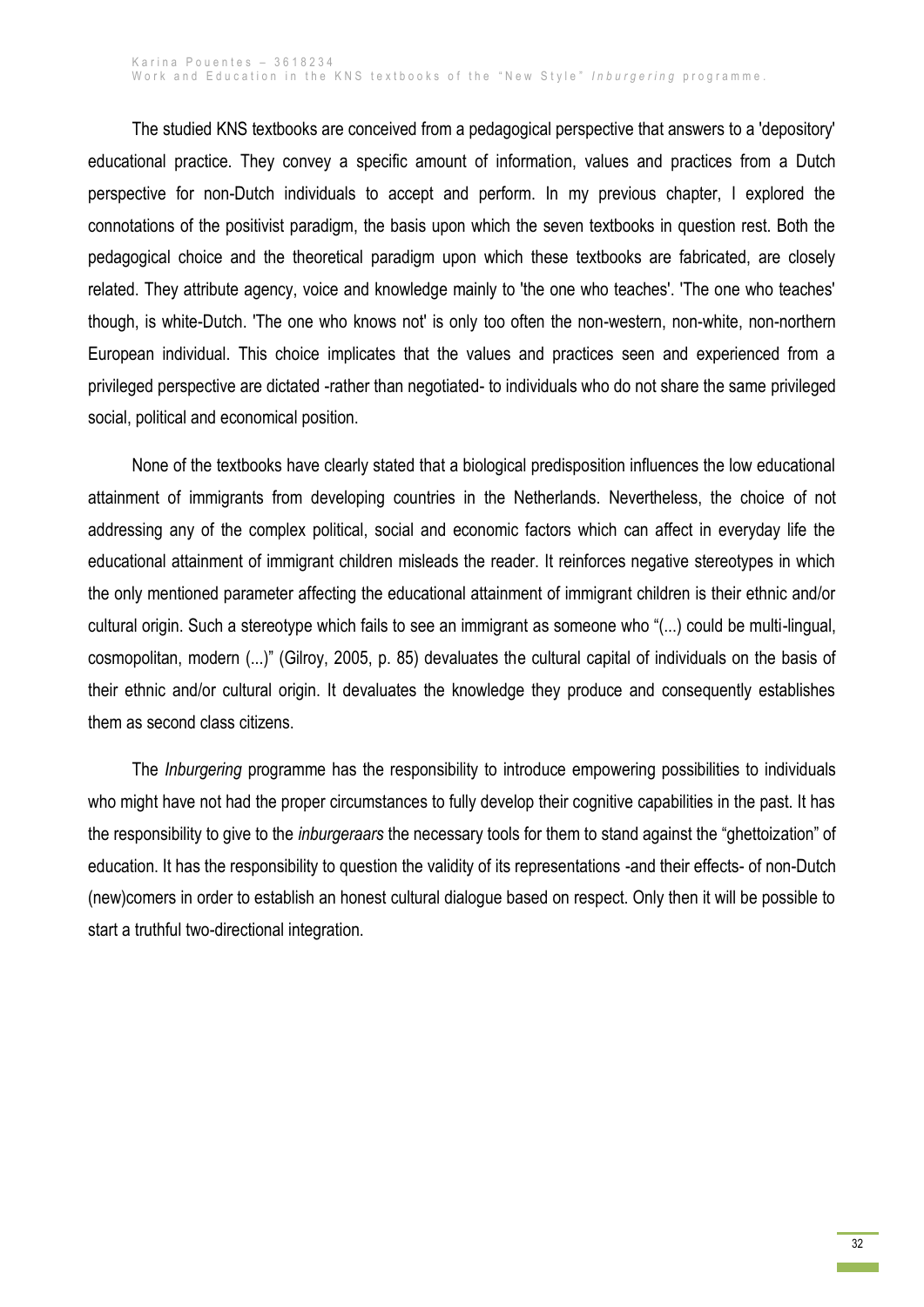The studied KNS textbooks are conceived from a pedagogical perspective that answers to a 'depository' educational practice. They convey a specific amount of information, values and practices from a Dutch perspective for non-Dutch individuals to accept and perform. In my previous chapter, I explored the connotations of the positivist paradigm, the basis upon which the seven textbooks in question rest. Both the pedagogical choice and the theoretical paradigm upon which these textbooks are fabricated, are closely related. They attribute agency, voice and knowledge mainly to 'the one who teaches'. 'The one who teaches' though, is white-Dutch. 'The one who knows not' is only too often the non-western, non-white, non-northern European individual. This choice implicates that the values and practices seen and experienced from a privileged perspective are dictated -rather than negotiated- to individuals who do not share the same privileged social, political and economical position.

None of the textbooks have clearly stated that a biological predisposition influences the low educational attainment of immigrants from developing countries in the Netherlands. Nevertheless, the choice of not addressing any of the complex political, social and economic factors which can affect in everyday life the educational attainment of immigrant children misleads the reader. It reinforces negative stereotypes in which the only mentioned parameter affecting the educational attainment of immigrant children is their ethnic and/or cultural origin. Such a stereotype which fails to see an immigrant as someone who "(...) could be multi-lingual, cosmopolitan, modern (...)" (Gilroy, 2005, p. 85) devaluates the cultural capital of individuals on the basis of their ethnic and/or cultural origin. It devaluates the knowledge they produce and consequently establishes them as second class citizens.

The *Inburgering* programme has the responsibility to introduce empowering possibilities to individuals who might have not had the proper circumstances to fully develop their cognitive capabilities in the past. It has the responsibility to give to the *inburgeraars* the necessary tools for them to stand against the "ghettoization" of education. It has the responsibility to question the validity of its representations -and their effects- of non-Dutch (new)comers in order to establish an honest cultural dialogue based on respect. Only then it will be possible to start a truthful two-directional integration.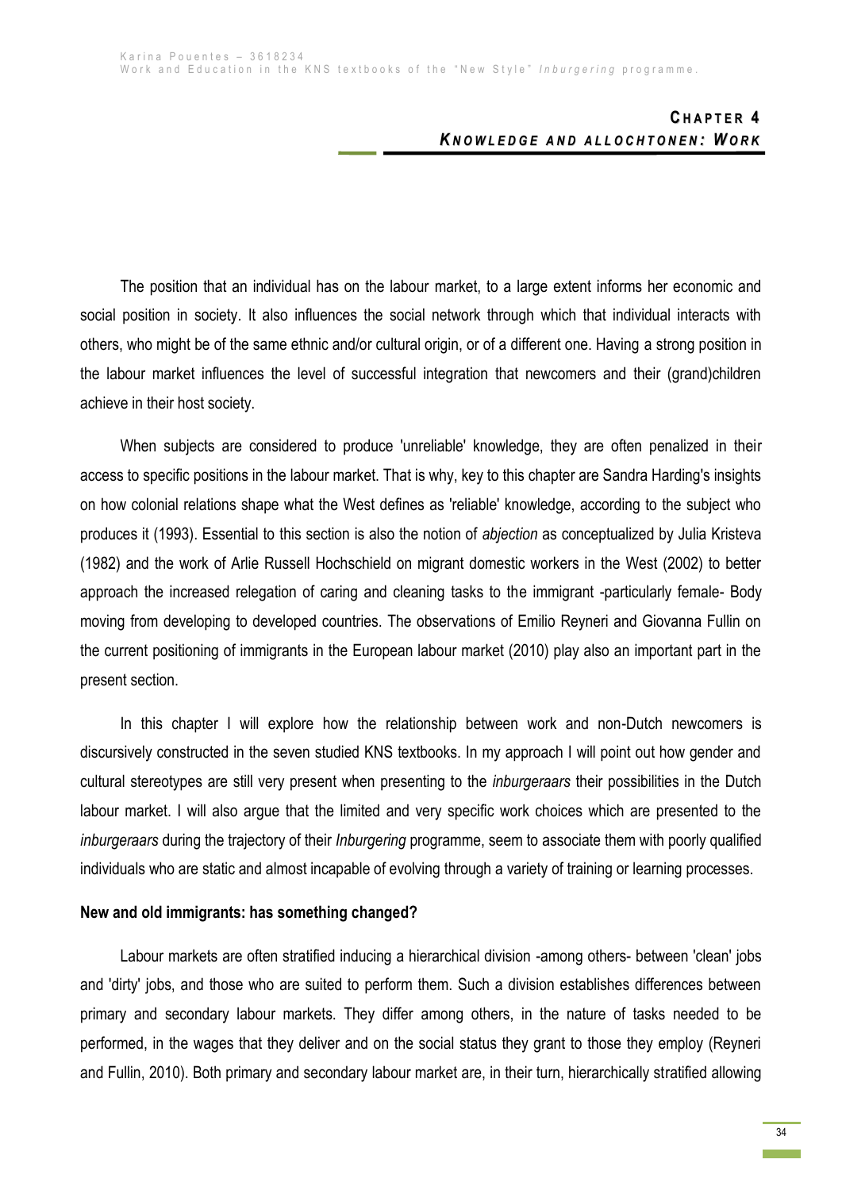# CHAPTER 4
## *KNOWLEDGE AND ALLOCHTONEN: WORK*

The position that an individual has on the labour market, to a large extent informs her economic and social position in society. It also influences the social network through which that individual interacts with others, who might be of the same ethnic and/or cultural origin, or of a different one. Having a strong position in the labour market influences the level of successful integration that newcomers and their (grand)children achieve in their host society.

When subjects are considered to produce 'unreliable' knowledge, they are often penalized in their access to specific positions in the labour market. That is why, key to this chapter are Sandra Harding's insights on how colonial relations shape what the West defines as 'reliable' knowledge, according to the subject who produces it (1993). Essential to this section is also the notion of *abjection* as conceptualized by Julia Kristeva (1982) and the work of Arlie Russell Hochschield on migrant domestic workers in the West (2002) to better approach the increased relegation of caring and cleaning tasks to the immigrant -particularly female- Body moving from developing to developed countries. The observations of Emilio Reyneri and Giovanna Fullin on the current positioning of immigrants in the European labour market (2010) play also an important part in the present section.

In this chapter I will explore how the relationship between work and non-Dutch newcomers is discursively constructed in the seven studied KNS textbooks. In my approach I will point out how gender and cultural stereotypes are still very present when presenting to the *inburgeraars* their possibilities in the Dutch labour market. I will also argue that the limited and very specific work choices which are presented to the *inburgeraars* during the trajectory of their *Inburgering* programme, seem to associate them with poorly qualified individuals who are static and almost incapable of evolving through a variety of training or learning processes.

**New and old immigrants: has something changed?**

Labour markets are often stratified inducing a hierarchical division -among others- between 'clean' jobs and 'dirty' jobs, and those who are suited to perform them. Such a division establishes differences between primary and secondary labour markets. They differ among others, in the nature of tasks needed to be performed, in the wages that they deliver and on the social status they grant to those they employ (Reyneri and Fullin, 2010). Both primary and secondary labour market are, in their turn, hierarchically stratified allowing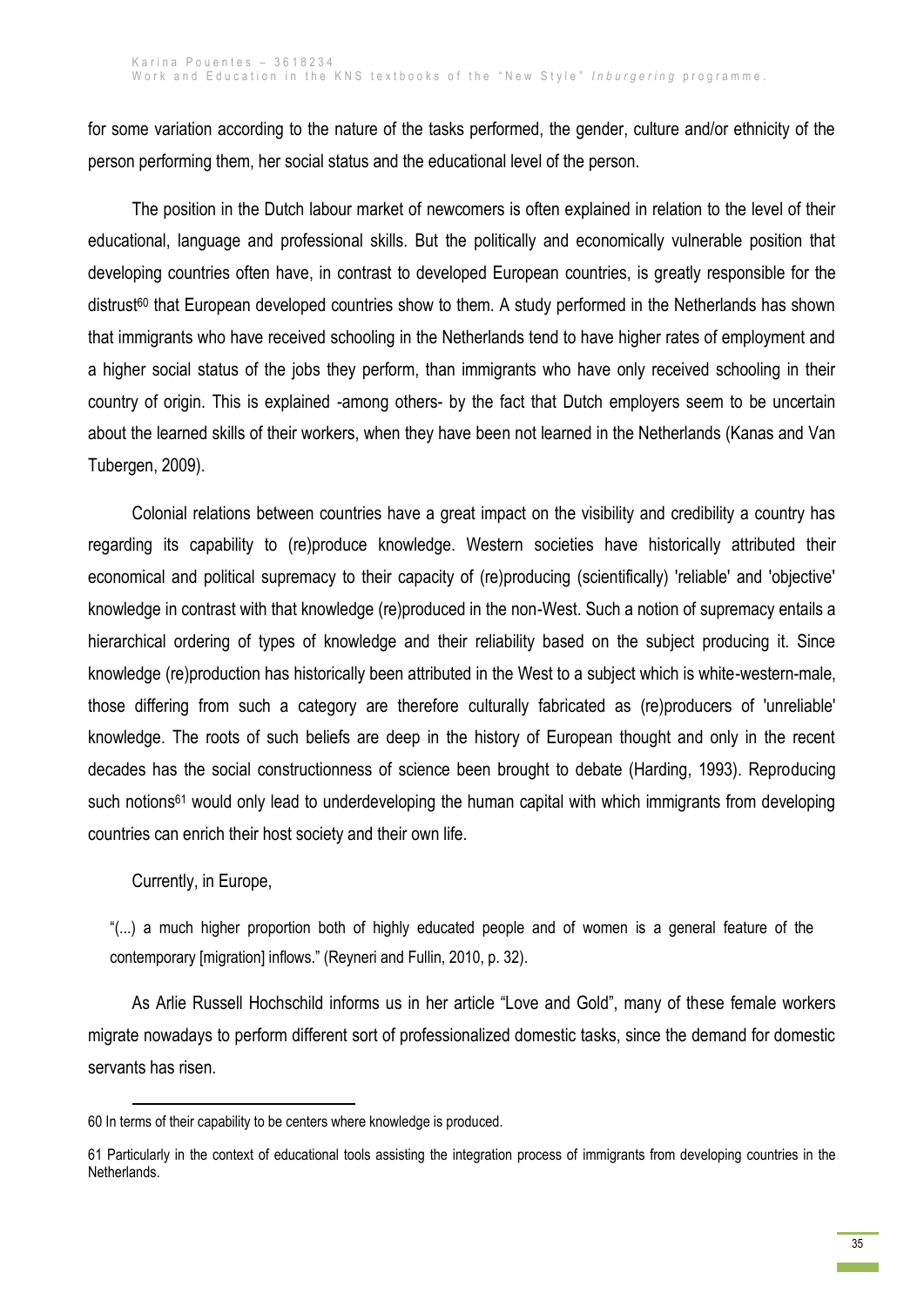for some variation according to the nature of the tasks performed, the gender, culture and/or ethnicity of the person performing them, her social status and the educational level of the person.

The position in the Dutch labour market of newcomers is often explained in relation to the level of their educational, language and professional skills. But the politically and economically vulnerable position that developing countries often have, in contrast to developed European countries, is greatly responsible for the distrust[60] that European developed countries show to them. A study performed in the Netherlands has shown that immigrants who have received schooling in the Netherlands tend to have higher rates of employment and a higher social status of the jobs they perform, than immigrants who have only received schooling in their country of origin. This is explained -among others- by the fact that Dutch employers seem to be uncertain about the learned skills of their workers, when they have been not learned in the Netherlands (Kanas and Van Tubergen, 2009).

Colonial relations between countries have a great impact on the visibility and credibility a country has regarding its capability to (re)produce knowledge. Western societies have historically attributed their economical and political supremacy to their capacity of (re)producing (scientifically) 'reliable' and 'objective' knowledge in contrast with that knowledge (re)produced in the non-West. Such a notion of supremacy entails a hierarchical ordering of types of knowledge and their reliability based on the subject producing it. Since knowledge (re)production has historically been attributed in the West to a subject which is white-western-male, those differing from such a category are therefore culturally fabricated as (re)producers of 'unreliable' knowledge. The roots of such beliefs are deep in the history of European thought and only in the recent decades has the social constructionness of science been brought to debate (Harding, 1993). Reproducing such notions[61] would only lead to underdeveloping the human capital with which immigrants from developing countries can enrich their host society and their own life.

Currently, in Europe,

> "(...) a much higher proportion both of highly educated people and of women is a general feature of the contemporary [migration] inflows." (Reyneri and Fullin, 2010, p. 32).

As Arlie Russell Hochschild informs us in her article "Love and Gold", many of these female workers migrate nowadays to perform different sort of professionalized domestic tasks, since the demand for domestic servants has risen.

---

60 In terms of their capability to be centers where knowledge is produced.

61 Particularly in the context of educational tools assisting the integration process of immigrants from developing countries in the Netherlands.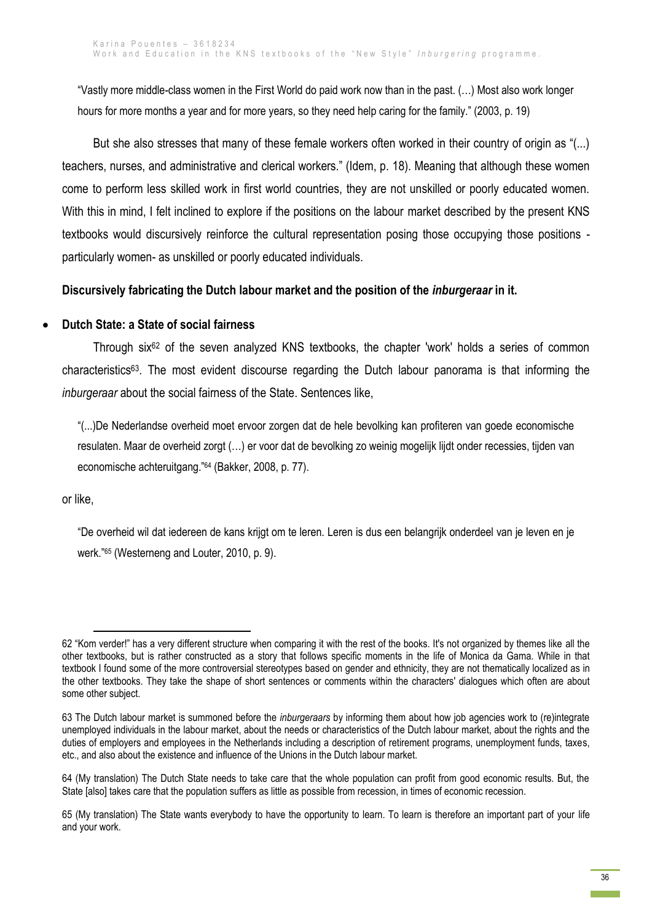> "Vastly more middle-class women in the First World do paid work now than in the past. (…) Most also work longer hours for more months a year and for more years, so they need help caring for the family." (2003, p. 19)

But she also stresses that many of these female workers often worked in their country of origin as "(...) teachers, nurses, and administrative and clerical workers." (Idem, p. 18). Meaning that although these women come to perform less skilled work in first world countries, they are not unskilled or poorly educated women. With this in mind, I felt inclined to explore if the positions on the labour market described by the present KNS textbooks would discursively reinforce the cultural representation posing those occupying those positions - particularly women- as unskilled or poorly educated individuals.

**Discursively fabricating the Dutch labour market and the position of the *inburgeraar* in it.**

- **Dutch State: a State of social fairness**

Through six[62] of the seven analyzed KNS textbooks, the chapter 'work' holds a series of common characteristics[63]. The most evident discourse regarding the Dutch labour panorama is that informing the *inburgeraar* about the social fairness of the State. Sentences like,

> "(...)De Nederlandse overheid moet ervoor zorgen dat de hele bevolking kan profiteren van goede economische resulaten. Maar de overheid zorgt (…) er voor dat de bevolking zo weinig mogelijk lijdt onder recessies, tijden van economische achteruitgang."[64] (Bakker, 2008, p. 77).

or like,

> "De overheid wil dat iedereen de kans krijgt om te leren. Leren is dus een belangrijk onderdeel van je leven en je werk."[65] (Westerneng and Louter, 2010, p. 9).

---

62 "Kom verder!" has a very different structure when comparing it with the rest of the books. It's not organized by themes like all the other textbooks, but is rather constructed as a story that follows specific moments in the life of Monica da Gama. While in that textbook I found some of the more controversial stereotypes based on gender and ethnicity, they are not thematically localized as in the other textbooks. They take the shape of short sentences or comments within the characters' dialogues which often are about some other subject.

63 The Dutch labour market is summoned before the *inburgeraars* by informing them about how job agencies work to (re)integrate unemployed individuals in the labour market, about the needs or characteristics of the Dutch labour market, about the rights and the duties of employers and employees in the Netherlands including a description of retirement programs, unemployment funds, taxes, etc., and also about the existence and influence of the Unions in the Dutch labour market.

64 (My translation) The Dutch State needs to take care that the whole population can profit from good economic results. But, the State [also] takes care that the population suffers as little as possible from recession, in times of economic recession.

65 (My translation) The State wants everybody to have the opportunity to learn. To learn is therefore an important part of your life and your work.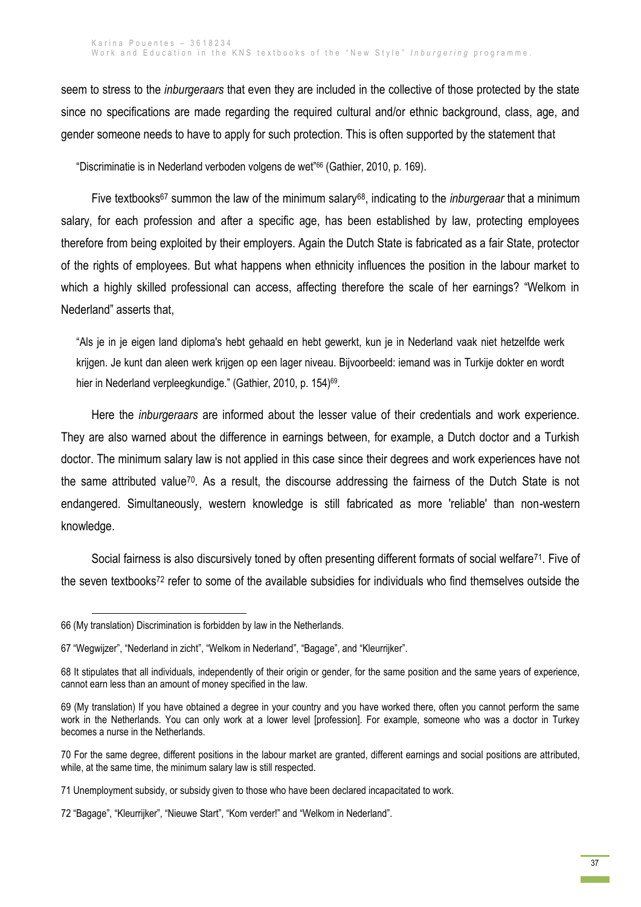seem to stress to the *inburgeraars* that even they are included in the collective of those protected by the state since no specifications are made regarding the required cultural and/or ethnic background, class, age, and gender someone needs to have to apply for such protection. This is often supported by the statement that

> "Discriminatie is in Nederland verboden volgens de wet"[66] (Gathier, 2010, p. 169).

Five textbooks[67] summon the law of the minimum salary[68], indicating to the *inburgeraar* that a minimum salary, for each profession and after a specific age, has been established by law, protecting employees therefore from being exploited by their employers. Again the Dutch State is fabricated as a fair State, protector of the rights of employees. But what happens when ethnicity influences the position in the labour market to which a highly skilled professional can access, affecting therefore the scale of her earnings? "Welkom in Nederland" asserts that,

> "Als je in je eigen land diploma's hebt gehaald en hebt gewerkt, kun je in Nederland vaak niet hetzelfde werk krijgen. Je kunt dan aleen werk krijgen op een lager niveau. Bijvoorbeeld: iemand was in Turkije dokter en wordt hier in Nederland verpleegkundige." (Gathier, 2010, p. 154)[69].

Here the *inburgeraars* are informed about the lesser value of their credentials and work experience. They are also warned about the difference in earnings between, for example, a Dutch doctor and a Turkish doctor. The minimum salary law is not applied in this case since their degrees and work experiences have not the same attributed value[70]. As a result, the discourse addressing the fairness of the Dutch State is not endangered. Simultaneously, western knowledge is still fabricated as more 'reliable' than non-western knowledge.

Social fairness is also discursively toned by often presenting different formats of social welfare[71]. Five of the seven textbooks[72] refer to some of the available subsidies for individuals who find themselves outside the

---

66 (My translation) Discrimination is forbidden by law in the Netherlands.

67 "Wegwijzer", "Nederland in zicht", "Welkom in Nederland", "Bagage", and "Kleurrijker".

68 It stipulates that all individuals, independently of their origin or gender, for the same position and the same years of experience, cannot earn less than an amount of money specified in the law.

69 (My translation) If you have obtained a degree in your country and you have worked there, often you cannot perform the same work in the Netherlands. You can only work at a lower level [profession]. For example, someone who was a doctor in Turkey becomes a nurse in the Netherlands.

70 For the same degree, different positions in the labour market are granted, different earnings and social positions are attributed, while, at the same time, the minimum salary law is still respected.

71 Unemployment subsidy, or subsidy given to those who have been declared incapacitated to work.

72 "Bagage", "Kleurrijker", "Nieuwe Start", "Kom verder!" and "Welkom in Nederland".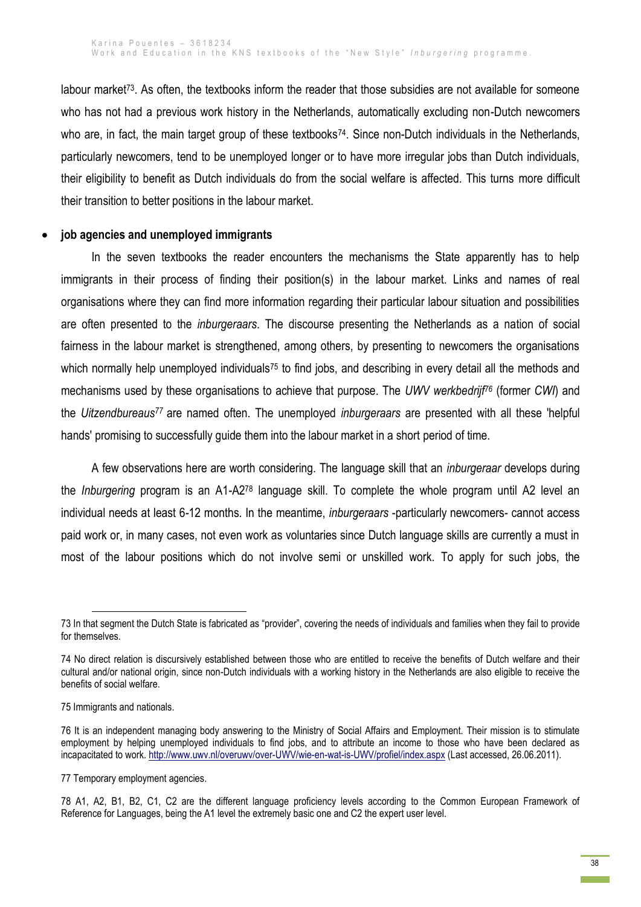labour market[73]. As often, the textbooks inform the reader that those subsidies are not available for someone who has not had a previous work history in the Netherlands, automatically excluding non-Dutch newcomers who are, in fact, the main target group of these textbooks[74]. Since non-Dutch individuals in the Netherlands, particularly newcomers, tend to be unemployed longer or to have more irregular jobs than Dutch individuals, their eligibility to benefit as Dutch individuals do from the social welfare is affected. This turns more difficult their transition to better positions in the labour market.

- **job agencies and unemployed immigrants**

In the seven textbooks the reader encounters the mechanisms the State apparently has to help immigrants in their process of finding their position(s) in the labour market. Links and names of real organisations where they can find more information regarding their particular labour situation and possibilities are often presented to the *inburgeraars*. The discourse presenting the Netherlands as a nation of social fairness in the labour market is strengthened, among others, by presenting to newcomers the organisations which normally help unemployed individuals[75] to find jobs, and describing in every detail all the methods and mechanisms used by these organisations to achieve that purpose. The *UWV werkbedrijf*[76] (former *CWI*) and the *Uitzendbureaus*[77] are named often. The unemployed *inburgeraars* are presented with all these 'helpful hands' promising to successfully guide them into the labour market in a short period of time.

A few observations here are worth considering. The language skill that an *inburgeraar* develops during the *Inburgering* program is an A1-A2[78] language skill. To complete the whole program until A2 level an individual needs at least 6-12 months. In the meantime, *inburgeraars* -particularly newcomers- cannot access paid work or, in many cases, not even work as voluntaries since Dutch language skills are currently a must in most of the labour positions which do not involve semi or unskilled work. To apply for such jobs, the

---

73 In that segment the Dutch State is fabricated as "provider", covering the needs of individuals and families when they fail to provide for themselves.

74 No direct relation is discursively established between those who are entitled to receive the benefits of Dutch welfare and their cultural and/or national origin, since non-Dutch individuals with a working history in the Netherlands are also eligible to receive the benefits of social welfare.

75 Immigrants and nationals.

76 It is an independent managing body answering to the Ministry of Social Affairs and Employment. Their mission is to stimulate employment by helping unemployed individuals to find jobs, and to attribute an income to those who have been declared as incapacitated to work. http://www.uwv.nl/overuwv/over-UWV/wie-en-wat-is-UWV/profiel/index.aspx (Last accessed, 26.06.2011).

77 Temporary employment agencies.

78 A1, A2, B1, B2, C1, C2 are the different language proficiency levels according to the Common European Framework of Reference for Languages, being the A1 level the extremely basic one and C2 the expert user level.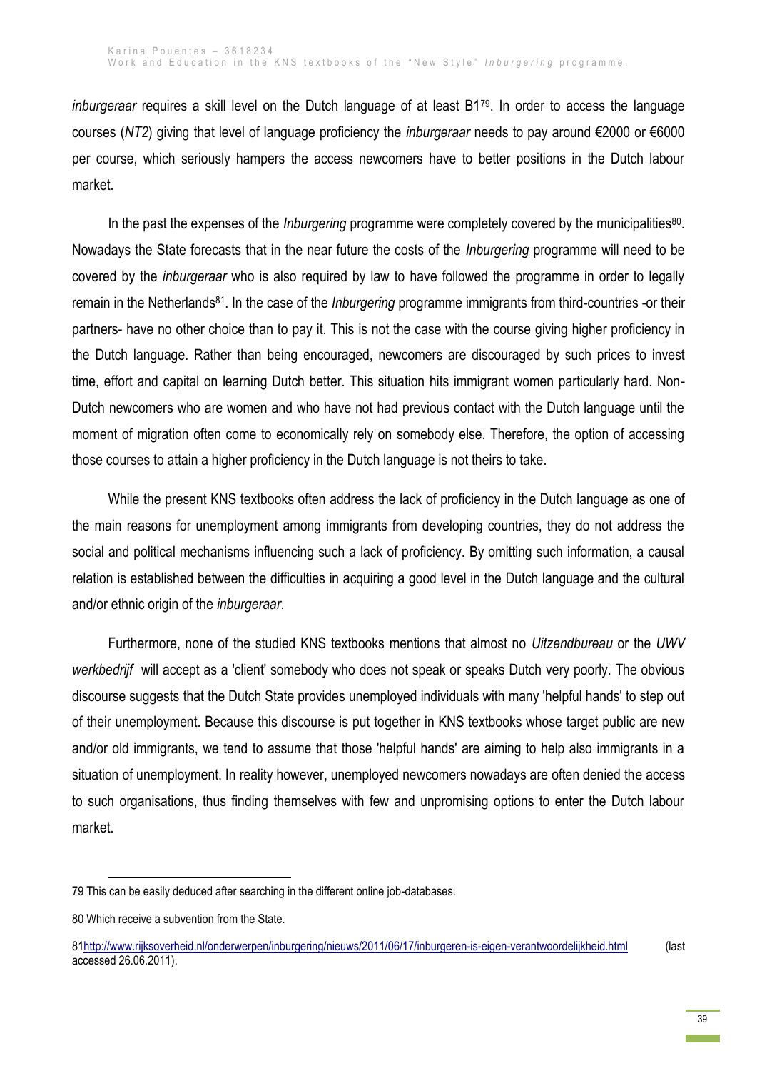*inburgeraar* requires a skill level on the Dutch language of at least B1[79]. In order to access the language courses (*NT2*) giving that level of language proficiency the *inburgeraar* needs to pay around €2000 or €6000 per course, which seriously hampers the access newcomers have to better positions in the Dutch labour market.

In the past the expenses of the *Inburgering* programme were completely covered by the municipalities[80]. Nowadays the State forecasts that in the near future the costs of the *Inburgering* programme will need to be covered by the *inburgeraar* who is also required by law to have followed the programme in order to legally remain in the Netherlands[81]. In the case of the *Inburgering* programme immigrants from third-countries -or their partners- have no other choice than to pay it. This is not the case with the course giving higher proficiency in the Dutch language. Rather than being encouraged, newcomers are discouraged by such prices to invest time, effort and capital on learning Dutch better. This situation hits immigrant women particularly hard. Non-Dutch newcomers who are women and who have not had previous contact with the Dutch language until the moment of migration often come to economically rely on somebody else. Therefore, the option of accessing those courses to attain a higher proficiency in the Dutch language is not theirs to take.

While the present KNS textbooks often address the lack of proficiency in the Dutch language as one of the main reasons for unemployment among immigrants from developing countries, they do not address the social and political mechanisms influencing such a lack of proficiency. By omitting such information, a causal relation is established between the difficulties in acquiring a good level in the Dutch language and the cultural and/or ethnic origin of the *inburgeraar*.

Furthermore, none of the studied KNS textbooks mentions that almost no *Uitzendbureau* or the *UWV werkbedrijf* will accept as a 'client' somebody who does not speak or speaks Dutch very poorly. The obvious discourse suggests that the Dutch State provides unemployed individuals with many 'helpful hands' to step out of their unemployment. Because this discourse is put together in KNS textbooks whose target public are new and/or old immigrants, we tend to assume that those 'helpful hands' are aiming to help also immigrants in a situation of unemployment. In reality however, unemployed newcomers nowadays are often denied the access to such organisations, thus finding themselves with few and unpromising options to enter the Dutch labour market.

---

79 This can be easily deduced after searching in the different online job-databases.

80 Which receive a subvention from the State.

81 http://www.rijksoverheid.nl/onderwerpen/inburgering/nieuws/2011/06/17/inburgeren-is-eigen-verantwoordelijkheid.html (last accessed 26.06.2011).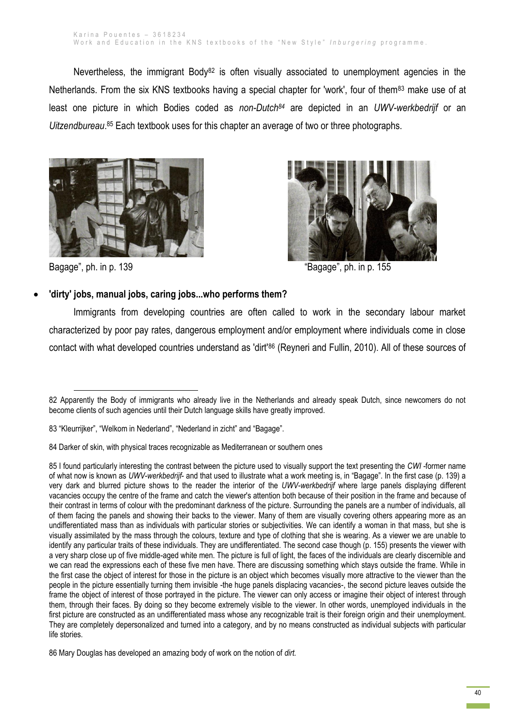Nevertheless, the immigrant Body[82] is often visually associated to unemployment agencies in the Netherlands. From the six KNS textbooks having a special chapter for 'work', four of them[83] make use of at least one picture in which Bodies coded as *non-Dutch[84]* are depicted in an *UWV-werkbedrijf* or an *Uitzendbureau*.[85] Each textbook uses for this chapter an average of two or three photographs.

Bagage", ph. in p. 139

"Bagage", ph. in p. 155

- **'dirty' jobs, manual jobs, caring jobs...who performs them?**

Immigrants from developing countries are often called to work in the secondary labour market characterized by poor pay rates, dangerous employment and/or employment where individuals come in close contact with what developed countries understand as 'dirt'[86] (Reyneri and Fullin, 2010). All of these sources of

---

82 Apparently the Body of immigrants who already live in the Netherlands and already speak Dutch, since newcomers do not become clients of such agencies until their Dutch language skills have greatly improved.

83 "Kleurrijker", "Welkom in Nederland", "Nederland in zicht" and "Bagage".

84 Darker of skin, with physical traces recognizable as Mediterranean or southern ones

85 I found particularly interesting the contrast between the picture used to visually support the text presenting the *CWI* -former name of what now is known as *UWV-werkbedrijf*- and that used to illustrate what a work meeting is, in "Bagage". In the first case (p. 139) a very dark and blurred picture shows to the reader the interior of the *UWV-werkbedrijf* where large panels displaying different vacancies occupy the centre of the frame and catch the viewer's attention both because of their position in the frame and because of their contrast in terms of colour with the predominant darkness of the picture. Surrounding the panels are a number of individuals, all of them facing the panels and showing their backs to the viewer. Many of them are visually covering others appearing more as an undifferentiated mass than as individuals with particular stories or subjectivities. We can identify a woman in that mass, but she is visually assimilated by the mass through the colours, texture and type of clothing that she is wearing. As a viewer we are unable to identify any particular traits of these individuals. They are undifferentiated. The second case though (p. 155) presents the viewer with a very sharp close up of five middle-aged white men. The picture is full of light, the faces of the individuals are clearly discernible and we can read the expressions each of these five men have. There are discussing something which stays outside the frame. While in the first case the object of interest for those in the picture is an object which becomes visually more attractive to the viewer than the people in the picture essentially turning them invisible -the huge panels displacing vacancies-, the second picture leaves outside the frame the object of interest of those portrayed in the picture. The viewer can only access or imagine their object of interest through them, through their faces. By doing so they become extremely visible to the viewer. In other words, unemployed individuals in the first picture are constructed as an undifferentiated mass whose any recognizable trait is their foreign origin and their unemployment. They are completely depersonalized and turned into a category, and by no means constructed as individual subjects with particular life stories.

86 Mary Douglas has developed an amazing body of work on the notion of *dirt.*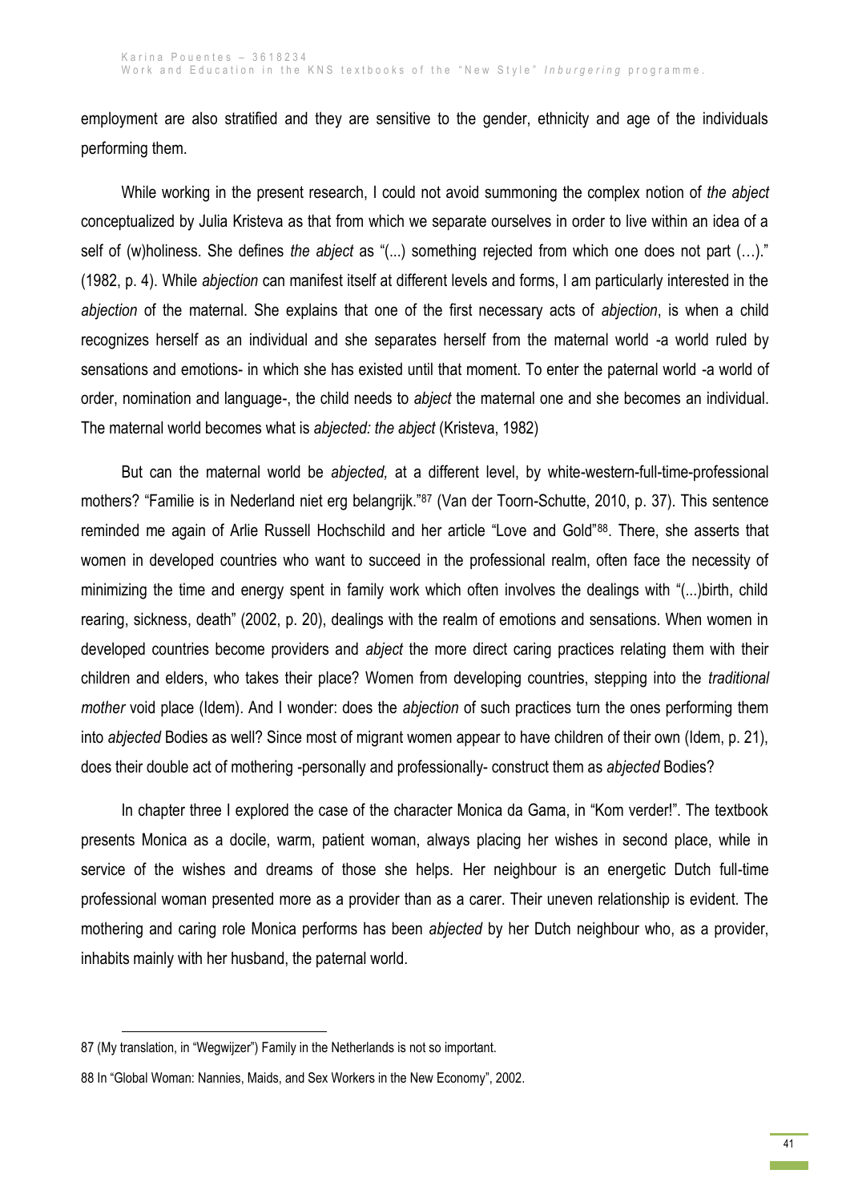employment are also stratified and they are sensitive to the gender, ethnicity and age of the individuals performing them.

While working in the present research, I could not avoid summoning the complex notion of *the abject* conceptualized by Julia Kristeva as that from which we separate ourselves in order to live within an idea of a self of (w)holiness. She defines *the abject* as "(...) something rejected from which one does not part (…)." (1982, p. 4). While *abjection* can manifest itself at different levels and forms, I am particularly interested in the *abjection* of the maternal. She explains that one of the first necessary acts of *abjection*, is when a child recognizes herself as an individual and she separates herself from the maternal world -a world ruled by sensations and emotions- in which she has existed until that moment. To enter the paternal world -a world of order, nomination and language-, the child needs to *abject* the maternal one and she becomes an individual. The maternal world becomes what is *abjected: the abject* (Kristeva, 1982)

But can the maternal world be *abjected,* at a different level, by white-western-full-time-professional mothers? "Familie is in Nederland niet erg belangrijk."[87] (Van der Toorn-Schutte, 2010, p. 37). This sentence reminded me again of Arlie Russell Hochschild and her article "Love and Gold"[88]. There, she asserts that women in developed countries who want to succeed in the professional realm, often face the necessity of minimizing the time and energy spent in family work which often involves the dealings with "(...)birth, child rearing, sickness, death" (2002, p. 20), dealings with the realm of emotions and sensations. When women in developed countries become providers and *abject* the more direct caring practices relating them with their children and elders, who takes their place? Women from developing countries, stepping into the *traditional mother* void place (Idem). And I wonder: does the *abjection* of such practices turn the ones performing them into *abjected* Bodies as well? Since most of migrant women appear to have children of their own (Idem, p. 21), does their double act of mothering -personally and professionally- construct them as *abjected* Bodies?

In chapter three I explored the case of the character Monica da Gama, in "Kom verder!". The textbook presents Monica as a docile, warm, patient woman, always placing her wishes in second place, while in service of the wishes and dreams of those she helps. Her neighbour is an energetic Dutch full-time professional woman presented more as a provider than as a carer. Their uneven relationship is evident. The mothering and caring role Monica performs has been *abjected* by her Dutch neighbour who, as a provider, inhabits mainly with her husband, the paternal world.

87 (My translation, in "Wegwijzer") Family in the Netherlands is not so important.

88 In "Global Woman: Nannies, Maids, and Sex Workers in the New Economy", 2002.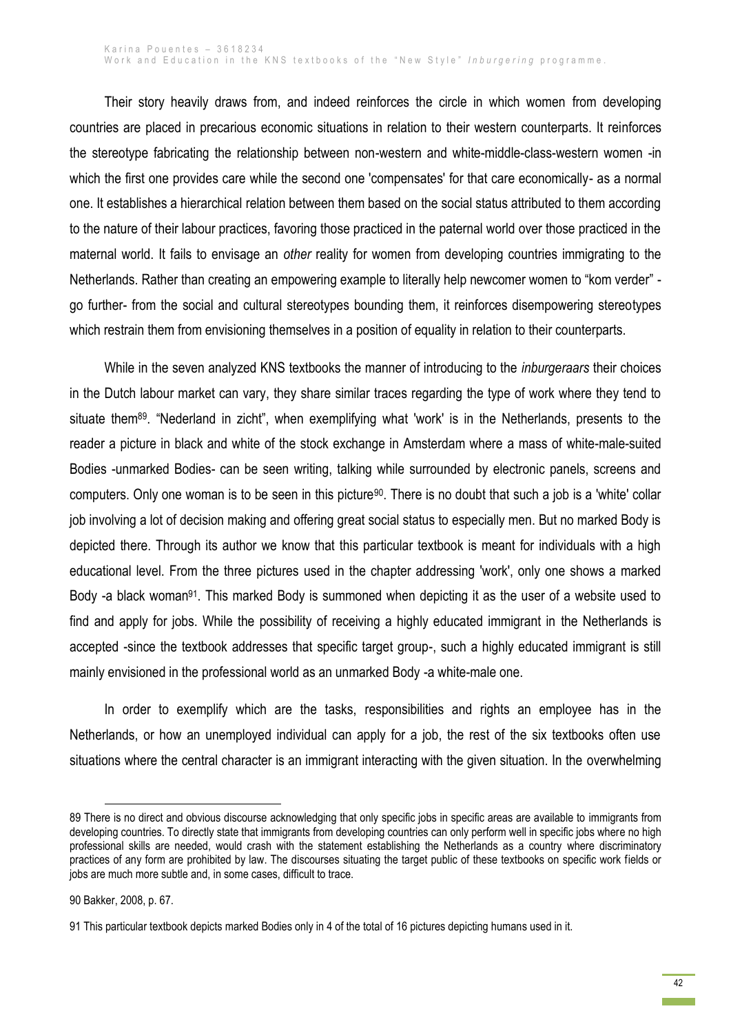Their story heavily draws from, and indeed reinforces the circle in which women from developing countries are placed in precarious economic situations in relation to their western counterparts. It reinforces the stereotype fabricating the relationship between non-western and white-middle-class-western women -in which the first one provides care while the second one 'compensates' for that care economically- as a normal one. It establishes a hierarchical relation between them based on the social status attributed to them according to the nature of their labour practices, favoring those practiced in the paternal world over those practiced in the maternal world. It fails to envisage an *other* reality for women from developing countries immigrating to the Netherlands. Rather than creating an empowering example to literally help newcomer women to "kom verder" -go further- from the social and cultural stereotypes bounding them, it reinforces disempowering stereotypes which restrain them from envisioning themselves in a position of equality in relation to their counterparts.

While in the seven analyzed KNS textbooks the manner of introducing to the *inburgeraars* their choices in the Dutch labour market can vary, they share similar traces regarding the type of work where they tend to situate them[89]. "Nederland in zicht", when exemplifying what 'work' is in the Netherlands, presents to the reader a picture in black and white of the stock exchange in Amsterdam where a mass of white-male-suited Bodies -unmarked Bodies- can be seen writing, talking while surrounded by electronic panels, screens and computers. Only one woman is to be seen in this picture[90]. There is no doubt that such a job is a 'white' collar job involving a lot of decision making and offering great social status to especially men. But no marked Body is depicted there. Through its author we know that this particular textbook is meant for individuals with a high educational level. From the three pictures used in the chapter addressing 'work', only one shows a marked Body -a black woman[91]. This marked Body is summoned when depicting it as the user of a website used to find and apply for jobs. While the possibility of receiving a highly educated immigrant in the Netherlands is accepted -since the textbook addresses that specific target group-, such a highly educated immigrant is still mainly envisioned in the professional world as an unmarked Body -a white-male one.

In order to exemplify which are the tasks, responsibilities and rights an employee has in the Netherlands, or how an unemployed individual can apply for a job, the rest of the six textbooks often use situations where the central character is an immigrant interacting with the given situation. In the overwhelming

89 There is no direct and obvious discourse acknowledging that only specific jobs in specific areas are available to immigrants from developing countries. To directly state that immigrants from developing countries can only perform well in specific jobs where no high professional skills are needed, would crash with the statement establishing the Netherlands as a country where discriminatory practices of any form are prohibited by law. The discourses situating the target public of these textbooks on specific work fields or jobs are much more subtle and, in some cases, difficult to trace.

90 Bakker, 2008, p. 67.

91 This particular textbook depicts marked Bodies only in 4 of the total of 16 pictures depicting humans used in it.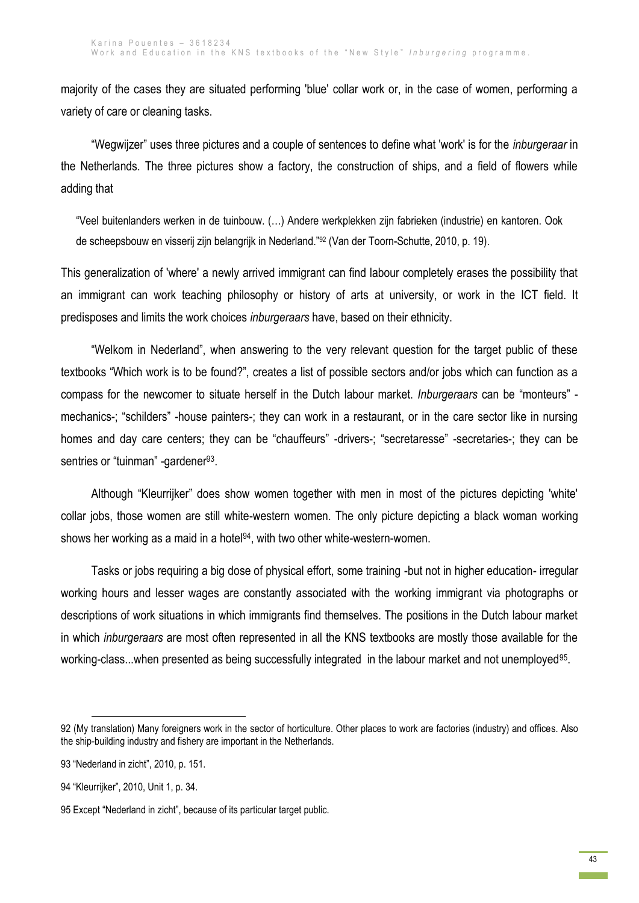majority of the cases they are situated performing 'blue' collar work or, in the case of women, performing a variety of care or cleaning tasks.

"Wegwijzer" uses three pictures and a couple of sentences to define what 'work' is for the *inburgeraar* in the Netherlands. The three pictures show a factory, the construction of ships, and a field of flowers while adding that

> "Veel buitenlanders werken in de tuinbouw. (…) Andere werkplekken zijn fabrieken (industrie) en kantoren. Ook de scheepsbouw en visserij zijn belangrijk in Nederland."[92] (Van der Toorn-Schutte, 2010, p. 19).

This generalization of 'where' a newly arrived immigrant can find labour completely erases the possibility that an immigrant can work teaching philosophy or history of arts at university, or work in the ICT field. It predisposes and limits the work choices *inburgeraars* have, based on their ethnicity.

"Welkom in Nederland", when answering to the very relevant question for the target public of these textbooks "Which work is to be found?", creates a list of possible sectors and/or jobs which can function as a compass for the newcomer to situate herself in the Dutch labour market. *Inburgeraars* can be "monteurs" -mechanics-; "schilders" -house painters-; they can work in a restaurant, or in the care sector like in nursing homes and day care centers; they can be "chauffeurs" -drivers-; "secretaresse" -secretaries-; they can be sentries or "tuinman" -gardener[93].

Although "Kleurrijker" does show women together with men in most of the pictures depicting 'white' collar jobs, those women are still white-western women. The only picture depicting a black woman working shows her working as a maid in a hotel[94], with two other white-western-women.

Tasks or jobs requiring a big dose of physical effort, some training -but not in higher education- irregular working hours and lesser wages are constantly associated with the working immigrant via photographs or descriptions of work situations in which immigrants find themselves. The positions in the Dutch labour market in which *inburgeraars* are most often represented in all the KNS textbooks are mostly those available for the working-class...when presented as being successfully integrated in the labour market and not unemployed[95].

---

92 (My translation) Many foreigners work in the sector of horticulture. Other places to work are factories (industry) and offices. Also the ship-building industry and fishery are important in the Netherlands.

93 "Nederland in zicht", 2010, p. 151.

94 "Kleurrijker", 2010, Unit 1, p. 34.

95 Except "Nederland in zicht", because of its particular target public.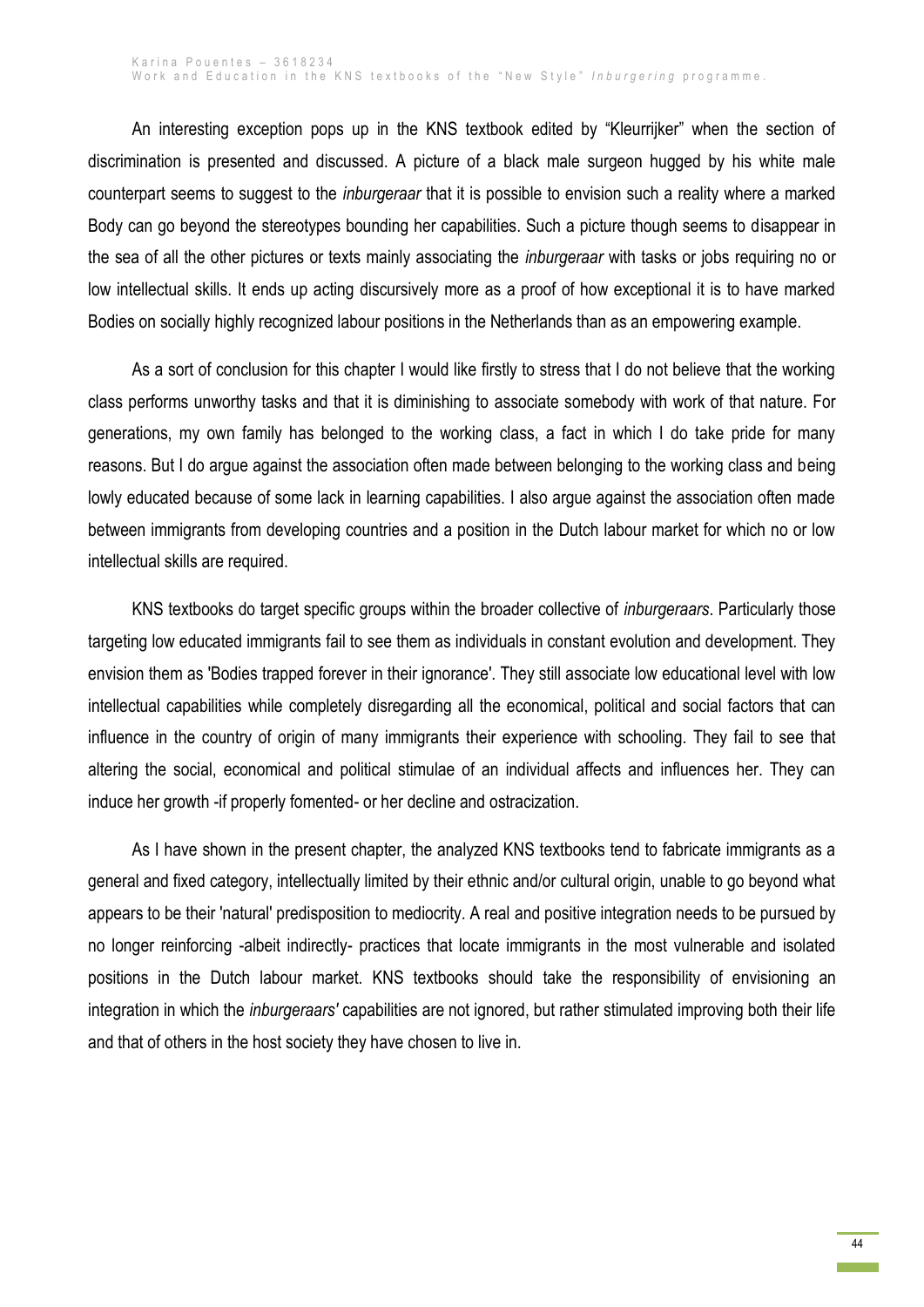An interesting exception pops up in the KNS textbook edited by "Kleurrijker" when the section of discrimination is presented and discussed. A picture of a black male surgeon hugged by his white male counterpart seems to suggest to the *inburgeraar* that it is possible to envision such a reality where a marked Body can go beyond the stereotypes bounding her capabilities. Such a picture though seems to disappear in the sea of all the other pictures or texts mainly associating the *inburgeraar* with tasks or jobs requiring no or low intellectual skills. It ends up acting discursively more as a proof of how exceptional it is to have marked Bodies on socially highly recognized labour positions in the Netherlands than as an empowering example.

As a sort of conclusion for this chapter I would like firstly to stress that I do not believe that the working class performs unworthy tasks and that it is diminishing to associate somebody with work of that nature. For generations, my own family has belonged to the working class, a fact in which I do take pride for many reasons. But I do argue against the association often made between belonging to the working class and being lowly educated because of some lack in learning capabilities. I also argue against the association often made between immigrants from developing countries and a position in the Dutch labour market for which no or low intellectual skills are required.

KNS textbooks do target specific groups within the broader collective of *inburgeraars*. Particularly those targeting low educated immigrants fail to see them as individuals in constant evolution and development. They envision them as 'Bodies trapped forever in their ignorance'. They still associate low educational level with low intellectual capabilities while completely disregarding all the economical, political and social factors that can influence in the country of origin of many immigrants their experience with schooling. They fail to see that altering the social, economical and political stimulae of an individual affects and influences her. They can induce her growth -if properly fomented- or her decline and ostracization.

As I have shown in the present chapter, the analyzed KNS textbooks tend to fabricate immigrants as a general and fixed category, intellectually limited by their ethnic and/or cultural origin, unable to go beyond what appears to be their 'natural' predisposition to mediocrity. A real and positive integration needs to be pursued by no longer reinforcing -albeit indirectly- practices that locate immigrants in the most vulnerable and isolated positions in the Dutch labour market. KNS textbooks should take the responsibility of envisioning an integration in which the *inburgeraars'* capabilities are not ignored, but rather stimulated improving both their life and that of others in the host society they have chosen to live in.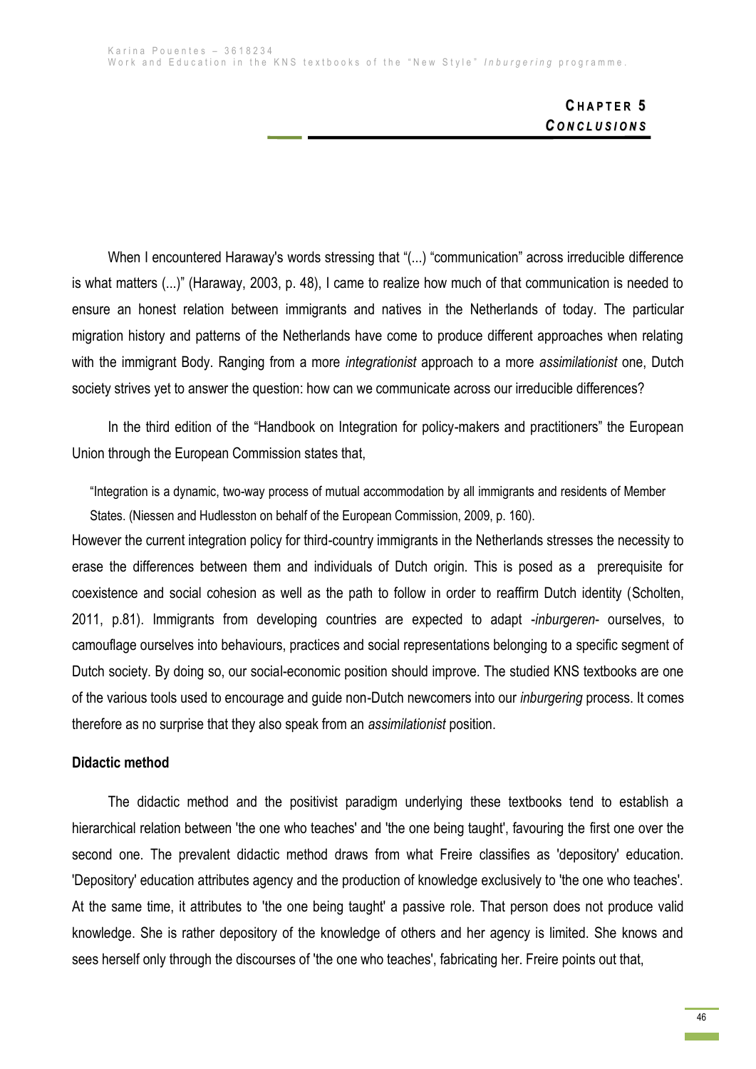# CHAPTER 5
## *CONCLUSIONS*

When I encountered Haraway's words stressing that "(...) "communication" across irreducible difference is what matters (...)" (Haraway, 2003, p. 48), I came to realize how much of that communication is needed to ensure an honest relation between immigrants and natives in the Netherlands of today. The particular migration history and patterns of the Netherlands have come to produce different approaches when relating with the immigrant Body. Ranging from a more *integrationist* approach to a more *assimilationist* one, Dutch society strives yet to answer the question: how can we communicate across our irreducible differences?

In the third edition of the "Handbook on Integration for policy-makers and practitioners" the European Union through the European Commission states that,

> "Integration is a dynamic, two-way process of mutual accommodation by all immigrants and residents of Member States. (Niessen and Hudlesston on behalf of the European Commission, 2009, p. 160).

However the current integration policy for third-country immigrants in the Netherlands stresses the necessity to erase the differences between them and individuals of Dutch origin. This is posed as a prerequisite for coexistence and social cohesion as well as the path to follow in order to reaffirm Dutch identity (Scholten, 2011, p.81). Immigrants from developing countries are expected to adapt -*inburgeren*- ourselves, to camouflage ourselves into behaviours, practices and social representations belonging to a specific segment of Dutch society. By doing so, our social-economic position should improve. The studied KNS textbooks are one of the various tools used to encourage and guide non-Dutch newcomers into our *inburgering* process. It comes therefore as no surprise that they also speak from an *assimilationist* position.

### Didactic method

The didactic method and the positivist paradigm underlying these textbooks tend to establish a hierarchical relation between 'the one who teaches' and 'the one being taught', favouring the first one over the second one. The prevalent didactic method draws from what Freire classifies as 'depository' education. 'Depository' education attributes agency and the production of knowledge exclusively to 'the one who teaches'. At the same time, it attributes to 'the one being taught' a passive role. That person does not produce valid knowledge. She is rather depository of the knowledge of others and her agency is limited. She knows and sees herself only through the discourses of 'the one who teaches', fabricating her. Freire points out that,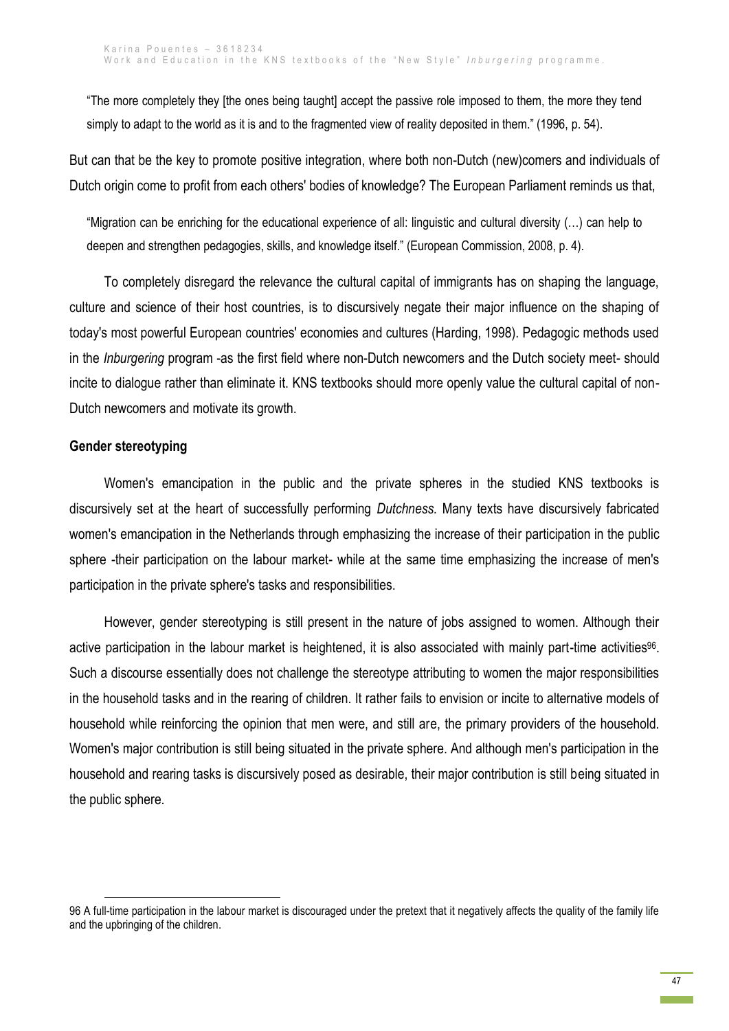"The more completely they [the ones being taught] accept the passive role imposed to them, the more they tend simply to adapt to the world as it is and to the fragmented view of reality deposited in them." (1996, p. 54).

But can that be the key to promote positive integration, where both non-Dutch (new)comers and individuals of Dutch origin come to profit from each others' bodies of knowledge? The European Parliament reminds us that,

"Migration can be enriching for the educational experience of all: linguistic and cultural diversity (…) can help to deepen and strengthen pedagogies, skills, and knowledge itself." (European Commission, 2008, p. 4).

To completely disregard the relevance the cultural capital of immigrants has on shaping the language, culture and science of their host countries, is to discursively negate their major influence on the shaping of today's most powerful European countries' economies and cultures (Harding, 1998). Pedagogic methods used in the *Inburgering* program -as the first field where non-Dutch newcomers and the Dutch society meet- should incite to dialogue rather than eliminate it. KNS textbooks should more openly value the cultural capital of non-Dutch newcomers and motivate its growth.

**Gender stereotyping**

Women's emancipation in the public and the private spheres in the studied KNS textbooks is discursively set at the heart of successfully performing *Dutchness.* Many texts have discursively fabricated women's emancipation in the Netherlands through emphasizing the increase of their participation in the public sphere -their participation on the labour market- while at the same time emphasizing the increase of men's participation in the private sphere's tasks and responsibilities.

However, gender stereotyping is still present in the nature of jobs assigned to women. Although their active participation in the labour market is heightened, it is also associated with mainly part-time activities[96]. Such a discourse essentially does not challenge the stereotype attributing to women the major responsibilities in the household tasks and in the rearing of children. It rather fails to envision or incite to alternative models of household while reinforcing the opinion that men were, and still are, the primary providers of the household. Women's major contribution is still being situated in the private sphere. And although men's participation in the household and rearing tasks is discursively posed as desirable, their major contribution is still being situated in the public sphere.

96 A full-time participation in the labour market is discouraged under the pretext that it negatively affects the quality of the family life and the upbringing of the children.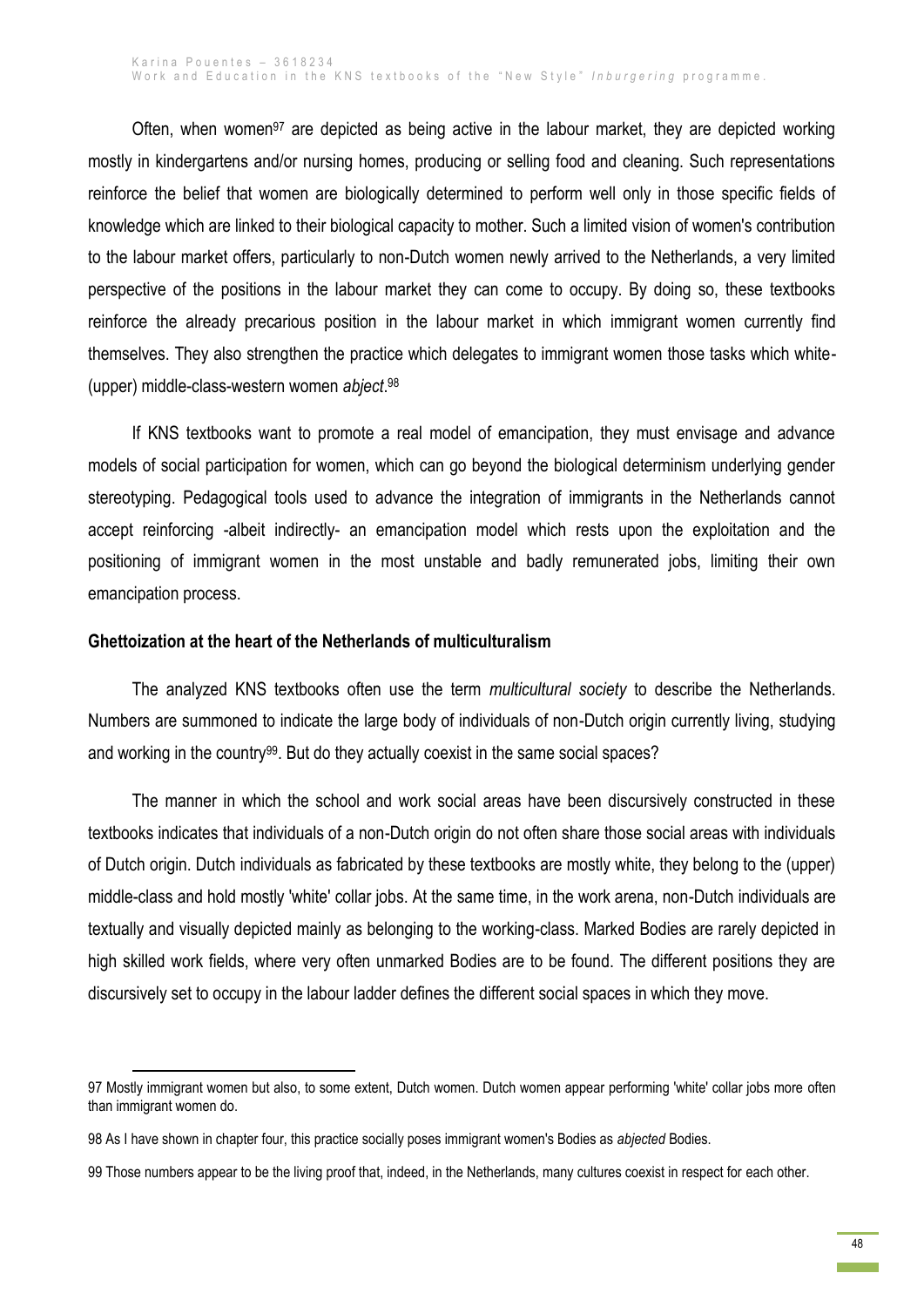Often, when women[97] are depicted as being active in the labour market, they are depicted working mostly in kindergartens and/or nursing homes, producing or selling food and cleaning. Such representations reinforce the belief that women are biologically determined to perform well only in those specific fields of knowledge which are linked to their biological capacity to mother. Such a limited vision of women's contribution to the labour market offers, particularly to non-Dutch women newly arrived to the Netherlands, a very limited perspective of the positions in the labour market they can come to occupy. By doing so, these textbooks reinforce the already precarious position in the labour market in which immigrant women currently find themselves. They also strengthen the practice which delegates to immigrant women those tasks which white-(upper) middle-class-western women *abject*.[98]

If KNS textbooks want to promote a real model of emancipation, they must envisage and advance models of social participation for women, which can go beyond the biological determinism underlying gender stereotyping. Pedagogical tools used to advance the integration of immigrants in the Netherlands cannot accept reinforcing -albeit indirectly- an emancipation model which rests upon the exploitation and the positioning of immigrant women in the most unstable and badly remunerated jobs, limiting their own emancipation process.

**Ghettoization at the heart of the Netherlands of multiculturalism**

The analyzed KNS textbooks often use the term *multicultural society* to describe the Netherlands. Numbers are summoned to indicate the large body of individuals of non-Dutch origin currently living, studying and working in the country[99]. But do they actually coexist in the same social spaces?

The manner in which the school and work social areas have been discursively constructed in these textbooks indicates that individuals of a non-Dutch origin do not often share those social areas with individuals of Dutch origin. Dutch individuals as fabricated by these textbooks are mostly white, they belong to the (upper) middle-class and hold mostly 'white' collar jobs. At the same time, in the work arena, non-Dutch individuals are textually and visually depicted mainly as belonging to the working-class. Marked Bodies are rarely depicted in high skilled work fields, where very often unmarked Bodies are to be found. The different positions they are discursively set to occupy in the labour ladder defines the different social spaces in which they move.

---

97 Mostly immigrant women but also, to some extent, Dutch women. Dutch women appear performing 'white' collar jobs more often than immigrant women do.

98 As I have shown in chapter four, this practice socially poses immigrant women's Bodies as *abjected* Bodies.

99 Those numbers appear to be the living proof that, indeed, in the Netherlands, many cultures coexist in respect for each other.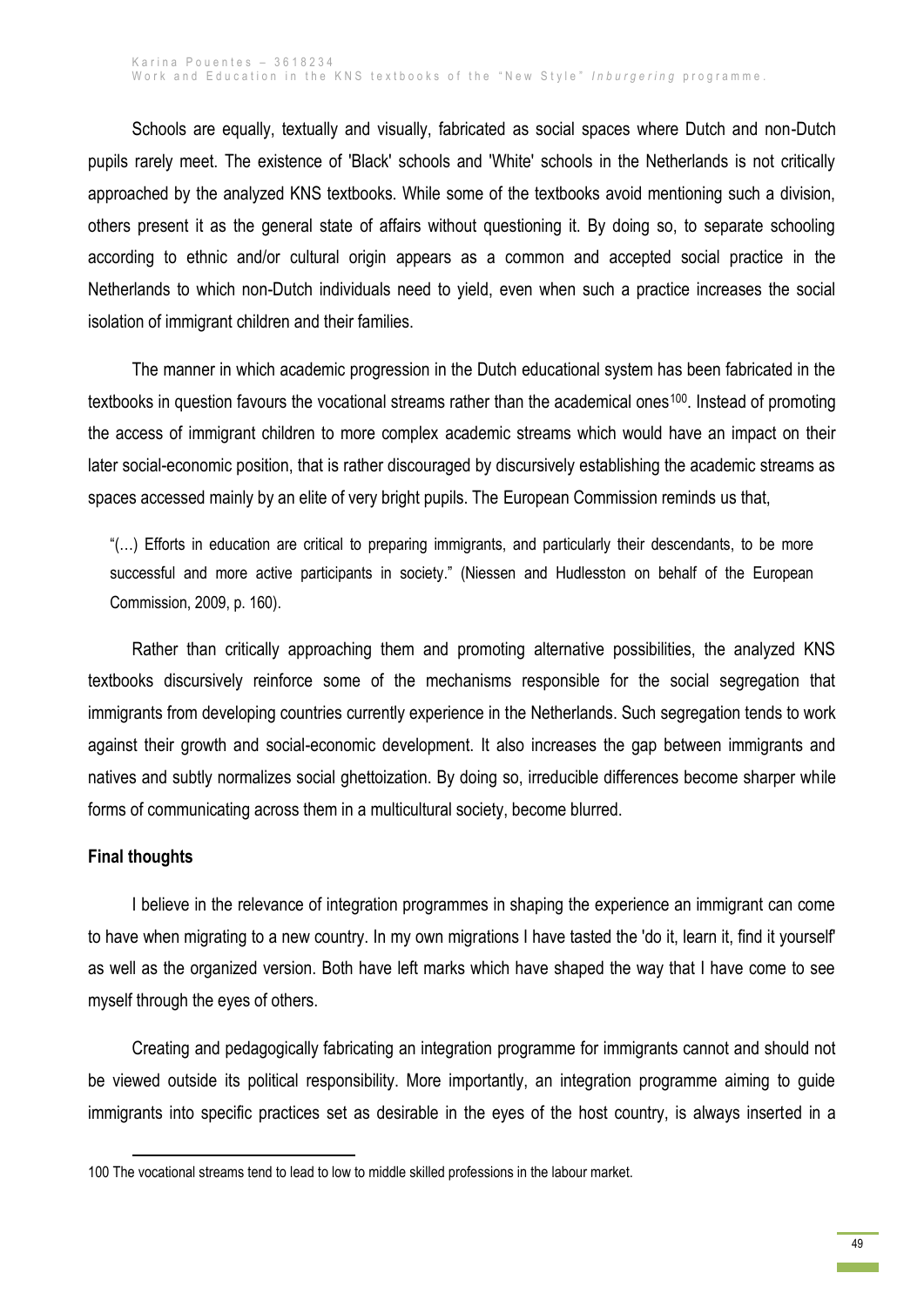Schools are equally, textually and visually, fabricated as social spaces where Dutch and non-Dutch pupils rarely meet. The existence of 'Black' schools and 'White' schools in the Netherlands is not critically approached by the analyzed KNS textbooks. While some of the textbooks avoid mentioning such a division, others present it as the general state of affairs without questioning it. By doing so, to separate schooling according to ethnic and/or cultural origin appears as a common and accepted social practice in the Netherlands to which non-Dutch individuals need to yield, even when such a practice increases the social isolation of immigrant children and their families.

The manner in which academic progression in the Dutch educational system has been fabricated in the textbooks in question favours the vocational streams rather than the academical ones[100]. Instead of promoting the access of immigrant children to more complex academic streams which would have an impact on their later social-economic position, that is rather discouraged by discursively establishing the academic streams as spaces accessed mainly by an elite of very bright pupils. The European Commission reminds us that,

> "(…) Efforts in education are critical to preparing immigrants, and particularly their descendants, to be more successful and more active participants in society." (Niessen and Hudlesston on behalf of the European Commission, 2009, p. 160).

Rather than critically approaching them and promoting alternative possibilities, the analyzed KNS textbooks discursively reinforce some of the mechanisms responsible for the social segregation that immigrants from developing countries currently experience in the Netherlands. Such segregation tends to work against their growth and social-economic development. It also increases the gap between immigrants and natives and subtly normalizes social ghettoization. By doing so, irreducible differences become sharper while forms of communicating across them in a multicultural society, become blurred.

**Final thoughts**

I believe in the relevance of integration programmes in shaping the experience an immigrant can come to have when migrating to a new country. In my own migrations I have tasted the 'do it, learn it, find it yourself' as well as the organized version. Both have left marks which have shaped the way that I have come to see myself through the eyes of others.

Creating and pedagogically fabricating an integration programme for immigrants cannot and should not be viewed outside its political responsibility. More importantly, an integration programme aiming to guide immigrants into specific practices set as desirable in the eyes of the host country, is always inserted in a

[100] The vocational streams tend to lead to low to middle skilled professions in the labour market.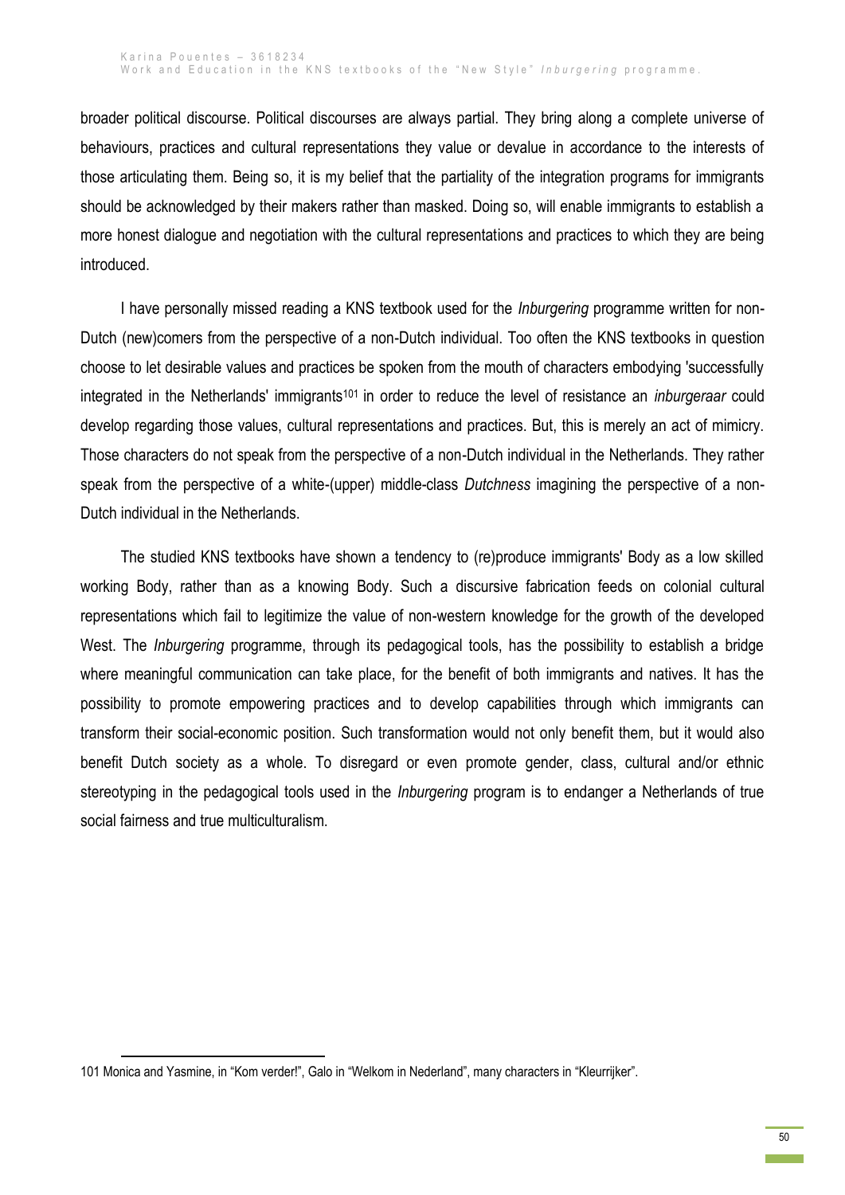broader political discourse. Political discourses are always partial. They bring along a complete universe of behaviours, practices and cultural representations they value or devalue in accordance to the interests of those articulating them. Being so, it is my belief that the partiality of the integration programs for immigrants should be acknowledged by their makers rather than masked. Doing so, will enable immigrants to establish a more honest dialogue and negotiation with the cultural representations and practices to which they are being introduced.

I have personally missed reading a KNS textbook used for the *Inburgering* programme written for non-Dutch (new)comers from the perspective of a non-Dutch individual. Too often the KNS textbooks in question choose to let desirable values and practices be spoken from the mouth of characters embodying 'successfully integrated in the Netherlands' immigrants[101] in order to reduce the level of resistance an *inburgeraar* could develop regarding those values, cultural representations and practices. But, this is merely an act of mimicry. Those characters do not speak from the perspective of a non-Dutch individual in the Netherlands. They rather speak from the perspective of a white-(upper) middle-class *Dutchness* imagining the perspective of a non-Dutch individual in the Netherlands.

The studied KNS textbooks have shown a tendency to (re)produce immigrants' Body as a low skilled working Body, rather than as a knowing Body. Such a discursive fabrication feeds on colonial cultural representations which fail to legitimize the value of non-western knowledge for the growth of the developed West. The *Inburgering* programme, through its pedagogical tools, has the possibility to establish a bridge where meaningful communication can take place, for the benefit of both immigrants and natives. It has the possibility to promote empowering practices and to develop capabilities through which immigrants can transform their social-economic position. Such transformation would not only benefit them, but it would also benefit Dutch society as a whole. To disregard or even promote gender, class, cultural and/or ethnic stereotyping in the pedagogical tools used in the *Inburgering* program is to endanger a Netherlands of true social fairness and true multiculturalism.

---

101 Monica and Yasmine, in "Kom verder!", Galo in "Welkom in Nederland", many characters in "Kleurrijker".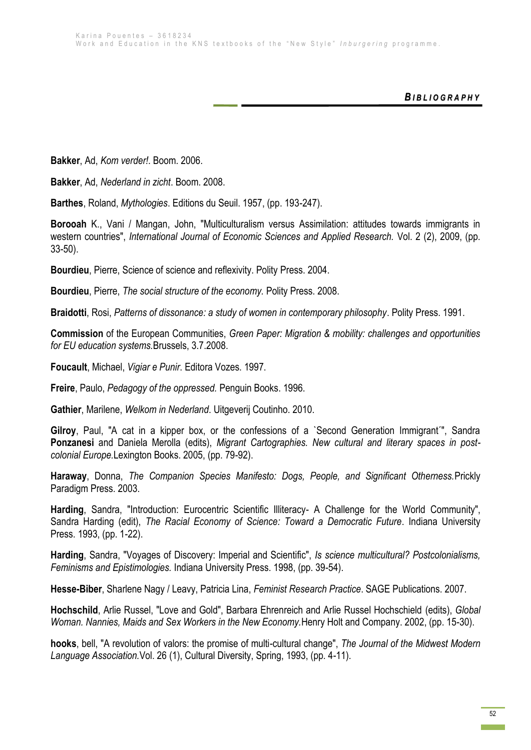# *Bibliography*

**Bakker**, Ad, *Kom verder!*. Boom. 2006.

**Bakker**, Ad, *Nederland in zicht*. Boom. 2008.

**Barthes**, Roland, *Mythologies*. Editions du Seuil. 1957, (pp. 193-247).

**Borooah** K., Vani / Mangan, John, "Multiculturalism versus Assimilation: attitudes towards immigrants in western countries", *International Journal of Economic Sciences and Applied Research.* Vol. 2 (2), 2009, (pp. 33-50).

**Bourdieu**, Pierre, Science of science and reflexivity. Polity Press. 2004.

**Bourdieu**, Pierre, *The social structure of the economy.* Polity Press. 2008.

**Braidotti**, Rosi, *Patterns of dissonance: a study of women in contemporary philosophy*. Polity Press. 1991.

**Commission** of the European Communities, *Green Paper: Migration & mobility: challenges and opportunities for EU education systems.*Brussels, 3.7.2008.

**Foucault**, Michael, *Vigiar e Punir*. Editora Vozes. 1997.

**Freire**, Paulo, *Pedagogy of the oppressed.* Penguin Books. 1996.

**Gathier**, Marilene, *Welkom in Nederland*. Uitgeverij Coutinho. 2010.

**Gilroy**, Paul, "A cat in a kipper box, or the confessions of a `Second Generation Immigrant´", Sandra **Ponzanesi** and Daniela Merolla (edits), *Migrant Cartographies. New cultural and literary spaces in post-colonial Europe.*Lexington Books. 2005, (pp. 79-92).

**Haraway**, Donna, *The Companion Species Manifesto: Dogs, People, and Significant Otherness.*Prickly Paradigm Press. 2003.

**Harding**, Sandra, "Introduction: Eurocentric Scientific Illiteracy- A Challenge for the World Community", Sandra Harding (edit), *The Racial Economy of Science: Toward a Democratic Future*. Indiana University Press. 1993, (pp. 1-22).

**Harding**, Sandra, "Voyages of Discovery: Imperial and Scientific", *Is science multicultural? Postcolonialisms, Feminisms and Epistimologies.* Indiana University Press. 1998, (pp. 39-54).

**Hesse-Biber**, Sharlene Nagy / Leavy, Patricia Lina, *Feminist Research Practice*. SAGE Publications. 2007.

**Hochschild**, Arlie Russel, "Love and Gold", Barbara Ehrenreich and Arlie Russel Hochschield (edits), *Global Woman. Nannies, Maids and Sex Workers in the New Economy.*Henry Holt and Company. 2002, (pp. 15-30).

**hooks**, bell, "A revolution of valors: the promise of multi-cultural change", *The Journal of the Midwest Modern Language Association.*Vol. 26 (1), Cultural Diversity, Spring, 1993, (pp. 4-11).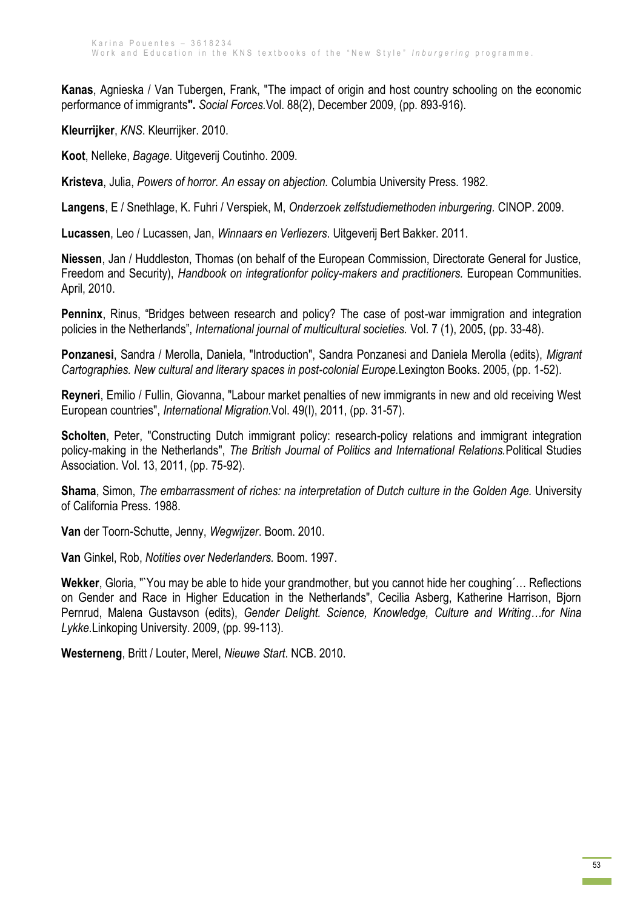**Kanas**, Agnieska / Van Tubergen, Frank, "The impact of origin and host country schooling on the economic performance of immigrants**".** *Social Forces.*Vol. 88(2), December 2009, (pp. 893-916).

**Kleurrijker**, *KNS*. Kleurrijker. 2010.

**Koot**, Nelleke, *Bagage*. Uitgeverij Coutinho. 2009.

**Kristeva**, Julia, *Powers of horror. An essay on abjection.* Columbia University Press. 1982.

**Langens**, E / Snethlage, K. Fuhri / Verspiek, M, *Onderzoek zelfstudiemethoden inburgering.* CINOP. 2009.

**Lucassen**, Leo / Lucassen, Jan, *Winnaars en Verliezers*. Uitgeverij Bert Bakker. 2011.

**Niessen**, Jan / Huddleston, Thomas (on behalf of the European Commission, Directorate General for Justice, Freedom and Security), *Handbook on integrationfor policy-makers and practitioners.* European Communities. April, 2010.

**Penninx**, Rinus, "Bridges between research and policy? The case of post-war immigration and integration policies in the Netherlands", *International journal of multicultural societies.* Vol. 7 (1), 2005, (pp. 33-48).

**Ponzanesi**, Sandra / Merolla, Daniela, "Introduction", Sandra Ponzanesi and Daniela Merolla (edits), *Migrant Cartographies. New cultural and literary spaces in post-colonial Europe.*Lexington Books. 2005, (pp. 1-52).

**Reyneri**, Emilio / Fullin, Giovanna, "Labour market penalties of new immigrants in new and old receiving West European countries", *International Migration.*Vol. 49(I), 2011, (pp. 31-57).

**Scholten**, Peter, "Constructing Dutch immigrant policy: research-policy relations and immigrant integration policy-making in the Netherlands", *The British Journal of Politics and International Relations.*Political Studies Association. Vol. 13, 2011, (pp. 75-92).

**Shama**, Simon, *The embarrassment of riches: na interpretation of Dutch culture in the Golden Age.* University of California Press. 1988.

**Van** der Toorn-Schutte, Jenny, *Wegwijzer*. Boom. 2010.

**Van** Ginkel, Rob, *Notities over Nederlanders.* Boom. 1997.

**Wekker**, Gloria, "`You may be able to hide your grandmother, but you cannot hide her coughing´… Reflections on Gender and Race in Higher Education in the Netherlands", Cecilia Asberg, Katherine Harrison, Bjorn Pernrud, Malena Gustavson (edits), *Gender Delight. Science, Knowledge, Culture and Writing…for Nina Lykke.*Linkoping University. 2009, (pp. 99-113).

**Westerneng**, Britt / Louter, Merel, *Nieuwe Start*. NCB. 2010.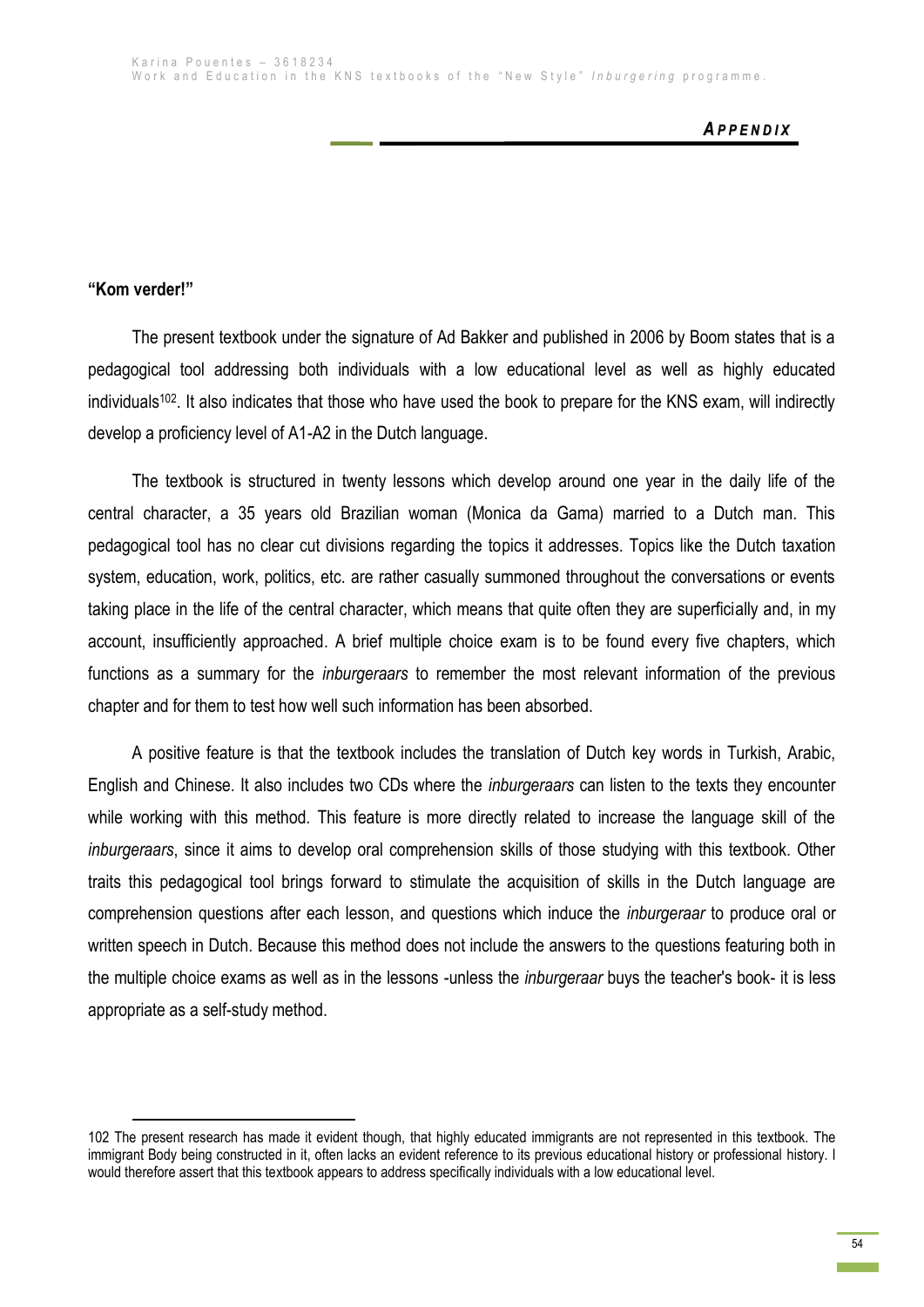*APPENDIX*

**"Kom verder!"**

The present textbook under the signature of Ad Bakker and published in 2006 by Boom states that is a pedagogical tool addressing both individuals with a low educational level as well as highly educated individuals[102]. It also indicates that those who have used the book to prepare for the KNS exam, will indirectly develop a proficiency level of A1-A2 in the Dutch language.

The textbook is structured in twenty lessons which develop around one year in the daily life of the central character, a 35 years old Brazilian woman (Monica da Gama) married to a Dutch man. This pedagogical tool has no clear cut divisions regarding the topics it addresses. Topics like the Dutch taxation system, education, work, politics, etc. are rather casually summoned throughout the conversations or events taking place in the life of the central character, which means that quite often they are superficially and, in my account, insufficiently approached. A brief multiple choice exam is to be found every five chapters, which functions as a summary for the *inburgeraars* to remember the most relevant information of the previous chapter and for them to test how well such information has been absorbed.

A positive feature is that the textbook includes the translation of Dutch key words in Turkish, Arabic, English and Chinese. It also includes two CDs where the *inburgeraars* can listen to the texts they encounter while working with this method. This feature is more directly related to increase the language skill of the *inburgeraars*, since it aims to develop oral comprehension skills of those studying with this textbook. Other traits this pedagogical tool brings forward to stimulate the acquisition of skills in the Dutch language are comprehension questions after each lesson, and questions which induce the *inburgeraar* to produce oral or written speech in Dutch. Because this method does not include the answers to the questions featuring both in the multiple choice exams as well as in the lessons -unless the *inburgeraar* buys the teacher's book- it is less appropriate as a self-study method.

---

102 The present research has made it evident though, that highly educated immigrants are not represented in this textbook. The immigrant Body being constructed in it, often lacks an evident reference to its previous educational history or professional history. I would therefore assert that this textbook appears to address specifically individuals with a low educational level.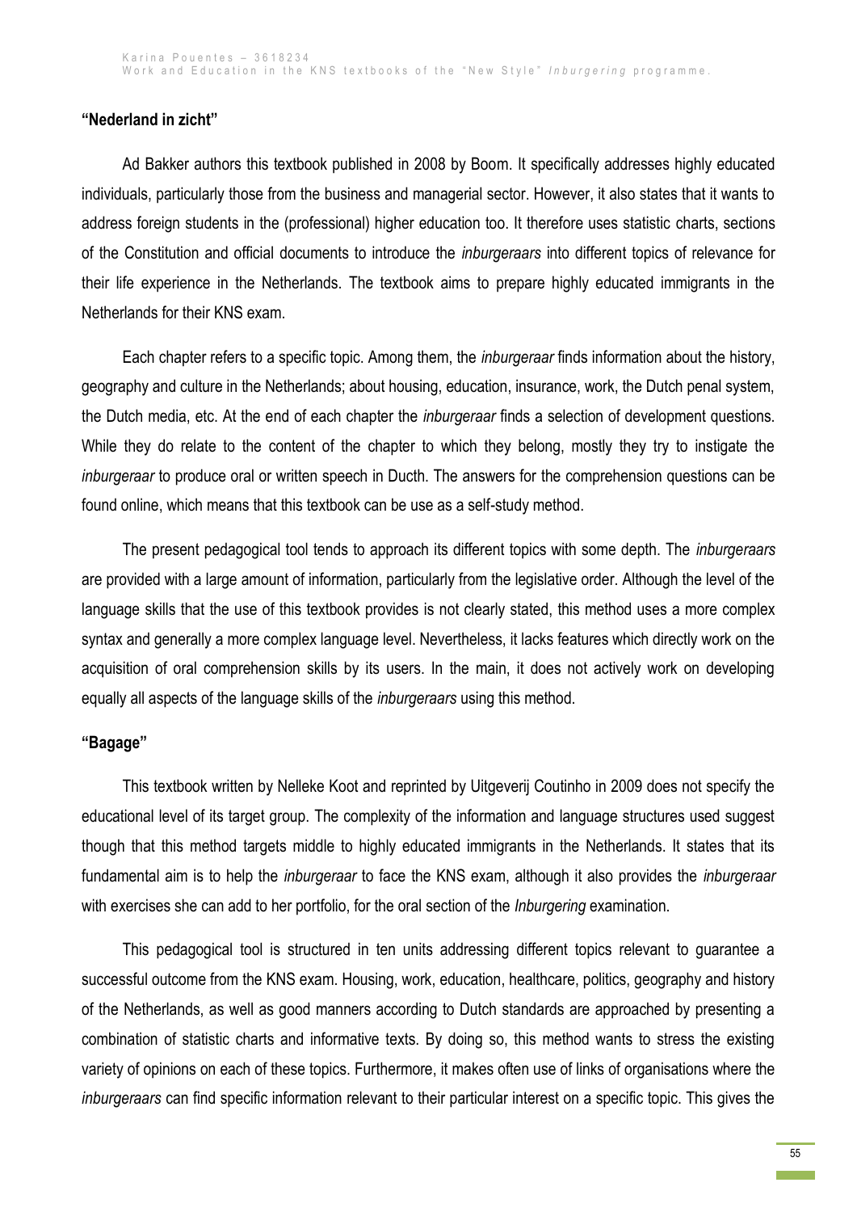**"Nederland in zicht"**

Ad Bakker authors this textbook published in 2008 by Boom. It specifically addresses highly educated individuals, particularly those from the business and managerial sector. However, it also states that it wants to address foreign students in the (professional) higher education too. It therefore uses statistic charts, sections of the Constitution and official documents to introduce the *inburgeraars* into different topics of relevance for their life experience in the Netherlands. The textbook aims to prepare highly educated immigrants in the Netherlands for their KNS exam.

Each chapter refers to a specific topic. Among them, the *inburgeraar* finds information about the history, geography and culture in the Netherlands; about housing, education, insurance, work, the Dutch penal system, the Dutch media, etc. At the end of each chapter the *inburgeraar* finds a selection of development questions. While they do relate to the content of the chapter to which they belong, mostly they try to instigate the *inburgeraar* to produce oral or written speech in Ducth. The answers for the comprehension questions can be found online, which means that this textbook can be use as a self-study method.

The present pedagogical tool tends to approach its different topics with some depth. The *inburgeraars* are provided with a large amount of information, particularly from the legislative order. Although the level of the language skills that the use of this textbook provides is not clearly stated, this method uses a more complex syntax and generally a more complex language level. Nevertheless, it lacks features which directly work on the acquisition of oral comprehension skills by its users. In the main, it does not actively work on developing equally all aspects of the language skills of the *inburgeraars* using this method.

**"Bagage"**

This textbook written by Nelleke Koot and reprinted by Uitgeverij Coutinho in 2009 does not specify the educational level of its target group. The complexity of the information and language structures used suggest though that this method targets middle to highly educated immigrants in the Netherlands. It states that its fundamental aim is to help the *inburgeraar* to face the KNS exam, although it also provides the *inburgeraar* with exercises she can add to her portfolio, for the oral section of the *Inburgering* examination.

This pedagogical tool is structured in ten units addressing different topics relevant to guarantee a successful outcome from the KNS exam. Housing, work, education, healthcare, politics, geography and history of the Netherlands, as well as good manners according to Dutch standards are approached by presenting a combination of statistic charts and informative texts. By doing so, this method wants to stress the existing variety of opinions on each of these topics. Furthermore, it makes often use of links of organisations where the *inburgeraars* can find specific information relevant to their particular interest on a specific topic. This gives the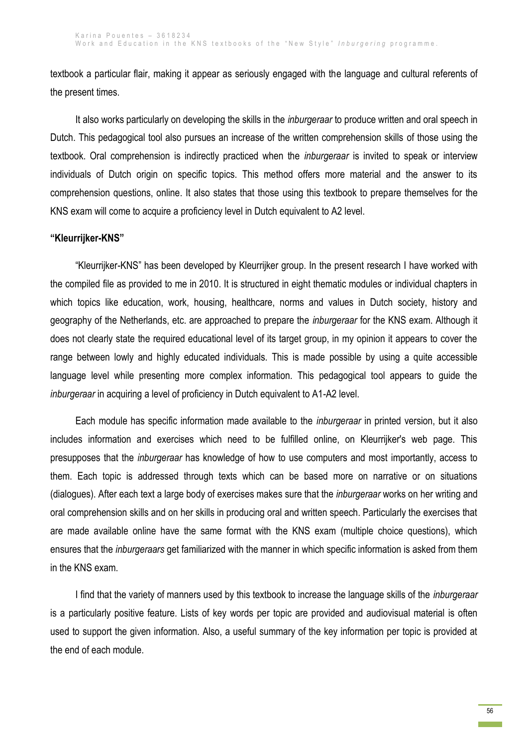textbook a particular flair, making it appear as seriously engaged with the language and cultural referents of the present times.

It also works particularly on developing the skills in the *inburgeraar* to produce written and oral speech in Dutch. This pedagogical tool also pursues an increase of the written comprehension skills of those using the textbook. Oral comprehension is indirectly practiced when the *inburgeraar* is invited to speak or interview individuals of Dutch origin on specific topics. This method offers more material and the answer to its comprehension questions, online. It also states that those using this textbook to prepare themselves for the KNS exam will come to acquire a proficiency level in Dutch equivalent to A2 level.

**"Kleurrijker-KNS"**

"Kleurrijker-KNS" has been developed by Kleurrijker group. In the present research I have worked with the compiled file as provided to me in 2010. It is structured in eight thematic modules or individual chapters in which topics like education, work, housing, healthcare, norms and values in Dutch society, history and geography of the Netherlands, etc. are approached to prepare the *inburgeraar* for the KNS exam. Although it does not clearly state the required educational level of its target group, in my opinion it appears to cover the range between lowly and highly educated individuals. This is made possible by using a quite accessible language level while presenting more complex information. This pedagogical tool appears to guide the *inburgeraar* in acquiring a level of proficiency in Dutch equivalent to A1-A2 level.

Each module has specific information made available to the *inburgeraar* in printed version, but it also includes information and exercises which need to be fulfilled online, on Kleurrijker's web page. This presupposes that the *inburgeraar* has knowledge of how to use computers and most importantly, access to them. Each topic is addressed through texts which can be based more on narrative or on situations (dialogues). After each text a large body of exercises makes sure that the *inburgeraar* works on her writing and oral comprehension skills and on her skills in producing oral and written speech. Particularly the exercises that are made available online have the same format with the KNS exam (multiple choice questions), which ensures that the *inburgeraars* get familiarized with the manner in which specific information is asked from them in the KNS exam.

I find that the variety of manners used by this textbook to increase the language skills of the *inburgeraar* is a particularly positive feature. Lists of key words per topic are provided and audiovisual material is often used to support the given information. Also, a useful summary of the key information per topic is provided at the end of each module.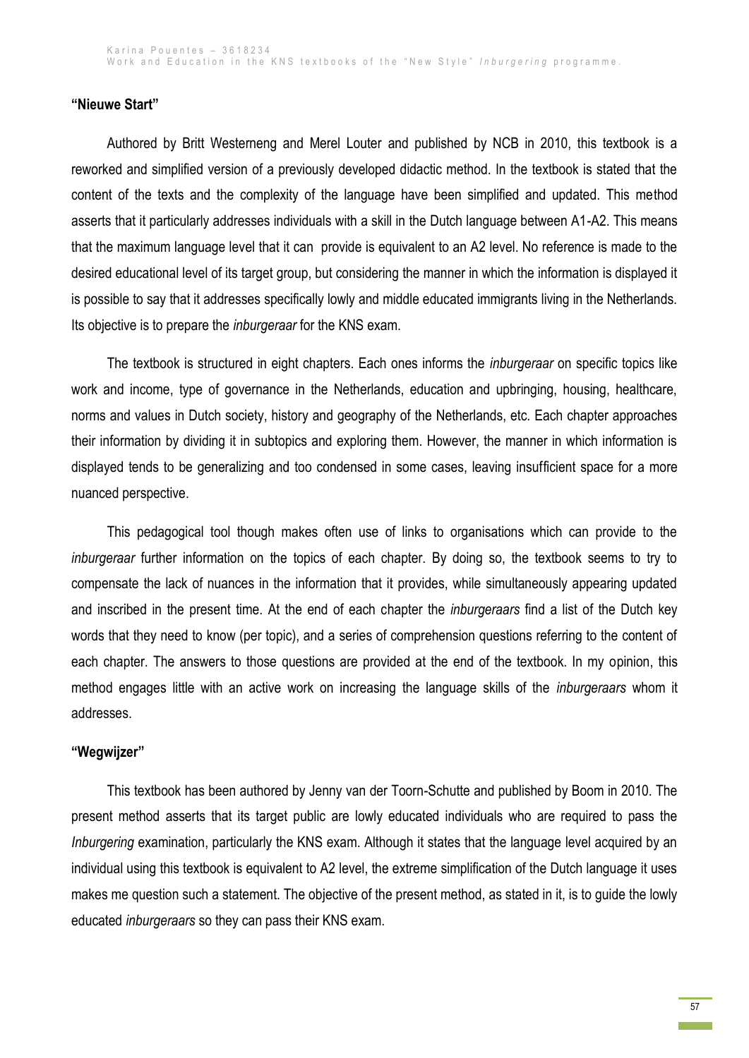**“Nieuwe Start”**

Authored by Britt Westerneng and Merel Louter and published by NCB in 2010, this textbook is a reworked and simplified version of a previously developed didactic method. In the textbook is stated that the content of the texts and the complexity of the language have been simplified and updated. This method asserts that it particularly addresses individuals with a skill in the Dutch language between A1-A2. This means that the maximum language level that it can provide is equivalent to an A2 level. No reference is made to the desired educational level of its target group, but considering the manner in which the information is displayed it is possible to say that it addresses specifically lowly and middle educated immigrants living in the Netherlands. Its objective is to prepare the *inburgeraar* for the KNS exam.

The textbook is structured in eight chapters. Each ones informs the *inburgeraar* on specific topics like work and income, type of governance in the Netherlands, education and upbringing, housing, healthcare, norms and values in Dutch society, history and geography of the Netherlands, etc. Each chapter approaches their information by dividing it in subtopics and exploring them. However, the manner in which information is displayed tends to be generalizing and too condensed in some cases, leaving insufficient space for a more nuanced perspective.

This pedagogical tool though makes often use of links to organisations which can provide to the *inburgeraar* further information on the topics of each chapter. By doing so, the textbook seems to try to compensate the lack of nuances in the information that it provides, while simultaneously appearing updated and inscribed in the present time. At the end of each chapter the *inburgeraars* find a list of the Dutch key words that they need to know (per topic), and a series of comprehension questions referring to the content of each chapter. The answers to those questions are provided at the end of the textbook. In my opinion, this method engages little with an active work on increasing the language skills of the *inburgeraars* whom it addresses.

**“Wegwijzer”**

This textbook has been authored by Jenny van der Toorn-Schutte and published by Boom in 2010. The present method asserts that its target public are lowly educated individuals who are required to pass the *Inburgering* examination, particularly the KNS exam. Although it states that the language level acquired by an individual using this textbook is equivalent to A2 level, the extreme simplification of the Dutch language it uses makes me question such a statement. The objective of the present method, as stated in it, is to guide the lowly educated *inburgeraars* so they can pass their KNS exam.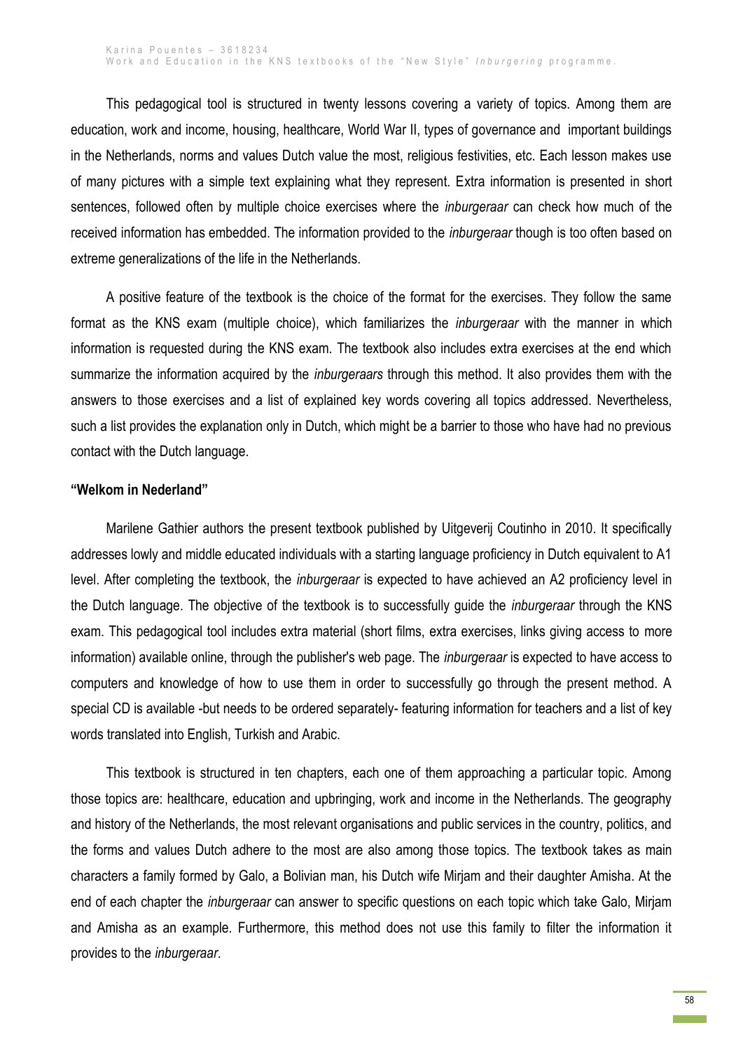This pedagogical tool is structured in twenty lessons covering a variety of topics. Among them are education, work and income, housing, healthcare, World War II, types of governance and important buildings in the Netherlands, norms and values Dutch value the most, religious festivities, etc. Each lesson makes use of many pictures with a simple text explaining what they represent. Extra information is presented in short sentences, followed often by multiple choice exercises where the *inburgeraar* can check how much of the received information has embedded. The information provided to the *inburgeraar* though is too often based on extreme generalizations of the life in the Netherlands.

A positive feature of the textbook is the choice of the format for the exercises. They follow the same format as the KNS exam (multiple choice), which familiarizes the *inburgeraar* with the manner in which information is requested during the KNS exam. The textbook also includes extra exercises at the end which summarize the information acquired by the *inburgeraars* through this method. It also provides them with the answers to those exercises and a list of explained key words covering all topics addressed. Nevertheless, such a list provides the explanation only in Dutch, which might be a barrier to those who have had no previous contact with the Dutch language.

### **"Welkom in Nederland"**

Marilene Gathier authors the present textbook published by Uitgeverij Coutinho in 2010. It specifically addresses lowly and middle educated individuals with a starting language proficiency in Dutch equivalent to A1 level. After completing the textbook, the *inburgeraar* is expected to have achieved an A2 proficiency level in the Dutch language. The objective of the textbook is to successfully guide the *inburgeraar* through the KNS exam. This pedagogical tool includes extra material (short films, extra exercises, links giving access to more information) available online, through the publisher's web page. The *inburgeraar* is expected to have access to computers and knowledge of how to use them in order to successfully go through the present method. A special CD is available -but needs to be ordered separately- featuring information for teachers and a list of key words translated into English, Turkish and Arabic.

This textbook is structured in ten chapters, each one of them approaching a particular topic. Among those topics are: healthcare, education and upbringing, work and income in the Netherlands. The geography and history of the Netherlands, the most relevant organisations and public services in the country, politics, and the forms and values Dutch adhere to the most are also among those topics. The textbook takes as main characters a family formed by Galo, a Bolivian man, his Dutch wife Mirjam and their daughter Amisha. At the end of each chapter the *inburgeraar* can answer to specific questions on each topic which take Galo, Mirjam and Amisha as an example. Furthermore, this method does not use this family to filter the information it provides to the *inburgeraar*.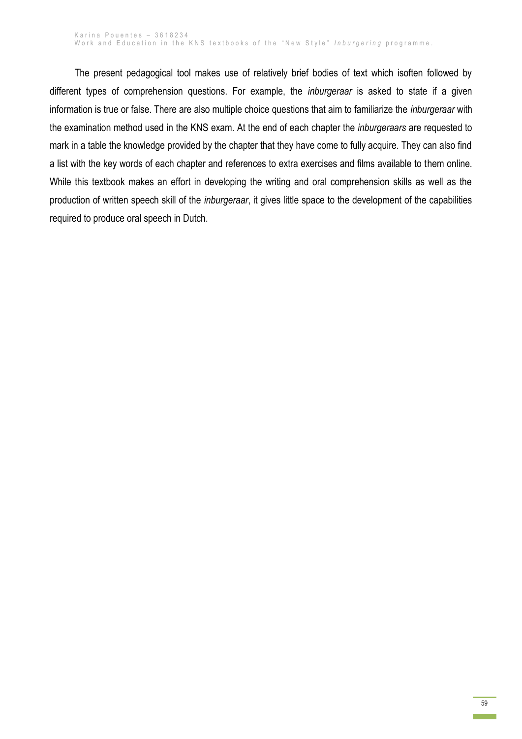The present pedagogical tool makes use of relatively brief bodies of text which isoften followed by different types of comprehension questions. For example, the *inburgeraar* is asked to state if a given information is true or false. There are also multiple choice questions that aim to familiarize the *inburgeraar* with the examination method used in the KNS exam. At the end of each chapter the *inburgeraars* are requested to mark in a table the knowledge provided by the chapter that they have come to fully acquire. They can also find a list with the key words of each chapter and references to extra exercises and films available to them online. While this textbook makes an effort in developing the writing and oral comprehension skills as well as the production of written speech skill of the *inburgeraar*, it gives little space to the development of the capabilities required to produce oral speech in Dutch.